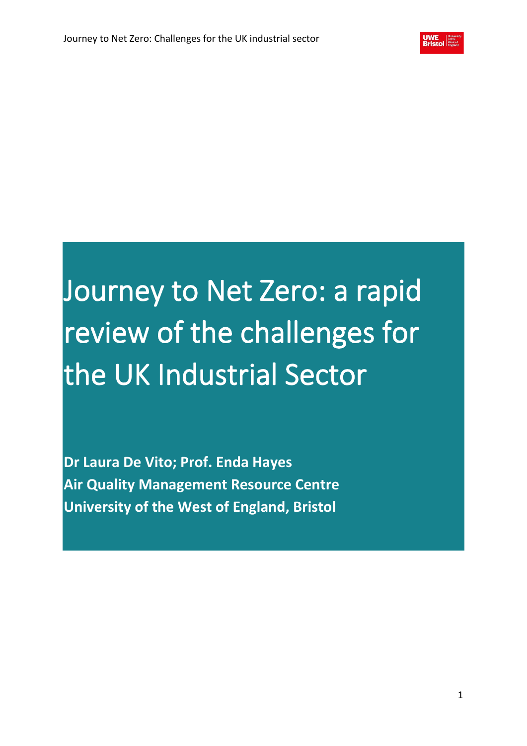# Journey to Net Zero: a rapid review of the challenges for the UK Industrial Sector

**Dr Laura De Vito; Prof. Enda Hayes**
**Air Quality Management Resource Centre**
**University of the West of England, Bristol**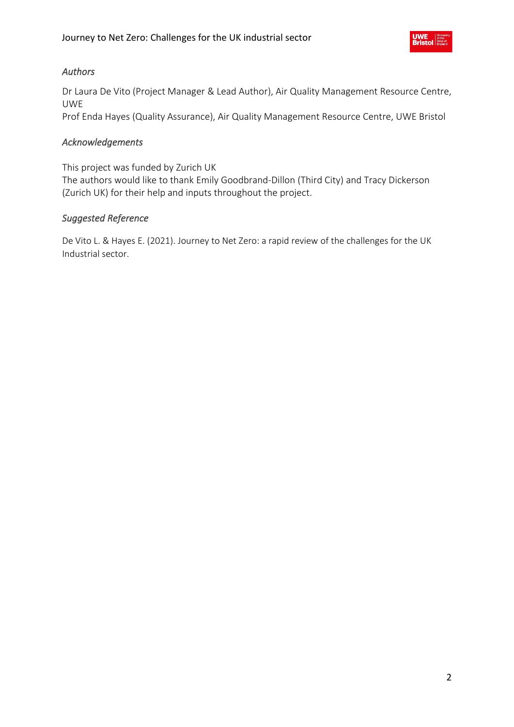*Authors*

Dr Laura De Vito (Project Manager & Lead Author), Air Quality Management Resource Centre, UWE

Prof Enda Hayes (Quality Assurance), Air Quality Management Resource Centre, UWE Bristol

*Acknowledgements*

This project was funded by Zurich UK

The authors would like to thank Emily Goodbrand-Dillon (Third City) and Tracy Dickerson (Zurich UK) for their help and inputs throughout the project.

*Suggested Reference*

De Vito L. & Hayes E. (2021). Journey to Net Zero: a rapid review of the challenges for the UK Industrial sector.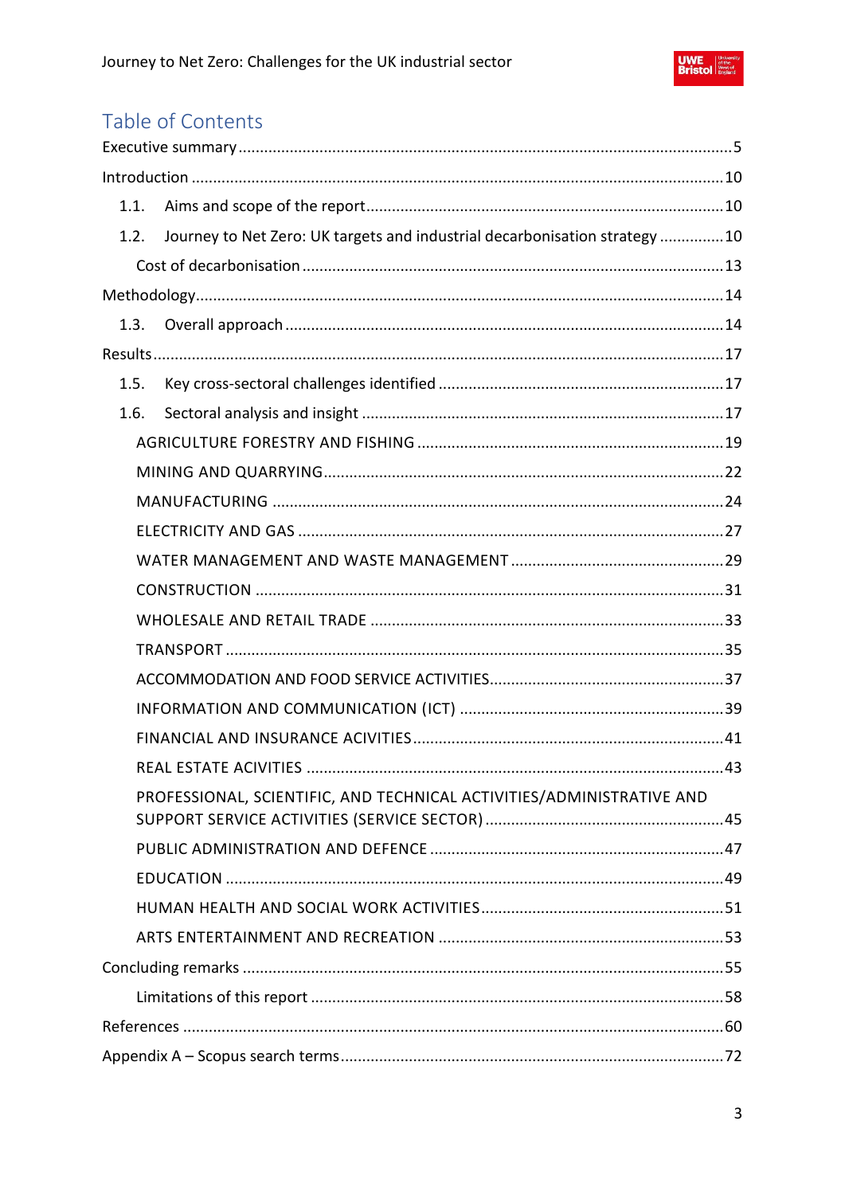# Table of Contents

Executive summary ....................................................................................................5

Introduction ..............................................................................................................10

- 1.1. Aims and scope of the report.......................................................................10
- 1.2. Journey to Net Zero: UK targets and industrial decarbonisation strategy ...............10
  - Cost of decarbonisation ..........................................................................13

Methodology...............................................................................................................14

- 1.3. Overall approach ...........................................................................................14

Results.......................................................................................................................17

- 1.5. Key cross-sectoral challenges identified ........................................................17
- 1.6. Sectoral analysis and insight ........................................................................17
  - AGRICULTURE FORESTRY AND FISHING ..........................................................19
  - MINING AND QUARRYING..................................................................................22
  - MANUFACTURING ............................................................................................24
  - ELECTRICITY AND GAS .....................................................................................27
  - WATER MANAGEMENT AND WASTE MANAGEMENT ..............................................29
  - CONSTRUCTION ...............................................................................................31
  - WHOLESALE AND RETAIL TRADE ......................................................................33
  - TRANSPORT .....................................................................................................35
  - ACCOMMODATION AND FOOD SERVICE ACTIVITIES............................................37
  - INFORMATION AND COMMUNICATION (ICT) ........................................................39
  - FINANCIAL AND INSURANCE ACIVITIES.............................................................41
  - REAL ESTATE ACIVITIES ..................................................................................43
  - PROFESSIONAL, SCIENTIFIC, AND TECHNICAL ACTIVITIES/ADMINISTRATIVE AND SUPPORT SERVICE ACTIVITIES (SERVICE SECTOR) ..............................................45
  - PUBLIC ADMINISTRATION AND DEFENCE ...........................................................47
  - EDUCATION .....................................................................................................49
  - HUMAN HEALTH AND SOCIAL WORK ACTIVITIES.................................................51
  - ARTS ENTERTAINMENT AND RECREATION .........................................................53

Concluding remarks ...................................................................................................55

- Limitations of this report ...................................................................................58

References .................................................................................................................60

Appendix A – Scopus search terms.............................................................................72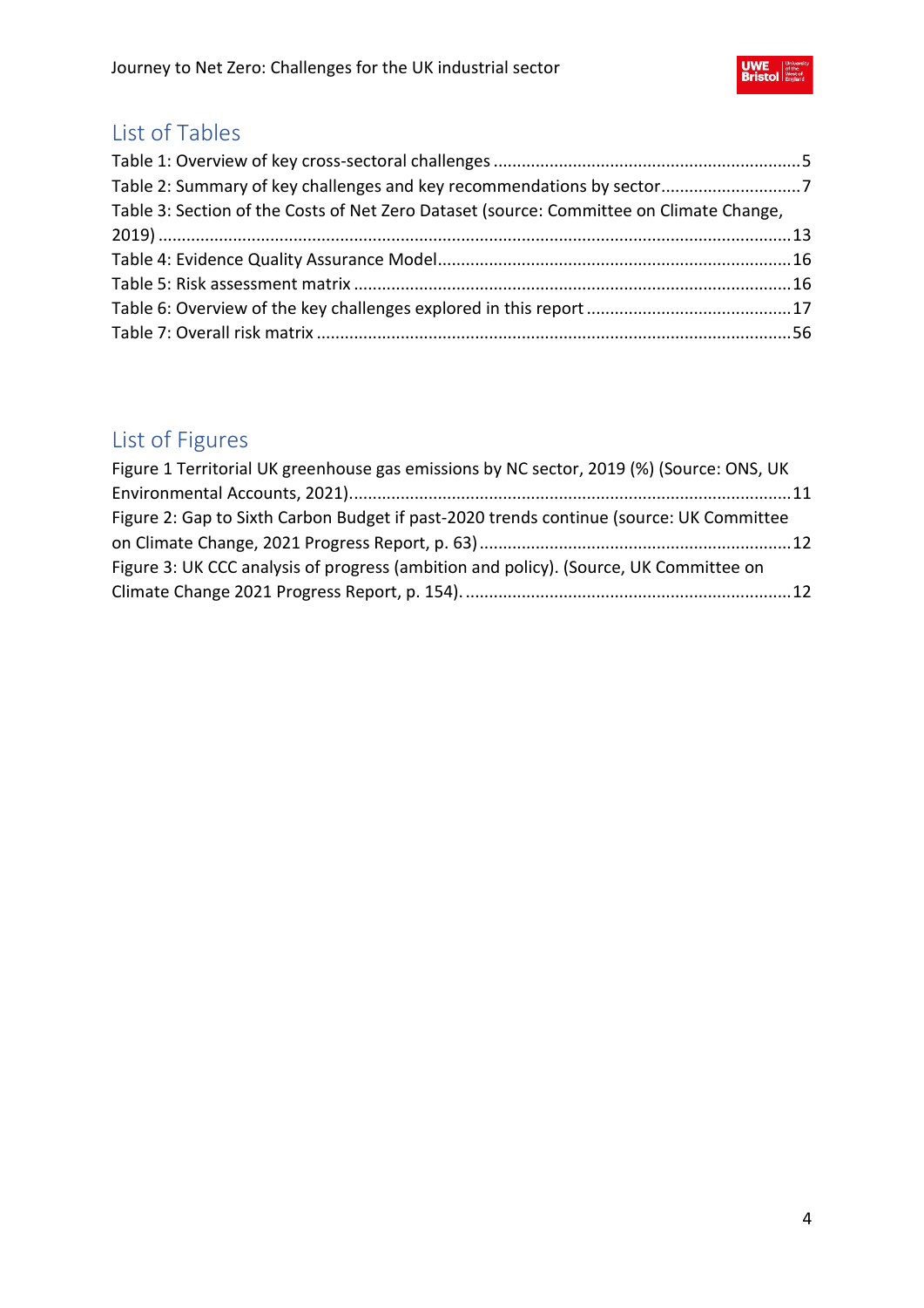## List of Tables

Table 1: Overview of key cross-sectoral challenges .................................................................5
Table 2: Summary of key challenges and key recommendations by sector.............................7
Table 3: Section of the Costs of Net Zero Dataset (source: Committee on Climate Change, 2019) .....................................................................................................................................13
Table 4: Evidence Quality Assurance Model..........................................................................16
Table 5: Risk assessment matrix ............................................................................................16
Table 6: Overview of the key challenges explored in this report ...........................................17
Table 7: Overall risk matrix ....................................................................................................56

## List of Figures

Figure 1 Territorial UK greenhouse gas emissions by NC sector, 2019 (%) (Source: ONS, UK Environmental Accounts, 2021)..............................................................................................11
Figure 2: Gap to Sixth Carbon Budget if past-2020 trends continue (source: UK Committee on Climate Change, 2021 Progress Report, p. 63) .................................................................12
Figure 3: UK CCC analysis of progress (ambition and policy). (Source, UK Committee on Climate Change 2021 Progress Report, p. 154). .....................................................................12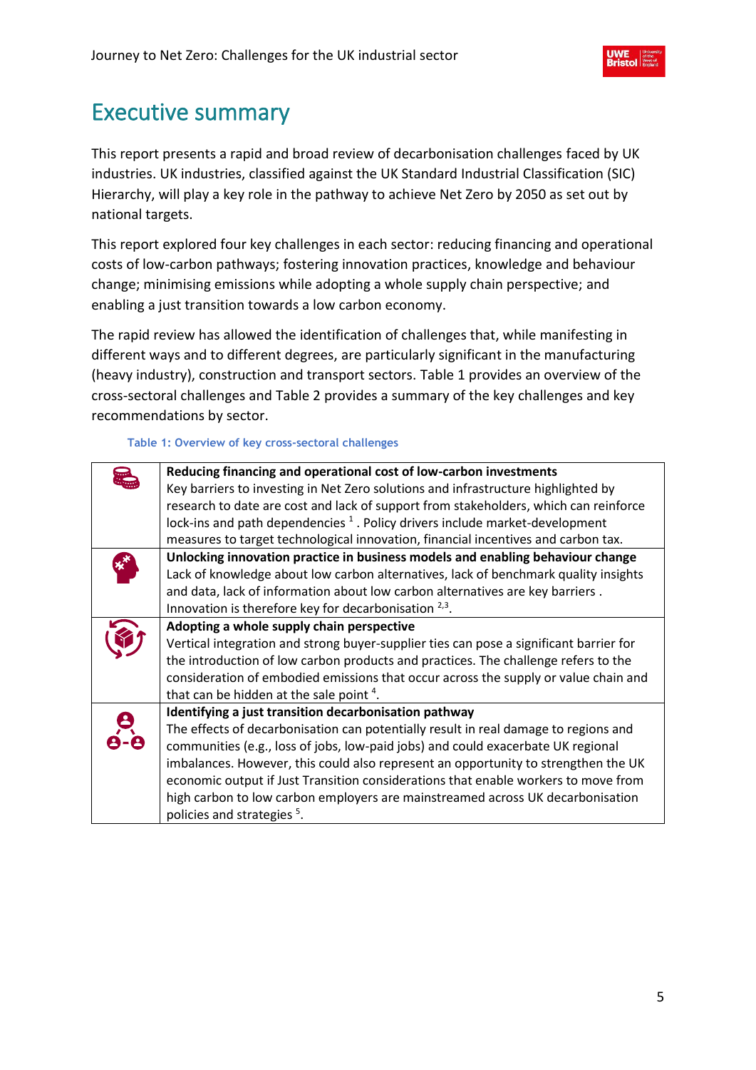# Executive summary

This report presents a rapid and broad review of decarbonisation challenges faced by UK industries. UK industries, classified against the UK Standard Industrial Classification (SIC) Hierarchy, will play a key role in the pathway to achieve Net Zero by 2050 as set out by national targets.

This report explored four key challenges in each sector: reducing financing and operational costs of low-carbon pathways; fostering innovation practices, knowledge and behaviour change; minimising emissions while adopting a whole supply chain perspective; and enabling a just transition towards a low carbon economy.

The rapid review has allowed the identification of challenges that, while manifesting in different ways and to different degrees, are particularly significant in the manufacturing (heavy industry), construction and transport sectors. Table 1 provides an overview of the cross-sectoral challenges and Table 2 provides a summary of the key challenges and key recommendations by sector.

Table 1: Overview of key cross-sectoral challenges

| | |
|---|---|
| | **Reducing financing and operational cost of low-carbon investments** Key barriers to investing in Net Zero solutions and infrastructure highlighted by research to date are cost and lack of support from stakeholders, which can reinforce lock-ins and path dependencies [1]. Policy drivers include market-development measures to target technological innovation, financial incentives and carbon tax. |
| | **Unlocking innovation practice in business models and enabling behaviour change** Lack of knowledge about low carbon alternatives, lack of benchmark quality insights and data, lack of information about low carbon alternatives are key barriers . Innovation is therefore key for decarbonisation [2,3]. |
| | **Adopting a whole supply chain perspective** Vertical integration and strong buyer-supplier ties can pose a significant barrier for the introduction of low carbon products and practices. The challenge refers to the consideration of embodied emissions that occur across the supply or value chain and that can be hidden at the sale point [4]. |
| | **Identifying a just transition decarbonisation pathway** The effects of decarbonisation can potentially result in real damage to regions and communities (e.g., loss of jobs, low-paid jobs) and could exacerbate UK regional imbalances. However, this could also represent an opportunity to strengthen the UK economic output if Just Transition considerations that enable workers to move from high carbon to low carbon employers are mainstreamed across UK decarbonisation policies and strategies [5]. |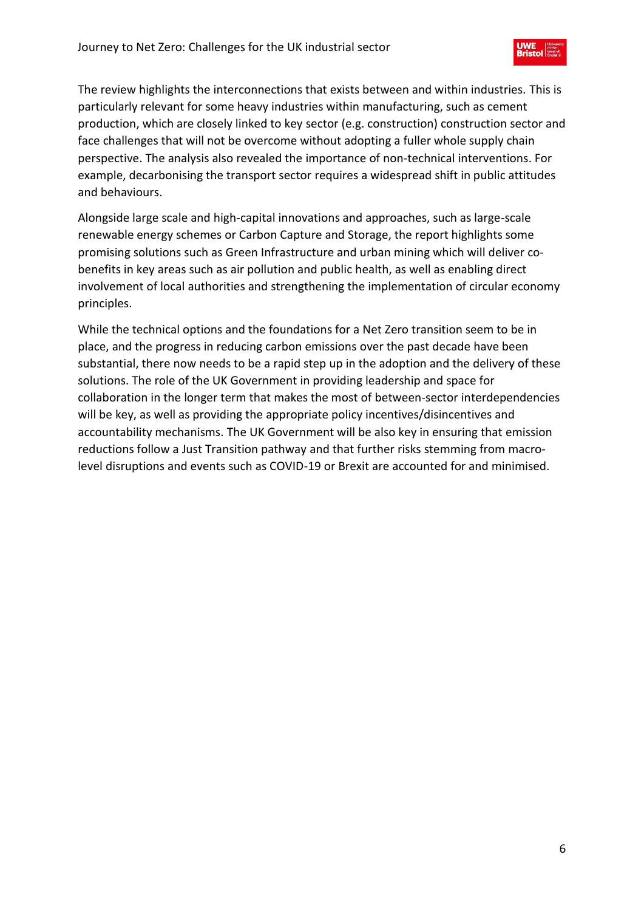The review highlights the interconnections that exists between and within industries. This is particularly relevant for some heavy industries within manufacturing, such as cement production, which are closely linked to key sector (e.g. construction) construction sector and face challenges that will not be overcome without adopting a fuller whole supply chain perspective. The analysis also revealed the importance of non-technical interventions. For example, decarbonising the transport sector requires a widespread shift in public attitudes and behaviours.

Alongside large scale and high-capital innovations and approaches, such as large-scale renewable energy schemes or Carbon Capture and Storage, the report highlights some promising solutions such as Green Infrastructure and urban mining which will deliver co-benefits in key areas such as air pollution and public health, as well as enabling direct involvement of local authorities and strengthening the implementation of circular economy principles.

While the technical options and the foundations for a Net Zero transition seem to be in place, and the progress in reducing carbon emissions over the past decade have been substantial, there now needs to be a rapid step up in the adoption and the delivery of these solutions. The role of the UK Government in providing leadership and space for collaboration in the longer term that makes the most of between-sector interdependencies will be key, as well as providing the appropriate policy incentives/disincentives and accountability mechanisms. The UK Government will be also key in ensuring that emission reductions follow a Just Transition pathway and that further risks stemming from macro-level disruptions and events such as COVID-19 or Brexit are accounted for and minimised.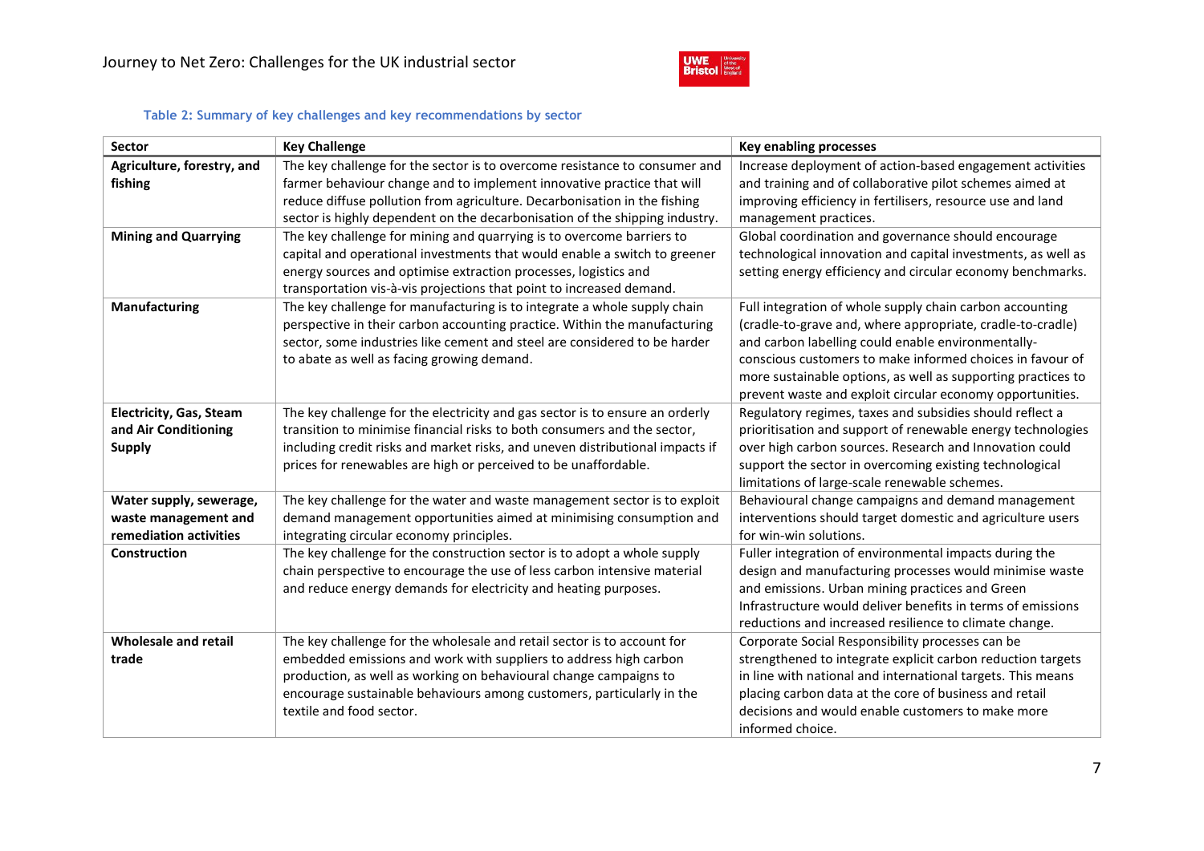**Table 2: Summary of key challenges and key recommendations by sector**

| Sector | Key Challenge | Key enabling processes |
|---|---|---|
| **Agriculture, forestry, and fishing** | The key challenge for the sector is to overcome resistance to consumer and farmer behaviour change and to implement innovative practice that will reduce diffuse pollution from agriculture. Decarbonisation in the fishing sector is highly dependent on the decarbonisation of the shipping industry. | Increase deployment of action-based engagement activities and training and of collaborative pilot schemes aimed at improving efficiency in fertilisers, resource use and land management practices. |
| **Mining and Quarrying** | The key challenge for mining and quarrying is to overcome barriers to capital and operational investments that would enable a switch to greener energy sources and optimise extraction processes, logistics and transportation vis-à-vis projections that point to increased demand. | Global coordination and governance should encourage technological innovation and capital investments, as well as setting energy efficiency and circular economy benchmarks. |
| **Manufacturing** | The key challenge for manufacturing is to integrate a whole supply chain perspective in their carbon accounting practice. Within the manufacturing sector, some industries like cement and steel are considered to be harder to abate as well as facing growing demand. | Full integration of whole supply chain carbon accounting (cradle-to-grave and, where appropriate, cradle-to-cradle) and carbon labelling could enable environmentally-conscious customers to make informed choices in favour of more sustainable options, as well as supporting practices to prevent waste and exploit circular economy opportunities. |
| **Electricity, Gas, Steam and Air Conditioning Supply** | The key challenge for the electricity and gas sector is to ensure an orderly transition to minimise financial risks to both consumers and the sector, including credit risks and market risks, and uneven distributional impacts if prices for renewables are high or perceived to be unaffordable. | Regulatory regimes, taxes and subsidies should reflect a prioritisation and support of renewable energy technologies over high carbon sources. Research and Innovation could support the sector in overcoming existing technological limitations of large-scale renewable schemes. |
| **Water supply, sewerage, waste management and remediation activities** | The key challenge for the water and waste management sector is to exploit demand management opportunities aimed at minimising consumption and integrating circular economy principles. | Behavioural change campaigns and demand management interventions should target domestic and agriculture users for win-win solutions. |
| **Construction** | The key challenge for the construction sector is to adopt a whole supply chain perspective to encourage the use of less carbon intensive material and reduce energy demands for electricity and heating purposes. | Fuller integration of environmental impacts during the design and manufacturing processes would minimise waste and emissions. Urban mining practices and Green Infrastructure would deliver benefits in terms of emissions reductions and increased resilience to climate change. |
| **Wholesale and retail trade** | The key challenge for the wholesale and retail sector is to account for embedded emissions and work with suppliers to address high carbon production, as well as working on behavioural change campaigns to encourage sustainable behaviours among customers, particularly in the textile and food sector. | Corporate Social Responsibility processes can be strengthened to integrate explicit carbon reduction targets in line with national and international targets. This means placing carbon data at the core of business and retail decisions and would enable customers to make more informed choice. |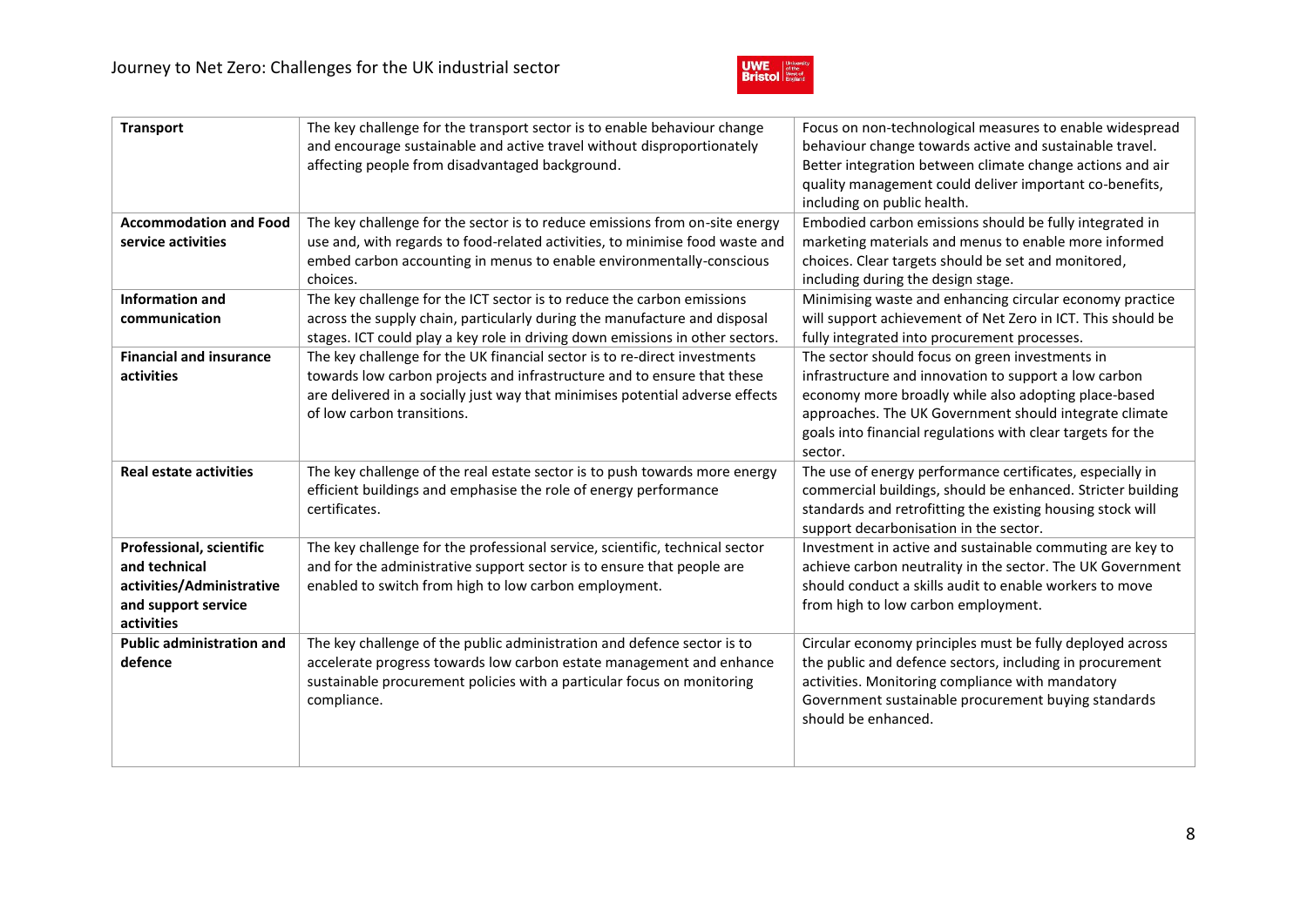| **Transport** | The key challenge for the transport sector is to enable behaviour change and encourage sustainable and active travel without disproportionately affecting people from disadvantaged background. | Focus on non-technological measures to enable widespread behaviour change towards active and sustainable travel. Better integration between climate change actions and air quality management could deliver important co-benefits, including on public health. |
|---|---|---|
| **Accommodation and Food service activities** | The key challenge for the sector is to reduce emissions from on-site energy use and, with regards to food-related activities, to minimise food waste and embed carbon accounting in menus to enable environmentally-conscious choices. | Embodied carbon emissions should be fully integrated in marketing materials and menus to enable more informed choices. Clear targets should be set and monitored, including during the design stage. |
| **Information and communication** | The key challenge for the ICT sector is to reduce the carbon emissions across the supply chain, particularly during the manufacture and disposal stages. ICT could play a key role in driving down emissions in other sectors. | Minimising waste and enhancing circular economy practice will support achievement of Net Zero in ICT. This should be fully integrated into procurement processes. |
| **Financial and insurance activities** | The key challenge for the UK financial sector is to re-direct investments towards low carbon projects and infrastructure and to ensure that these are delivered in a socially just way that minimises potential adverse effects of low carbon transitions. | The sector should focus on green investments in infrastructure and innovation to support a low carbon economy more broadly while also adopting place-based approaches. The UK Government should integrate climate goals into financial regulations with clear targets for the sector. |
| **Real estate activities** | The key challenge of the real estate sector is to push towards more energy efficient buildings and emphasise the role of energy performance certificates. | The use of energy performance certificates, especially in commercial buildings, should be enhanced. Stricter building standards and retrofitting the existing housing stock will support decarbonisation in the sector. |
| **Professional, scientific and technical activities/Administrative and support service activities** | The key challenge for the professional service, scientific, technical sector and for the administrative support sector is to ensure that people are enabled to switch from high to low carbon employment. | Investment in active and sustainable commuting are key to achieve carbon neutrality in the sector. The UK Government should conduct a skills audit to enable workers to move from high to low carbon employment. |
| **Public administration and defence** | The key challenge of the public administration and defence sector is to accelerate progress towards low carbon estate management and enhance sustainable procurement policies with a particular focus on monitoring compliance. | Circular economy principles must be fully deployed across the public and defence sectors, including in procurement activities. Monitoring compliance with mandatory Government sustainable procurement buying standards should be enhanced. |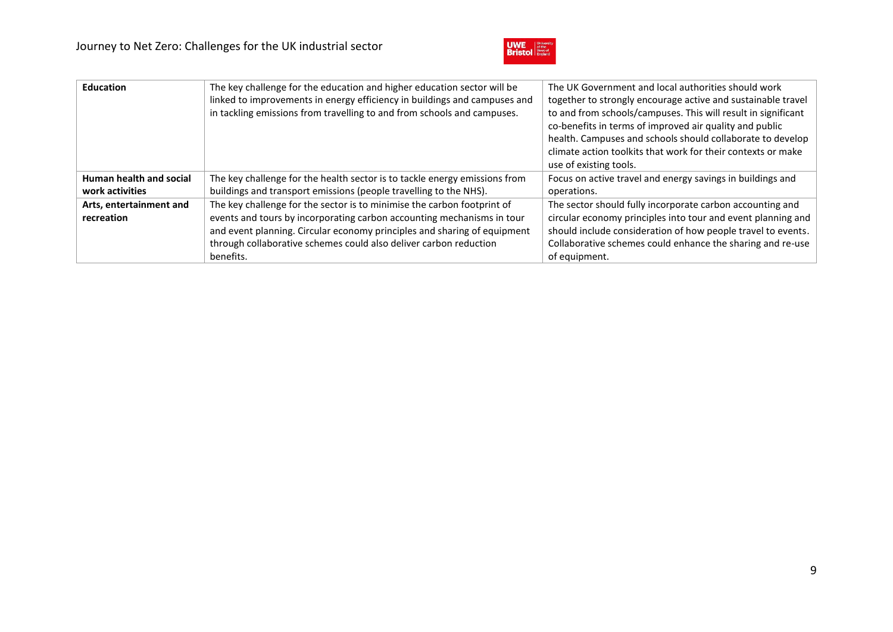| **Education** | The key challenge for the education and higher education sector will be linked to improvements in energy efficiency in buildings and campuses and in tackling emissions from travelling to and from schools and campuses. | The UK Government and local authorities should work together to strongly encourage active and sustainable travel to and from schools/campuses. This will result in significant co-benefits in terms of improved air quality and public health. Campuses and schools should collaborate to develop climate action toolkits that work for their contexts or make use of existing tools. |
|---|---|---|
| **Human health and social work activities** | The key challenge for the health sector is to tackle energy emissions from buildings and transport emissions (people travelling to the NHS). | Focus on active travel and energy savings in buildings and operations. |
| **Arts, entertainment and recreation** | The key challenge for the sector is to minimise the carbon footprint of events and tours by incorporating carbon accounting mechanisms in tour and event planning. Circular economy principles and sharing of equipment through collaborative schemes could also deliver carbon reduction benefits. | The sector should fully incorporate carbon accounting and circular economy principles into tour and event planning and should include consideration of how people travel to events. Collaborative schemes could enhance the sharing and re-use of equipment. |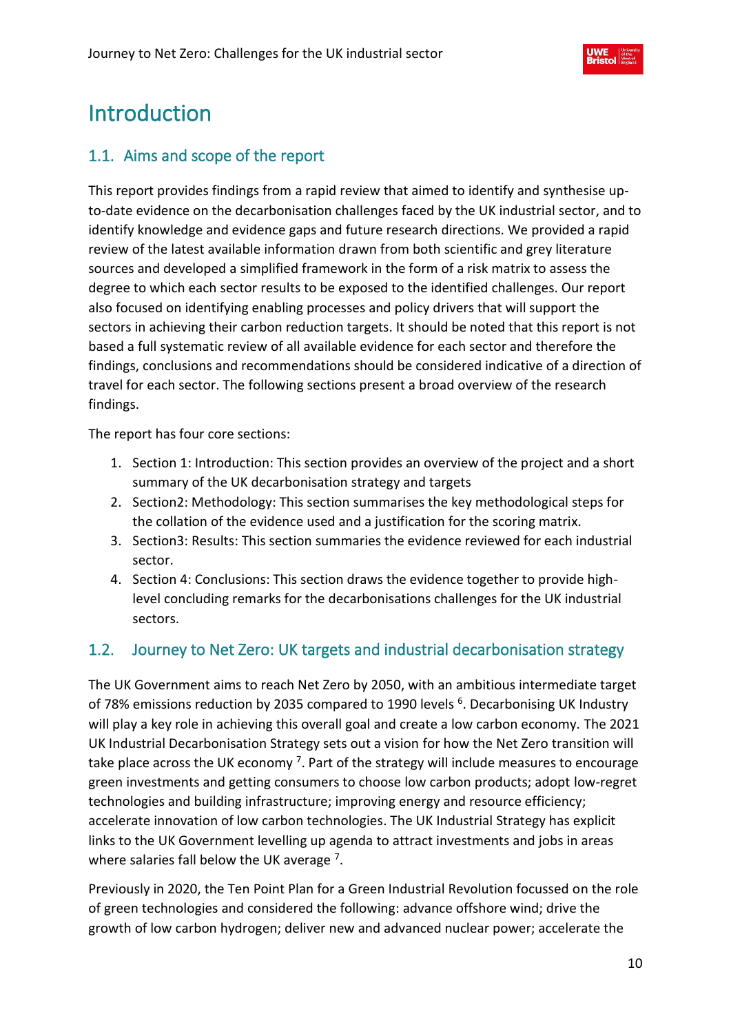# Introduction

## 1.1. Aims and scope of the report

This report provides findings from a rapid review that aimed to identify and synthesise up-to-date evidence on the decarbonisation challenges faced by the UK industrial sector, and to identify knowledge and evidence gaps and future research directions. We provided a rapid review of the latest available information drawn from both scientific and grey literature sources and developed a simplified framework in the form of a risk matrix to assess the degree to which each sector results to be exposed to the identified challenges. Our report also focused on identifying enabling processes and policy drivers that will support the sectors in achieving their carbon reduction targets. It should be noted that this report is not based a full systematic review of all available evidence for each sector and therefore the findings, conclusions and recommendations should be considered indicative of a direction of travel for each sector. The following sections present a broad overview of the research findings.

The report has four core sections:

1. Section 1: Introduction: This section provides an overview of the project and a short summary of the UK decarbonisation strategy and targets
2. Section2: Methodology: This section summarises the key methodological steps for the collation of the evidence used and a justification for the scoring matrix.
3. Section3: Results: This section summaries the evidence reviewed for each industrial sector.
4. Section 4: Conclusions: This section draws the evidence together to provide high-level concluding remarks for the decarbonisations challenges for the UK industrial sectors.

## 1.2. Journey to Net Zero: UK targets and industrial decarbonisation strategy

The UK Government aims to reach Net Zero by 2050, with an ambitious intermediate target of 78% emissions reduction by 2035 compared to 1990 levels [6]. Decarbonising UK Industry will play a key role in achieving this overall goal and create a low carbon economy. The 2021 UK Industrial Decarbonisation Strategy sets out a vision for how the Net Zero transition will take place across the UK economy [7]. Part of the strategy will include measures to encourage green investments and getting consumers to choose low carbon products; adopt low-regret technologies and building infrastructure; improving energy and resource efficiency; accelerate innovation of low carbon technologies. The UK Industrial Strategy has explicit links to the UK Government levelling up agenda to attract investments and jobs in areas where salaries fall below the UK average [7].

Previously in 2020, the Ten Point Plan for a Green Industrial Revolution focussed on the role of green technologies and considered the following: advance offshore wind; drive the growth of low carbon hydrogen; deliver new and advanced nuclear power; accelerate the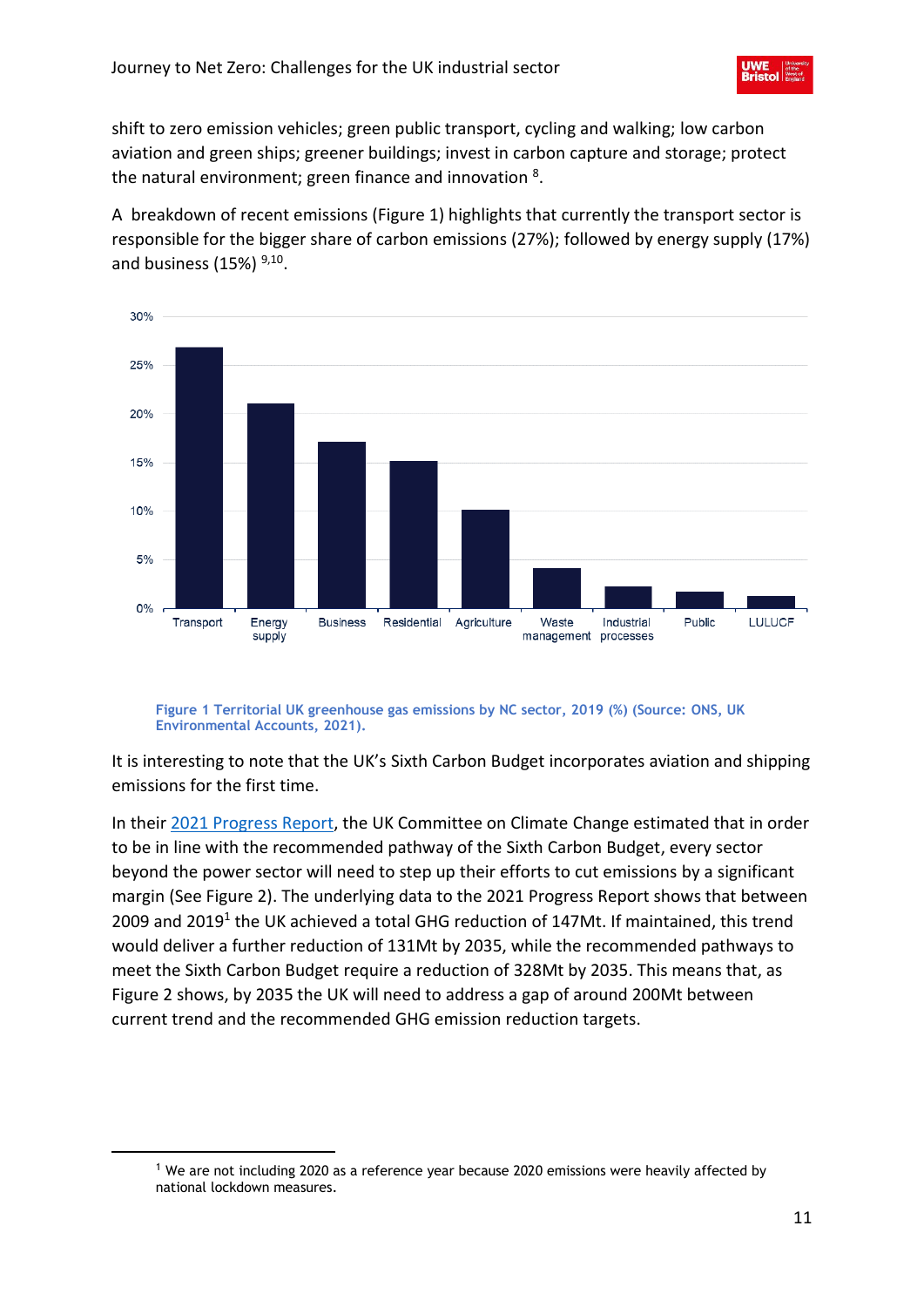shift to zero emission vehicles; green public transport, cycling and walking; low carbon aviation and green ships; greener buildings; invest in carbon capture and storage; protect the natural environment; green finance and innovation [8].

A breakdown of recent emissions (Figure 1) highlights that currently the transport sector is responsible for the bigger share of carbon emissions (27%); followed by energy supply (17%) and business (15%) [9,10].

Figure 1 Territorial UK greenhouse gas emissions by NC sector, 2019 (%) (Source: ONS, UK Environmental Accounts, 2021).

It is interesting to note that the UK's Sixth Carbon Budget incorporates aviation and shipping emissions for the first time.

In their 2021 Progress Report, the UK Committee on Climate Change estimated that in order to be in line with the recommended pathway of the Sixth Carbon Budget, every sector beyond the power sector will need to step up their efforts to cut emissions by a significant margin (See Figure 2). The underlying data to the 2021 Progress Report shows that between 2009 and 2019[1] the UK achieved a total GHG reduction of 147Mt. If maintained, this trend would deliver a further reduction of 131Mt by 2035, while the recommended pathways to meet the Sixth Carbon Budget require a reduction of 328Mt by 2035. This means that, as Figure 2 shows, by 2035 the UK will need to address a gap of around 200Mt between current trend and the recommended GHG emission reduction targets.

[1] We are not including 2020 as a reference year because 2020 emissions were heavily affected by national lockdown measures.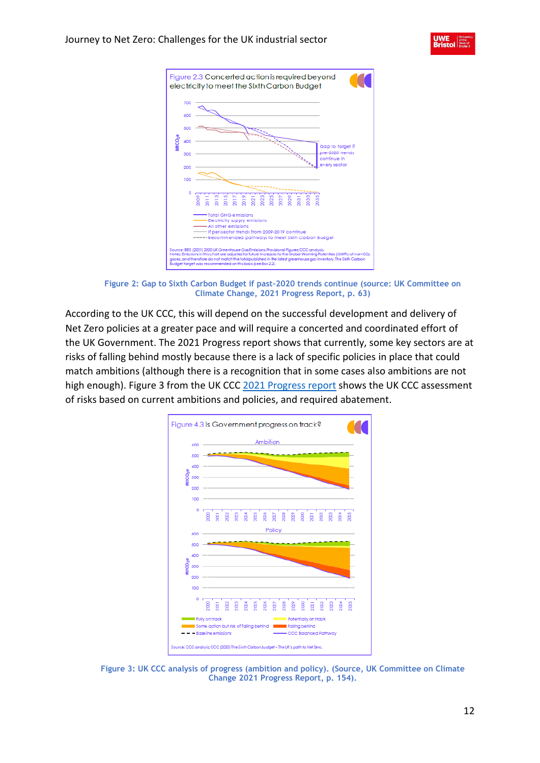Figure 2.3 Concerted action is required beyond electricity to meet the Sixth Carbon Budget

Source: BEIS (2021) 2020 UK Greenhouse Gas Emissions Provisional Figures; CCC analysis.
Notes: Emissions in this chart are adjusted for future increases to the Global Warming Potentials (GWPs) of non-$CO_2$ gases, and therefore do not match the total published in the latest greenhouse gas inventory. The Sixth Carbon Budget target was recommended on this basis (see Box 2.2).

**Figure 2: Gap to Sixth Carbon Budget if past-2020 trends continue (source: UK Committee on Climate Change, 2021 Progress Report, p. 63)**

According to the UK CCC, this will depend on the successful development and delivery of Net Zero policies at a greater pace and will require a concerted and coordinated effort of the UK Government. The 2021 Progress report shows that currently, some key sectors are at risks of falling behind mostly because there is a lack of specific policies in place that could match ambitions (although there is a recognition that in some cases also ambitions are not high enough). Figure 3 from the UK CCC [2021 Progress report](#) shows the UK CCC assessment of risks based on current ambitions and policies, and required abatement.

Figure 4.3 Is Government progress on track?

Source: CCC analysis; CCC (2020) *The Sixth Carbon budget – The UK's path to Net Zero.*

**Figure 3: UK CCC analysis of progress (ambition and policy). (Source, UK Committee on Climate Change 2021 Progress Report, p. 154).**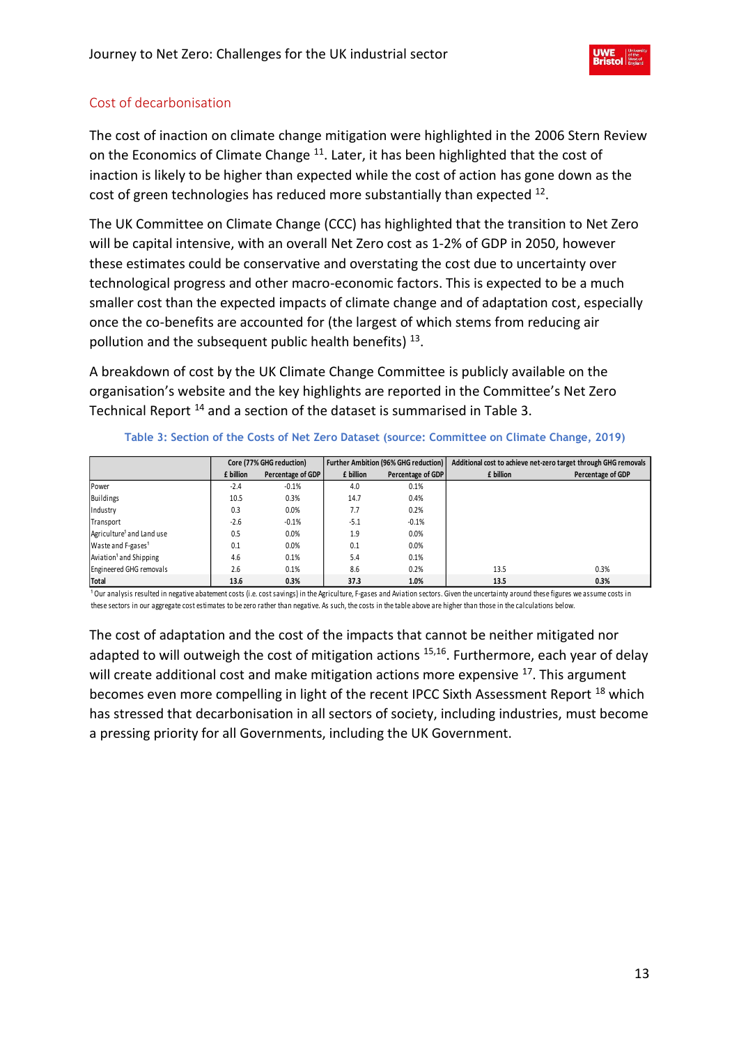## Cost of decarbonisation

The cost of inaction on climate change mitigation were highlighted in the 2006 Stern Review on the Economics of Climate Change [11]. Later, it has been highlighted that the cost of inaction is likely to be higher than expected while the cost of action has gone down as the cost of green technologies has reduced more substantially than expected [12].

The UK Committee on Climate Change (CCC) has highlighted that the transition to Net Zero will be capital intensive, with an overall Net Zero cost as 1-2% of GDP in 2050, however these estimates could be conservative and overstating the cost due to uncertainty over technological progress and other macro-economic factors. This is expected to be a much smaller cost than the expected impacts of climate change and of adaptation cost, especially once the co-benefits are accounted for (the largest of which stems from reducing air pollution and the subsequent public health benefits) [13].

A breakdown of cost by the UK Climate Change Committee is publicly available on the organisation's website and the key highlights are reported in the Committee's Net Zero Technical Report [14] and a section of the dataset is summarised in Table 3.

Table 3: Section of the Costs of Net Zero Dataset (source: Committee on Climate Change, 2019)

| | Core (77% GHG reduction) | | Further Ambition (96% GHG reduction) | | Additional cost to achieve net-zero target through GHG removals | |
|---|---|---|---|---|---|---|
| | **£ billion** | **Percentage of GDP** | **£ billion** | **Percentage of GDP** | **£ billion** | **Percentage of GDP** |
| Power | -2.4 | -0.1% | 4.0 | 0.1% | | |
| Buildings | 10.5 | 0.3% | 14.7 | 0.4% | | |
| Industry | 0.3 | 0.0% | 7.7 | 0.2% | | |
| Transport | -2.6 | -0.1% | -5.1 | -0.1% | | |
| Agriculture[1] and Land use | 0.5 | 0.0% | 1.9 | 0.0% | | |
| Waste and F-gases[1] | 0.1 | 0.0% | 0.1 | 0.0% | | |
| Aviation[1] and Shipping | 4.6 | 0.1% | 5.4 | 0.1% | | |
| Engineered GHG removals | 2.6 | 0.1% | 8.6 | 0.2% | 13.5 | 0.3% |
| **Total** | **13.6** | **0.3%** | **37.3** | **1.0%** | **13.5** | **0.3%** |

[1] Our analysis resulted in negative abatement costs (i.e. cost savings) in the Agriculture, F-gases and Aviation sectors. Given the uncertainty around these figures we assume costs in these sectors in our aggregate cost estimates to be zero rather than negative. As such, the costs in the table above are higher than those in the calculations below.

The cost of adaptation and the cost of the impacts that cannot be neither mitigated nor adapted to will outweigh the cost of mitigation actions [15,16]. Furthermore, each year of delay will create additional cost and make mitigation actions more expensive [17]. This argument becomes even more compelling in light of the recent IPCC Sixth Assessment Report [18] which has stressed that decarbonisation in all sectors of society, including industries, must become a pressing priority for all Governments, including the UK Government.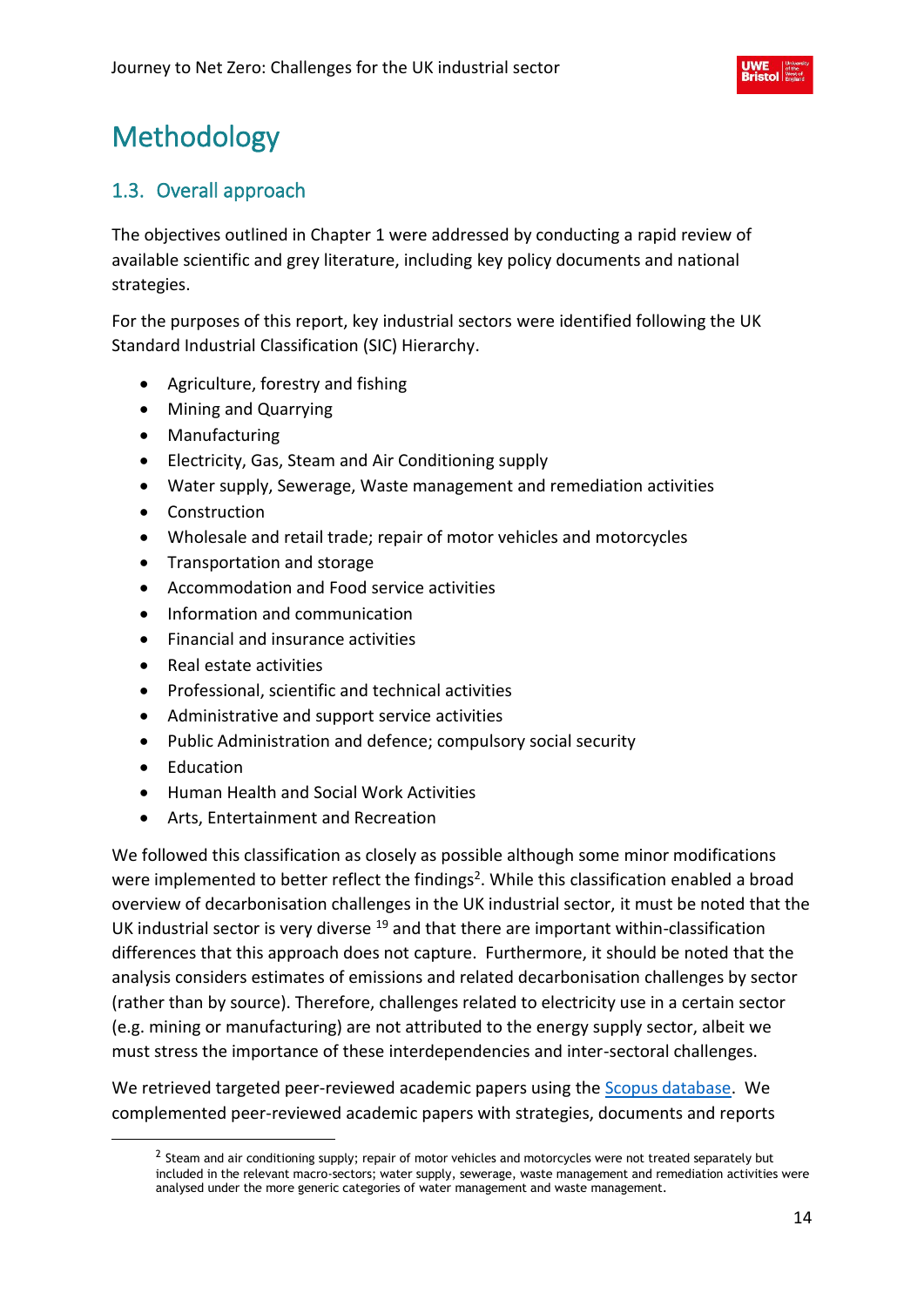# Methodology

## 1.3. Overall approach

The objectives outlined in Chapter 1 were addressed by conducting a rapid review of available scientific and grey literature, including key policy documents and national strategies.

For the purposes of this report, key industrial sectors were identified following the UK Standard Industrial Classification (SIC) Hierarchy.

- Agriculture, forestry and fishing
- Mining and Quarrying
- Manufacturing
- Electricity, Gas, Steam and Air Conditioning supply
- Water supply, Sewerage, Waste management and remediation activities
- Construction
- Wholesale and retail trade; repair of motor vehicles and motorcycles
- Transportation and storage
- Accommodation and Food service activities
- Information and communication
- Financial and insurance activities
- Real estate activities
- Professional, scientific and technical activities
- Administrative and support service activities
- Public Administration and defence; compulsory social security
- Education
- Human Health and Social Work Activities
- Arts, Entertainment and Recreation

We followed this classification as closely as possible although some minor modifications were implemented to better reflect the findings[2]. While this classification enabled a broad overview of decarbonisation challenges in the UK industrial sector, it must be noted that the UK industrial sector is very diverse [19] and that there are important within-classification differences that this approach does not capture. Furthermore, it should be noted that the analysis considers estimates of emissions and related decarbonisation challenges by sector (rather than by source). Therefore, challenges related to electricity use in a certain sector (e.g. mining or manufacturing) are not attributed to the energy supply sector, albeit we must stress the importance of these interdependencies and inter-sectoral challenges.

We retrieved targeted peer-reviewed academic papers using the Scopus database. We complemented peer-reviewed academic papers with strategies, documents and reports

[2] Steam and air conditioning supply; repair of motor vehicles and motorcycles were not treated separately but included in the relevant macro-sectors; water supply, sewerage, waste management and remediation activities were analysed under the more generic categories of water management and waste management.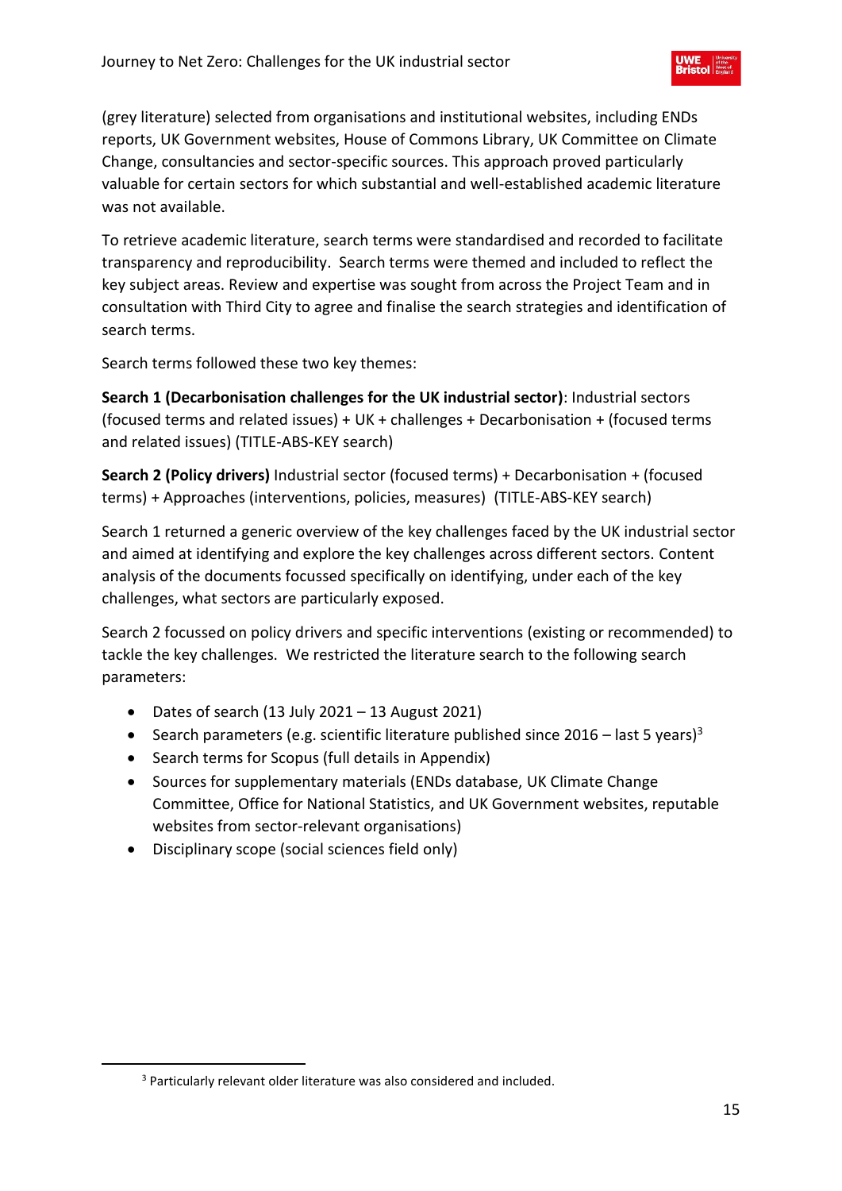(grey literature) selected from organisations and institutional websites, including ENDs reports, UK Government websites, House of Commons Library, UK Committee on Climate Change, consultancies and sector-specific sources. This approach proved particularly valuable for certain sectors for which substantial and well-established academic literature was not available.

To retrieve academic literature, search terms were standardised and recorded to facilitate transparency and reproducibility. Search terms were themed and included to reflect the key subject areas. Review and expertise was sought from across the Project Team and in consultation with Third City to agree and finalise the search strategies and identification of search terms.

Search terms followed these two key themes:

**Search 1 (Decarbonisation challenges for the UK industrial sector)**: Industrial sectors (focused terms and related issues) + UK + challenges + Decarbonisation + (focused terms and related issues) (TITLE-ABS-KEY search)

**Search 2 (Policy drivers)** Industrial sector (focused terms) + Decarbonisation + (focused terms) + Approaches (interventions, policies, measures) (TITLE-ABS-KEY search)

Search 1 returned a generic overview of the key challenges faced by the UK industrial sector and aimed at identifying and explore the key challenges across different sectors. Content analysis of the documents focussed specifically on identifying, under each of the key challenges, what sectors are particularly exposed.

Search 2 focussed on policy drivers and specific interventions (existing or recommended) to tackle the key challenges. We restricted the literature search to the following search parameters:

- Dates of search (13 July 2021 – 13 August 2021)
- Search parameters (e.g. scientific literature published since 2016 – last 5 years)[3]
- Search terms for Scopus (full details in Appendix)
- Sources for supplementary materials (ENDs database, UK Climate Change Committee, Office for National Statistics, and UK Government websites, reputable websites from sector-relevant organisations)
- Disciplinary scope (social sciences field only)

[3] Particularly relevant older literature was also considered and included.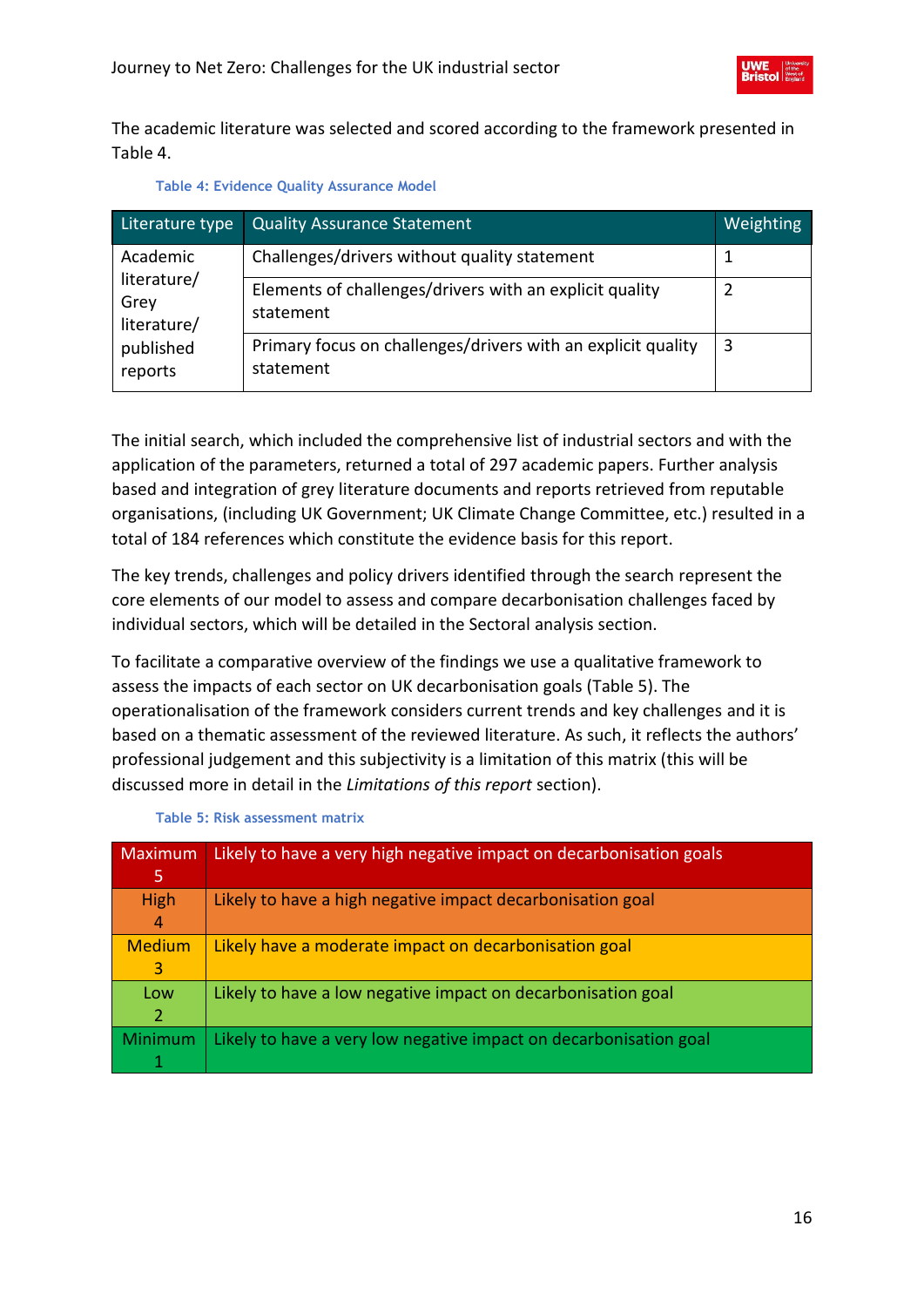The academic literature was selected and scored according to the framework presented in Table 4.

Table 4: Evidence Quality Assurance Model

| Literature type | Quality Assurance Statement | Weighting |
|---|---|---|
| Academic literature/ Grey literature/ published reports | Challenges/drivers without quality statement | 1 |
| | Elements of challenges/drivers with an explicit quality statement | 2 |
| | Primary focus on challenges/drivers with an explicit quality statement | 3 |

The initial search, which included the comprehensive list of industrial sectors and with the application of the parameters, returned a total of 297 academic papers. Further analysis based and integration of grey literature documents and reports retrieved from reputable organisations, (including UK Government; UK Climate Change Committee, etc.) resulted in a total of 184 references which constitute the evidence basis for this report.

The key trends, challenges and policy drivers identified through the search represent the core elements of our model to assess and compare decarbonisation challenges faced by individual sectors, which will be detailed in the Sectoral analysis section.

To facilitate a comparative overview of the findings we use a qualitative framework to assess the impacts of each sector on UK decarbonisation goals (Table 5). The operationalisation of the framework considers current trends and key challenges and it is based on a thematic assessment of the reviewed literature. As such, it reflects the authors' professional judgement and this subjectivity is a limitation of this matrix (this will be discussed more in detail in the *Limitations of this report* section).

Table 5: Risk assessment matrix

| | |
|---|---|
| Maximum 5 | Likely to have a very high negative impact on decarbonisation goals |
| High 4 | Likely to have a high negative impact decarbonisation goal |
| Medium 3 | Likely have a moderate impact on decarbonisation goal |
| Low 2 | Likely to have a low negative impact on decarbonisation goal |
| Minimum 1 | Likely to have a very low negative impact on decarbonisation goal |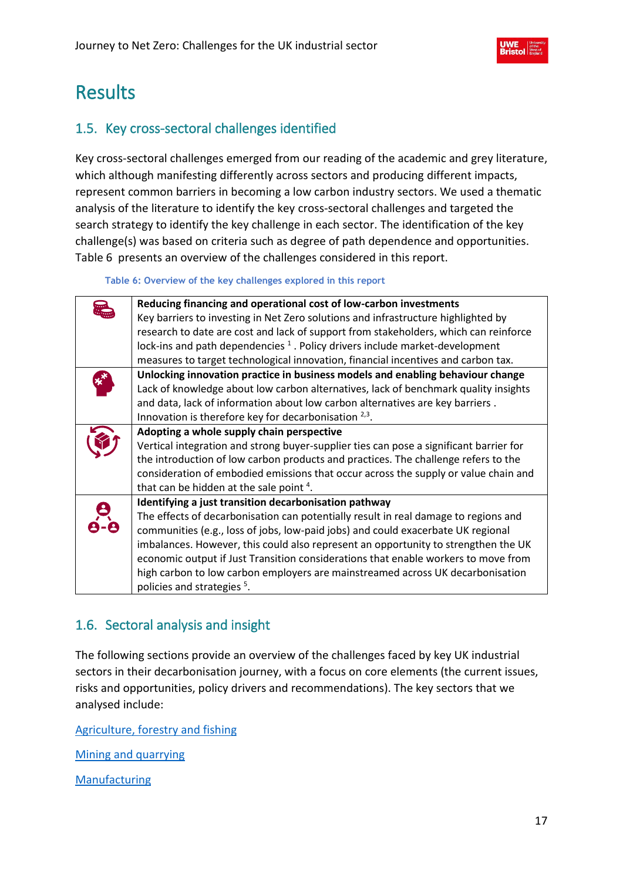# Results

## 1.5. Key cross-sectoral challenges identified

Key cross-sectoral challenges emerged from our reading of the academic and grey literature, which although manifesting differently across sectors and producing different impacts, represent common barriers in becoming a low carbon industry sectors. We used a thematic analysis of the literature to identify the key cross-sectoral challenges and targeted the search strategy to identify the key challenge in each sector. The identification of the key challenge(s) was based on criteria such as degree of path dependence and opportunities. Table 6 presents an overview of the challenges considered in this report.

Table 6: Overview of the key challenges explored in this report

| | |
|---|---|
| | **Reducing financing and operational cost of low-carbon investments**<br>Key barriers to investing in Net Zero solutions and infrastructure highlighted by research to date are cost and lack of support from stakeholders, which can reinforce lock-ins and path dependencies [1]. Policy drivers include market-development measures to target technological innovation, financial incentives and carbon tax. |
| | **Unlocking innovation practice in business models and enabling behaviour change**<br>Lack of knowledge about low carbon alternatives, lack of benchmark quality insights and data, lack of information about low carbon alternatives are key barriers . Innovation is therefore key for decarbonisation [2,3]. |
| | **Adopting a whole supply chain perspective**<br>Vertical integration and strong buyer-supplier ties can pose a significant barrier for the introduction of low carbon products and practices. The challenge refers to the consideration of embodied emissions that occur across the supply or value chain and that can be hidden at the sale point [4]. |
| | **Identifying a just transition decarbonisation pathway**<br>The effects of decarbonisation can potentially result in real damage to regions and communities (e.g., loss of jobs, low-paid jobs) and could exacerbate UK regional imbalances. However, this could also represent an opportunity to strengthen the UK economic output if Just Transition considerations that enable workers to move from high carbon to low carbon employers are mainstreamed across UK decarbonisation policies and strategies [5]. |

## 1.6. Sectoral analysis and insight

The following sections provide an overview of the challenges faced by key UK industrial sectors in their decarbonisation journey, with a focus on core elements (the current issues, risks and opportunities, policy drivers and recommendations). The key sectors that we analysed include:

Agriculture, forestry and fishing

Mining and quarrying

Manufacturing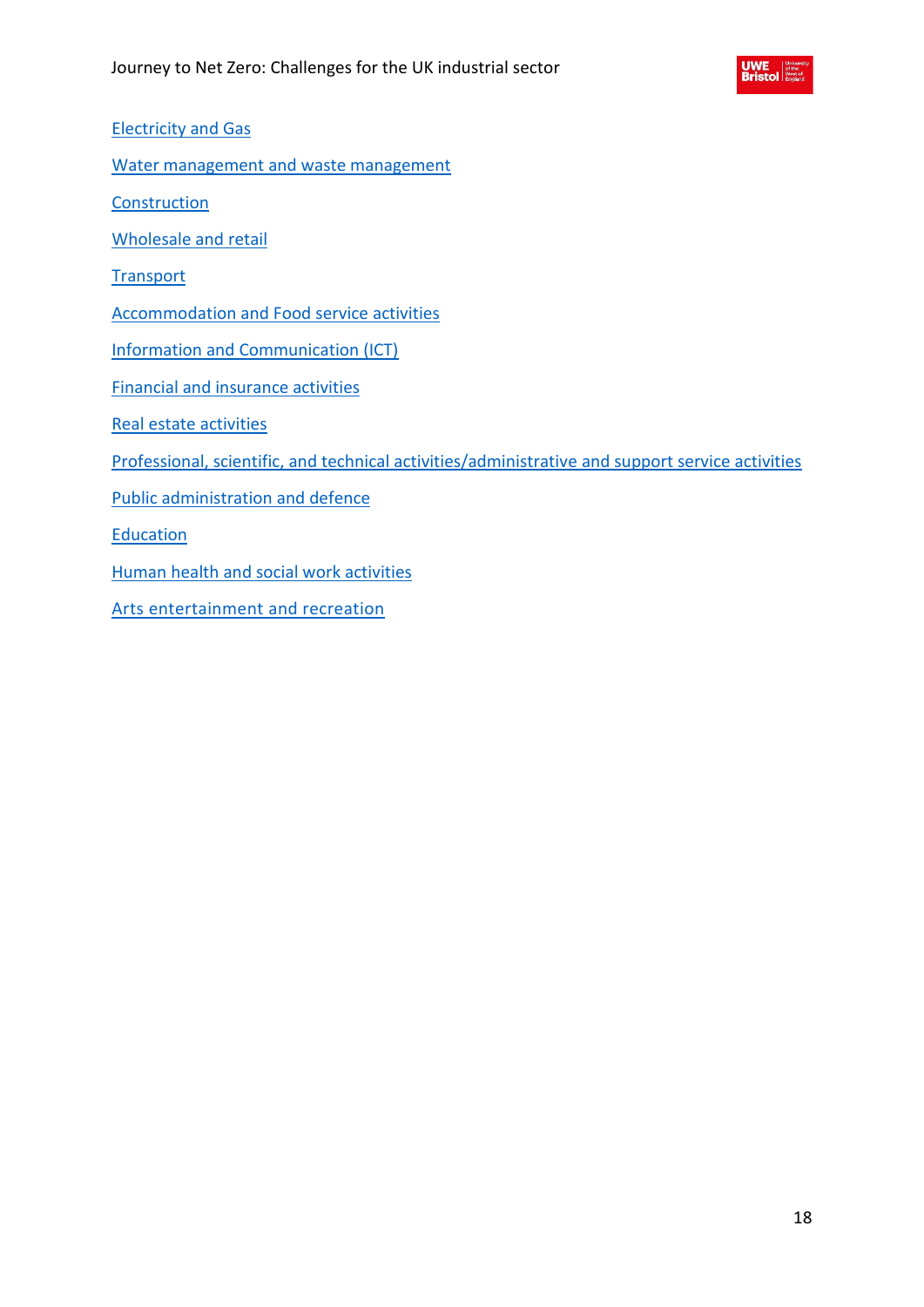Electricity and Gas

Water management and waste management

Construction

Wholesale and retail

Transport

Accommodation and Food service activities

Information and Communication (ICT)

Financial and insurance activities

Real estate activities

Professional, scientific, and technical activities/administrative and support service activities

Public administration and defence

Education

Human health and social work activities

Arts entertainment and recreation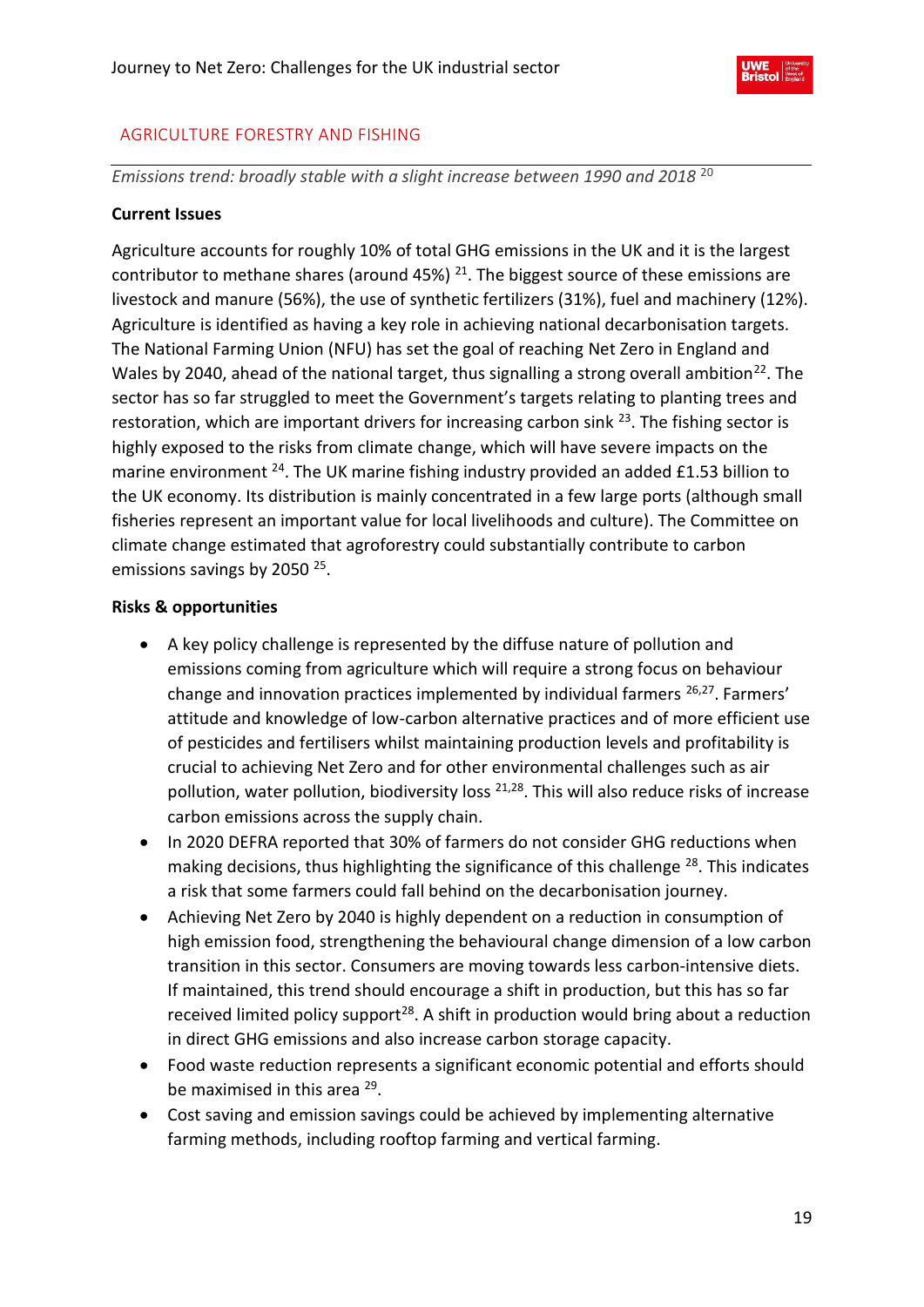## AGRICULTURE FORESTRY AND FISHING

*Emissions trend: broadly stable with a slight increase between 1990 and 2018* [20]

**Current Issues**

Agriculture accounts for roughly 10% of total GHG emissions in the UK and it is the largest contributor to methane shares (around 45%) [21]. The biggest source of these emissions are livestock and manure (56%), the use of synthetic fertilizers (31%), fuel and machinery (12%). Agriculture is identified as having a key role in achieving national decarbonisation targets. The National Farming Union (NFU) has set the goal of reaching Net Zero in England and Wales by 2040, ahead of the national target, thus signalling a strong overall ambition[22]. The sector has so far struggled to meet the Government's targets relating to planting trees and restoration, which are important drivers for increasing carbon sink [23]. The fishing sector is highly exposed to the risks from climate change, which will have severe impacts on the marine environment [24]. The UK marine fishing industry provided an added £1.53 billion to the UK economy. Its distribution is mainly concentrated in a few large ports (although small fisheries represent an important value for local livelihoods and culture). The Committee on climate change estimated that agroforestry could substantially contribute to carbon emissions savings by 2050 [25].

**Risks & opportunities**

- A key policy challenge is represented by the diffuse nature of pollution and emissions coming from agriculture which will require a strong focus on behaviour change and innovation practices implemented by individual farmers [26,27]. Farmers' attitude and knowledge of low-carbon alternative practices and of more efficient use of pesticides and fertilisers whilst maintaining production levels and profitability is crucial to achieving Net Zero and for other environmental challenges such as air pollution, water pollution, biodiversity loss [21,28]. This will also reduce risks of increase carbon emissions across the supply chain.
- In 2020 DEFRA reported that 30% of farmers do not consider GHG reductions when making decisions, thus highlighting the significance of this challenge [28]. This indicates a risk that some farmers could fall behind on the decarbonisation journey.
- Achieving Net Zero by 2040 is highly dependent on a reduction in consumption of high emission food, strengthening the behavioural change dimension of a low carbon transition in this sector. Consumers are moving towards less carbon-intensive diets. If maintained, this trend should encourage a shift in production, but this has so far received limited policy support[28]. A shift in production would bring about a reduction in direct GHG emissions and also increase carbon storage capacity.
- Food waste reduction represents a significant economic potential and efforts should be maximised in this area [29].
- Cost saving and emission savings could be achieved by implementing alternative farming methods, including rooftop farming and vertical farming.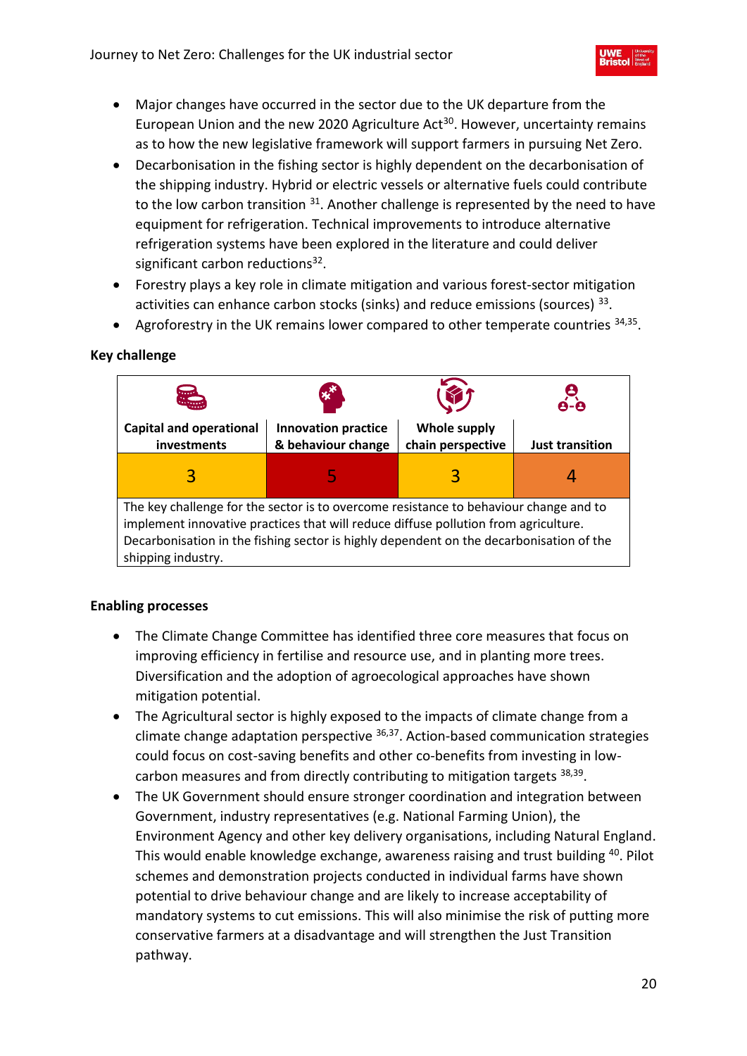- Major changes have occurred in the sector due to the UK departure from the European Union and the new 2020 Agriculture Act[30]. However, uncertainty remains as to how the new legislative framework will support farmers in pursuing Net Zero.
- Decarbonisation in the fishing sector is highly dependent on the decarbonisation of the shipping industry. Hybrid or electric vessels or alternative fuels could contribute to the low carbon transition [31]. Another challenge is represented by the need to have equipment for refrigeration. Technical improvements to introduce alternative refrigeration systems have been explored in the literature and could deliver significant carbon reductions[32].
- Forestry plays a key role in climate mitigation and various forest-sector mitigation activities can enhance carbon stocks (sinks) and reduce emissions (sources) [33].
- Agroforestry in the UK remains lower compared to other temperate countries [34,35].

**Key challenge**

| Capital and operational investments | Innovation practice & behaviour change | Whole supply chain perspective | Just transition |
|---|---|---|---|
| 3 | 5 | 3 | 4 |
| The key challenge for the sector is to overcome resistance to behaviour change and to implement innovative practices that will reduce diffuse pollution from agriculture. Decarbonisation in the fishing sector is highly dependent on the decarbonisation of the shipping industry. | | | |

**Enabling processes**

- The Climate Change Committee has identified three core measures that focus on improving efficiency in fertilise and resource use, and in planting more trees. Diversification and the adoption of agroecological approaches have shown mitigation potential.
- The Agricultural sector is highly exposed to the impacts of climate change from a climate change adaptation perspective [36,37]. Action-based communication strategies could focus on cost-saving benefits and other co-benefits from investing in low-carbon measures and from directly contributing to mitigation targets [38,39].
- The UK Government should ensure stronger coordination and integration between Government, industry representatives (e.g. National Farming Union), the Environment Agency and other key delivery organisations, including Natural England. This would enable knowledge exchange, awareness raising and trust building [40]. Pilot schemes and demonstration projects conducted in individual farms have shown potential to drive behaviour change and are likely to increase acceptability of mandatory systems to cut emissions. This will also minimise the risk of putting more conservative farmers at a disadvantage and will strengthen the Just Transition pathway.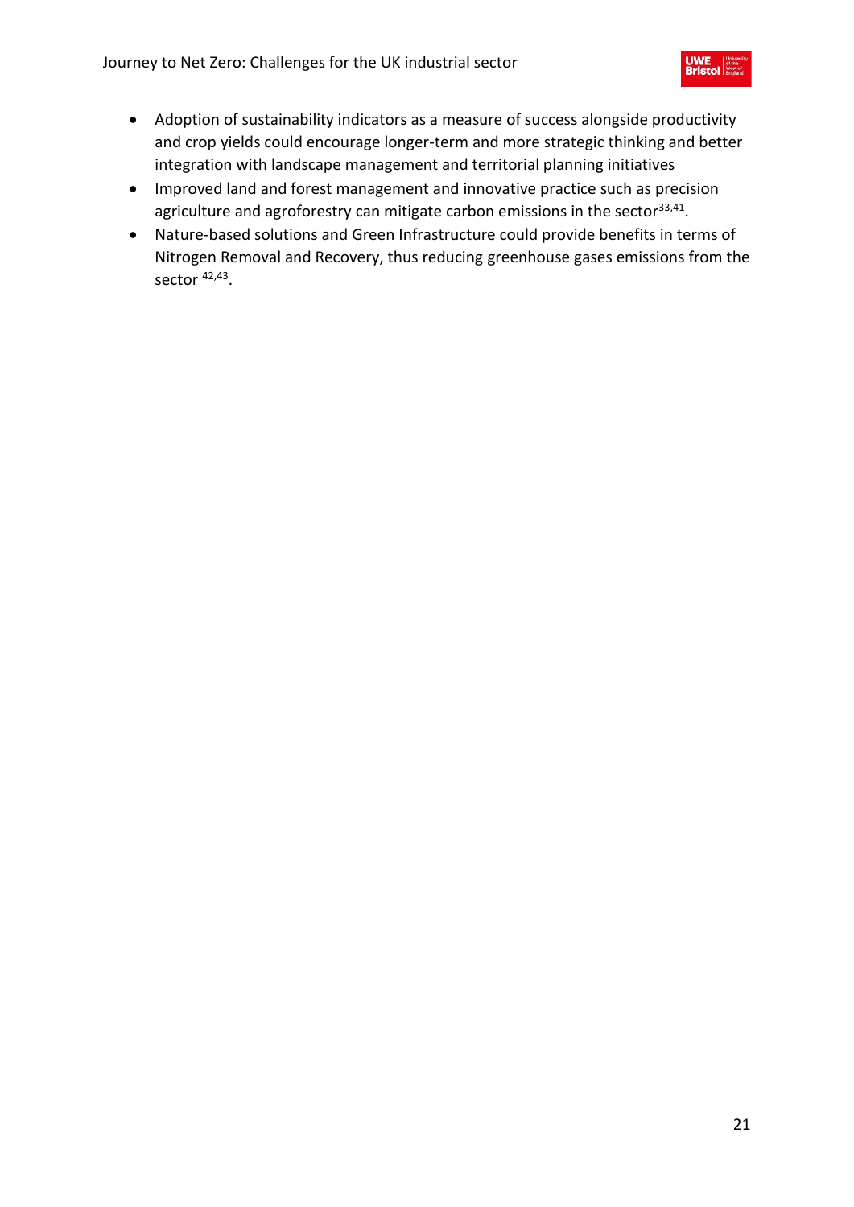- Adoption of sustainability indicators as a measure of success alongside productivity and crop yields could encourage longer-term and more strategic thinking and better integration with landscape management and territorial planning initiatives
- Improved land and forest management and innovative practice such as precision agriculture and agroforestry can mitigate carbon emissions in the sector[33,41].
- Nature-based solutions and Green Infrastructure could provide benefits in terms of Nitrogen Removal and Recovery, thus reducing greenhouse gases emissions from the sector [42,43].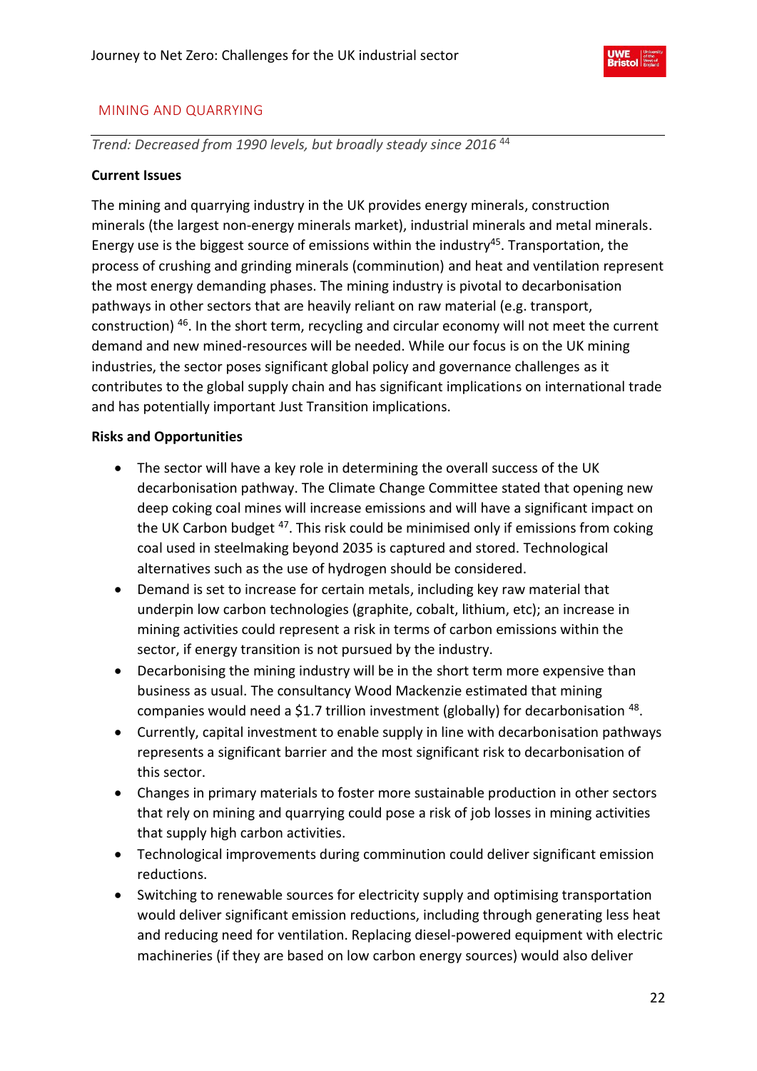## MINING AND QUARRYING

*Trend: Decreased from 1990 levels, but broadly steady since 2016* [44]

**Current Issues**

The mining and quarrying industry in the UK provides energy minerals, construction minerals (the largest non-energy minerals market), industrial minerals and metal minerals. Energy use is the biggest source of emissions within the industry[45]. Transportation, the process of crushing and grinding minerals (comminution) and heat and ventilation represent the most energy demanding phases. The mining industry is pivotal to decarbonisation pathways in other sectors that are heavily reliant on raw material (e.g. transport, construction) [46]. In the short term, recycling and circular economy will not meet the current demand and new mined-resources will be needed. While our focus is on the UK mining industries, the sector poses significant global policy and governance challenges as it contributes to the global supply chain and has significant implications on international trade and has potentially important Just Transition implications.

**Risks and Opportunities**

- The sector will have a key role in determining the overall success of the UK decarbonisation pathway. The Climate Change Committee stated that opening new deep coking coal mines will increase emissions and will have a significant impact on the UK Carbon budget [47]. This risk could be minimised only if emissions from coking coal used in steelmaking beyond 2035 is captured and stored. Technological alternatives such as the use of hydrogen should be considered.
- Demand is set to increase for certain metals, including key raw material that underpin low carbon technologies (graphite, cobalt, lithium, etc); an increase in mining activities could represent a risk in terms of carbon emissions within the sector, if energy transition is not pursued by the industry.
- Decarbonising the mining industry will be in the short term more expensive than business as usual. The consultancy Wood Mackenzie estimated that mining companies would need a $1.7 trillion investment (globally) for decarbonisation [48].
- Currently, capital investment to enable supply in line with decarbonisation pathways represents a significant barrier and the most significant risk to decarbonisation of this sector.
- Changes in primary materials to foster more sustainable production in other sectors that rely on mining and quarrying could pose a risk of job losses in mining activities that supply high carbon activities.
- Technological improvements during comminution could deliver significant emission reductions.
- Switching to renewable sources for electricity supply and optimising transportation would deliver significant emission reductions, including through generating less heat and reducing need for ventilation. Replacing diesel-powered equipment with electric machineries (if they are based on low carbon energy sources) would also deliver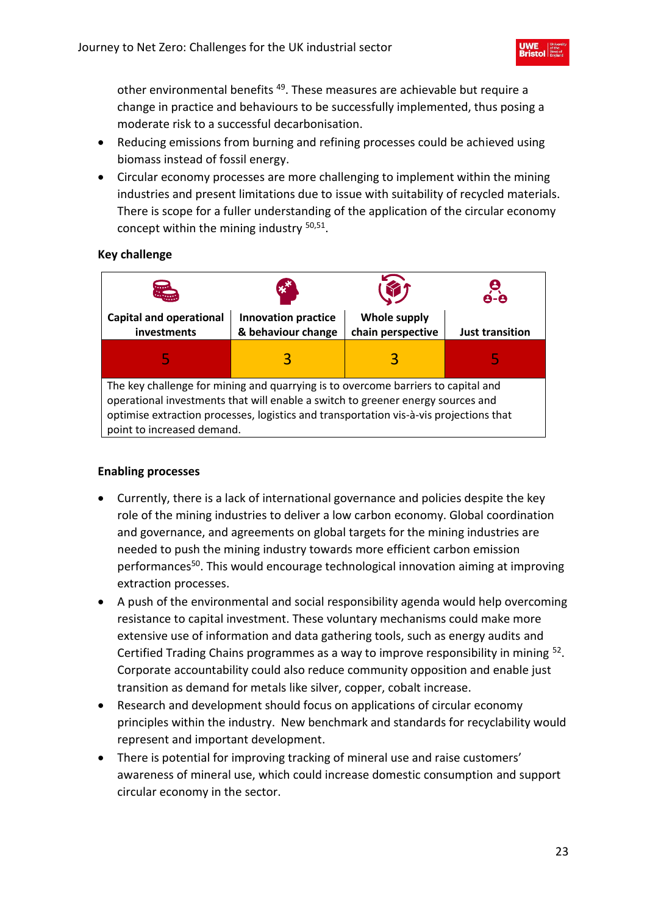other environmental benefits [49]. These measures are achievable but require a change in practice and behaviours to be successfully implemented, thus posing a moderate risk to a successful decarbonisation.

- Reducing emissions from burning and refining processes could be achieved using biomass instead of fossil energy.
- Circular economy processes are more challenging to implement within the mining industries and present limitations due to issue with suitability of recycled materials. There is scope for a fuller understanding of the application of the circular economy concept within the mining industry [50,51].

**Key challenge**

| Capital and operational investments | Innovation practice & behaviour change | Whole supply chain perspective | Just transition |
|---|---|---|---|
| 5 | 3 | 3 | 5 |
| The key challenge for mining and quarrying is to overcome barriers to capital and operational investments that will enable a switch to greener energy sources and optimise extraction processes, logistics and transportation vis-à-vis projections that point to increased demand. | | | |

**Enabling processes**

- Currently, there is a lack of international governance and policies despite the key role of the mining industries to deliver a low carbon economy. Global coordination and governance, and agreements on global targets for the mining industries are needed to push the mining industry towards more efficient carbon emission performances[50]. This would encourage technological innovation aiming at improving extraction processes.
- A push of the environmental and social responsibility agenda would help overcoming resistance to capital investment. These voluntary mechanisms could make more extensive use of information and data gathering tools, such as energy audits and Certified Trading Chains programmes as a way to improve responsibility in mining [52]. Corporate accountability could also reduce community opposition and enable just transition as demand for metals like silver, copper, cobalt increase.
- Research and development should focus on applications of circular economy principles within the industry. New benchmark and standards for recyclability would represent and important development.
- There is potential for improving tracking of mineral use and raise customers' awareness of mineral use, which could increase domestic consumption and support circular economy in the sector.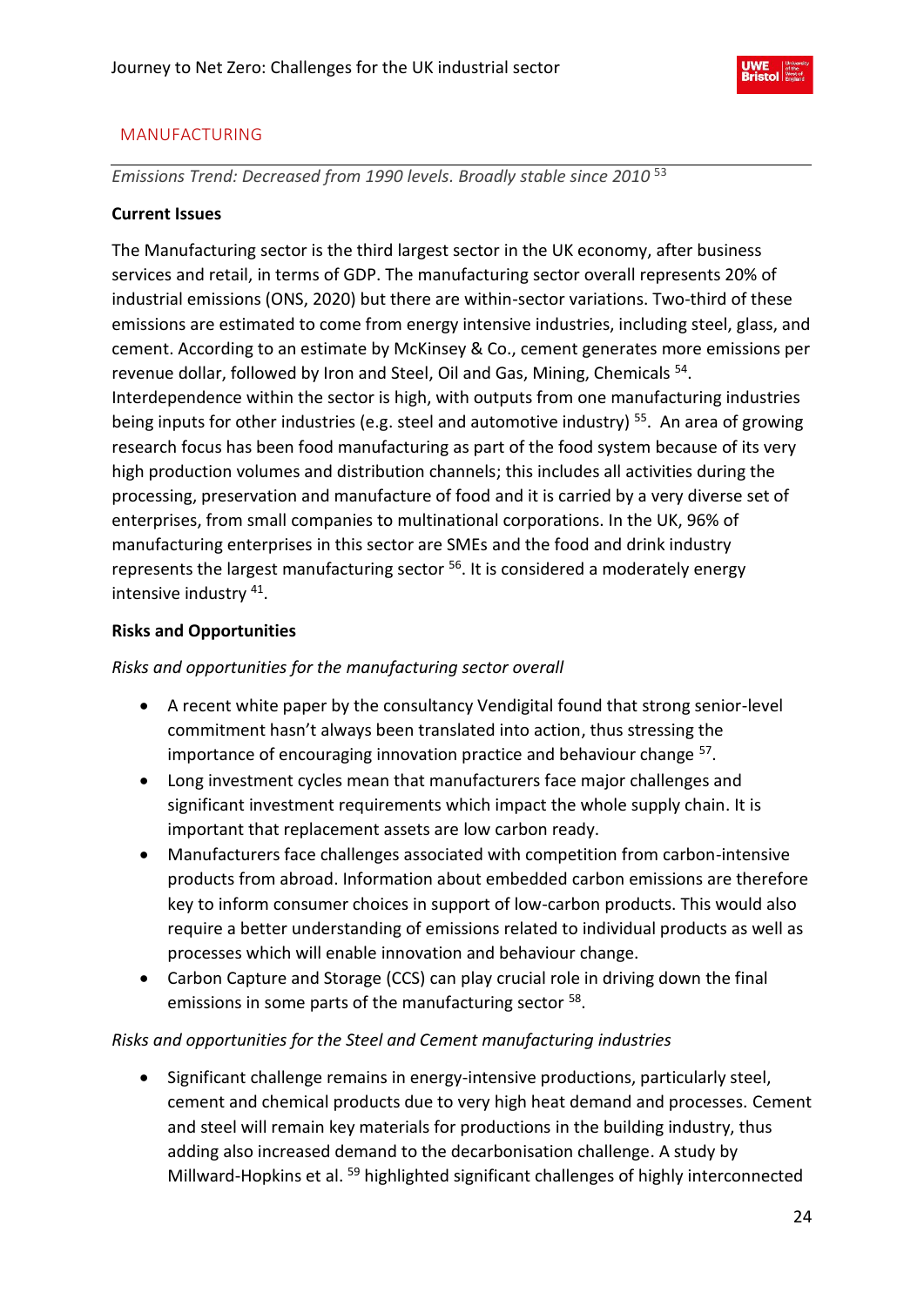## MANUFACTURING

*Emissions Trend: Decreased from 1990 levels. Broadly stable since 2010* [53]

**Current Issues**

The Manufacturing sector is the third largest sector in the UK economy, after business services and retail, in terms of GDP. The manufacturing sector overall represents 20% of industrial emissions (ONS, 2020) but there are within-sector variations. Two-third of these emissions are estimated to come from energy intensive industries, including steel, glass, and cement. According to an estimate by McKinsey & Co., cement generates more emissions per revenue dollar, followed by Iron and Steel, Oil and Gas, Mining, Chemicals [54]. Interdependence within the sector is high, with outputs from one manufacturing industries being inputs for other industries (e.g. steel and automotive industry) [55]. An area of growing research focus has been food manufacturing as part of the food system because of its very high production volumes and distribution channels; this includes all activities during the processing, preservation and manufacture of food and it is carried by a very diverse set of enterprises, from small companies to multinational corporations. In the UK, 96% of manufacturing enterprises in this sector are SMEs and the food and drink industry represents the largest manufacturing sector [56]. It is considered a moderately energy intensive industry [41].

**Risks and Opportunities**

*Risks and opportunities for the manufacturing sector overall*

- A recent white paper by the consultancy Vendigital found that strong senior-level commitment hasn't always been translated into action, thus stressing the importance of encouraging innovation practice and behaviour change [57].
- Long investment cycles mean that manufacturers face major challenges and significant investment requirements which impact the whole supply chain. It is important that replacement assets are low carbon ready.
- Manufacturers face challenges associated with competition from carbon-intensive products from abroad. Information about embedded carbon emissions are therefore key to inform consumer choices in support of low-carbon products. This would also require a better understanding of emissions related to individual products as well as processes which will enable innovation and behaviour change.
- Carbon Capture and Storage (CCS) can play crucial role in driving down the final emissions in some parts of the manufacturing sector [58].

*Risks and opportunities for the Steel and Cement manufacturing industries*

- Significant challenge remains in energy-intensive productions, particularly steel, cement and chemical products due to very high heat demand and processes. Cement and steel will remain key materials for productions in the building industry, thus adding also increased demand to the decarbonisation challenge. A study by Millward-Hopkins et al. [59] highlighted significant challenges of highly interconnected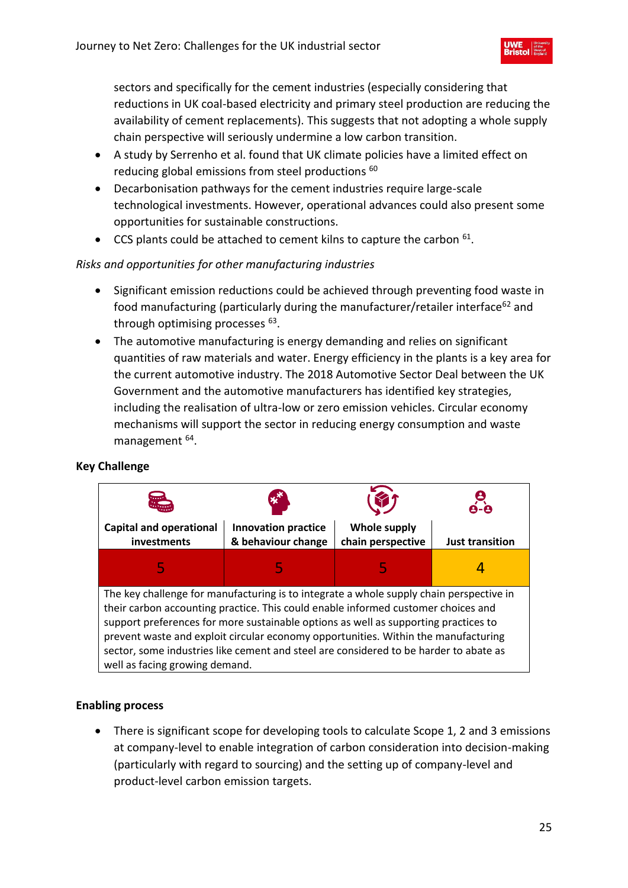sectors and specifically for the cement industries (especially considering that reductions in UK coal-based electricity and primary steel production are reducing the availability of cement replacements). This suggests that not adopting a whole supply chain perspective will seriously undermine a low carbon transition.

- A study by Serrenho et al. found that UK climate policies have a limited effect on reducing global emissions from steel productions [60]
- Decarbonisation pathways for the cement industries require large-scale technological investments. However, operational advances could also present some opportunities for sustainable constructions.
- CCS plants could be attached to cement kilns to capture the carbon [61].

*Risks and opportunities for other manufacturing industries*

- Significant emission reductions could be achieved through preventing food waste in food manufacturing (particularly during the manufacturer/retailer interface[62] and through optimising processes [63].
- The automotive manufacturing is energy demanding and relies on significant quantities of raw materials and water. Energy efficiency in the plants is a key area for the current automotive industry. The 2018 Automotive Sector Deal between the UK Government and the automotive manufacturers has identified key strategies, including the realisation of ultra-low or zero emission vehicles. Circular economy mechanisms will support the sector in reducing energy consumption and waste management [64].

**Key Challenge**

| Capital and operational investments | Innovation practice & behaviour change | Whole supply chain perspective | Just transition |
|---|---|---|---|
| 5 | 5 | 5 | 4 |
| The key challenge for manufacturing is to integrate a whole supply chain perspective in their carbon accounting practice. This could enable informed customer choices and support preferences for more sustainable options as well as supporting practices to prevent waste and exploit circular economy opportunities. Within the manufacturing sector, some industries like cement and steel are considered to be harder to abate as well as facing growing demand. | | | |

**Enabling process**

- There is significant scope for developing tools to calculate Scope 1, 2 and 3 emissions at company-level to enable integration of carbon consideration into decision-making (particularly with regard to sourcing) and the setting up of company-level and product-level carbon emission targets.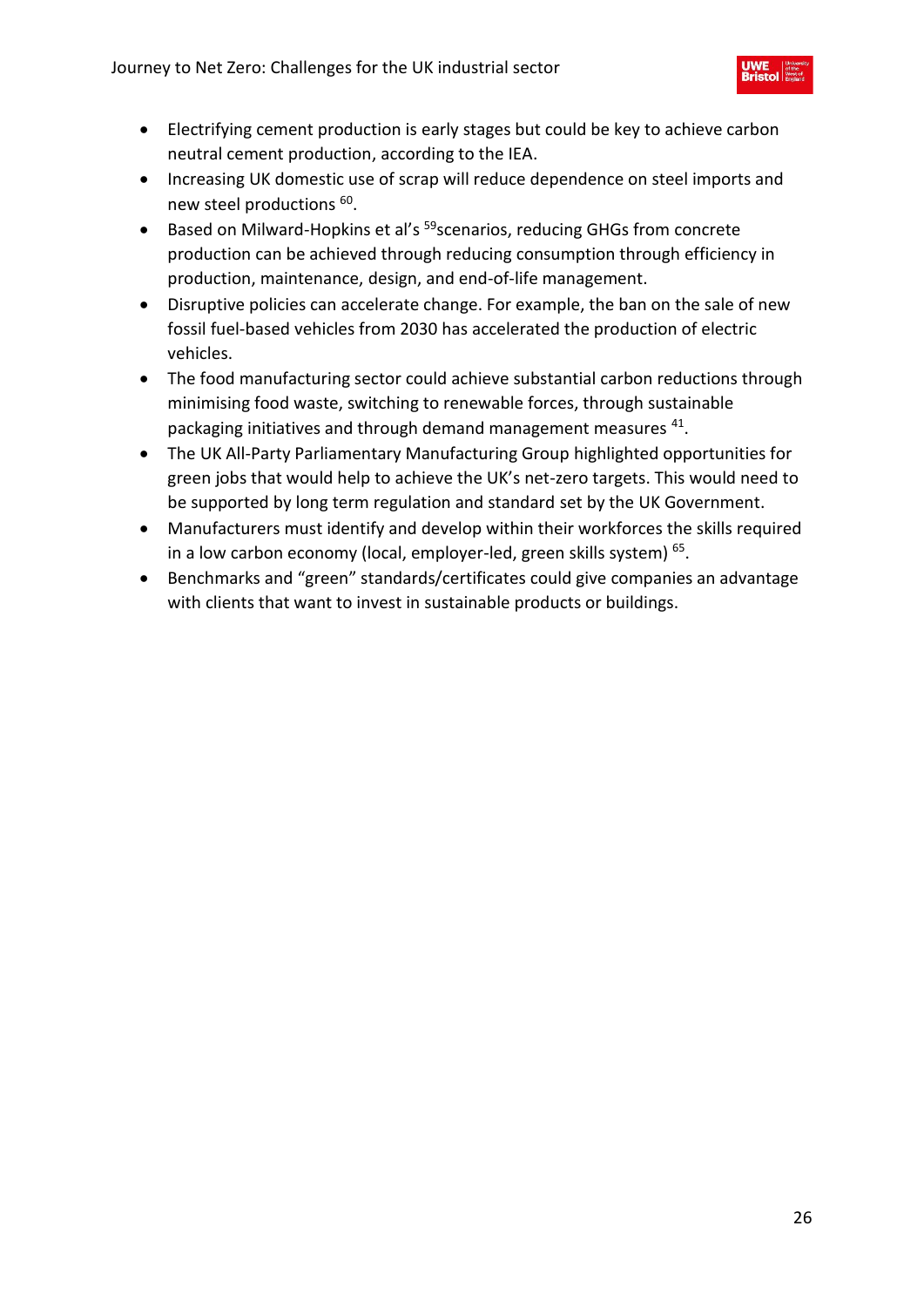- Electrifying cement production is early stages but could be key to achieve carbon neutral cement production, according to the IEA.
- Increasing UK domestic use of scrap will reduce dependence on steel imports and new steel productions [60].
- Based on Milward-Hopkins et al's [59]scenarios, reducing GHGs from concrete production can be achieved through reducing consumption through efficiency in production, maintenance, design, and end-of-life management.
- Disruptive policies can accelerate change. For example, the ban on the sale of new fossil fuel-based vehicles from 2030 has accelerated the production of electric vehicles.
- The food manufacturing sector could achieve substantial carbon reductions through minimising food waste, switching to renewable forces, through sustainable packaging initiatives and through demand management measures [41].
- The UK All-Party Parliamentary Manufacturing Group highlighted opportunities for green jobs that would help to achieve the UK's net-zero targets. This would need to be supported by long term regulation and standard set by the UK Government.
- Manufacturers must identify and develop within their workforces the skills required in a low carbon economy (local, employer-led, green skills system) [65].
- Benchmarks and "green" standards/certificates could give companies an advantage with clients that want to invest in sustainable products or buildings.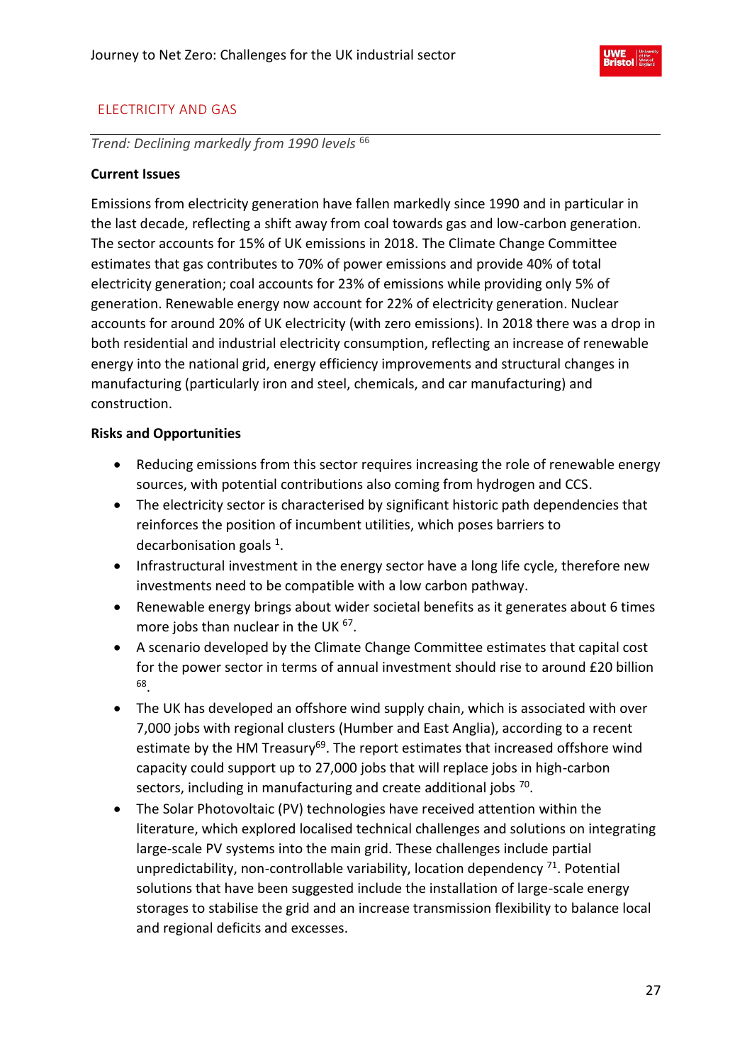## ELECTRICITY AND GAS

*Trend: Declining markedly from 1990 levels* [66]

**Current Issues**

Emissions from electricity generation have fallen markedly since 1990 and in particular in the last decade, reflecting a shift away from coal towards gas and low-carbon generation. The sector accounts for 15% of UK emissions in 2018. The Climate Change Committee estimates that gas contributes to 70% of power emissions and provide 40% of total electricity generation; coal accounts for 23% of emissions while providing only 5% of generation. Renewable energy now account for 22% of electricity generation. Nuclear accounts for around 20% of UK electricity (with zero emissions). In 2018 there was a drop in both residential and industrial electricity consumption, reflecting an increase of renewable energy into the national grid, energy efficiency improvements and structural changes in manufacturing (particularly iron and steel, chemicals, and car manufacturing) and construction.

**Risks and Opportunities**

- Reducing emissions from this sector requires increasing the role of renewable energy sources, with potential contributions also coming from hydrogen and CCS.
- The electricity sector is characterised by significant historic path dependencies that reinforces the position of incumbent utilities, which poses barriers to decarbonisation goals [1].
- Infrastructural investment in the energy sector have a long life cycle, therefore new investments need to be compatible with a low carbon pathway.
- Renewable energy brings about wider societal benefits as it generates about 6 times more jobs than nuclear in the UK [67].
- A scenario developed by the Climate Change Committee estimates that capital cost for the power sector in terms of annual investment should rise to around £20 billion [68].
- The UK has developed an offshore wind supply chain, which is associated with over 7,000 jobs with regional clusters (Humber and East Anglia), according to a recent estimate by the HM Treasury[69]. The report estimates that increased offshore wind capacity could support up to 27,000 jobs that will replace jobs in high-carbon sectors, including in manufacturing and create additional jobs [70].
- The Solar Photovoltaic (PV) technologies have received attention within the literature, which explored localised technical challenges and solutions on integrating large-scale PV systems into the main grid. These challenges include partial unpredictability, non-controllable variability, location dependency [71]. Potential solutions that have been suggested include the installation of large-scale energy storages to stabilise the grid and an increase transmission flexibility to balance local and regional deficits and excesses.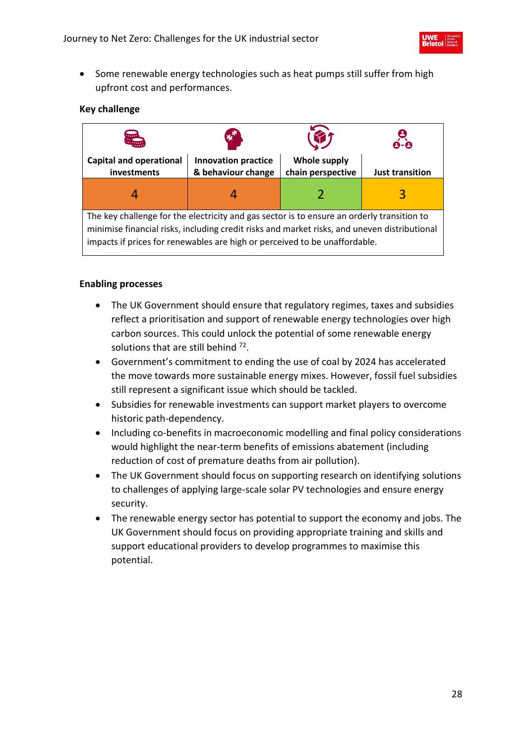- Some renewable energy technologies such as heat pumps still suffer from high upfront cost and performances.

**Key challenge**

| Capital and operational investments | Innovation practice & behaviour change | Whole supply chain perspective | Just transition |
|---|---|---|---|
| 4 | 4 | 2 | 3 |
| The key challenge for the electricity and gas sector is to ensure an orderly transition to minimise financial risks, including credit risks and market risks, and uneven distributional impacts if prices for renewables are high or perceived to be unaffordable. | | | |

**Enabling processes**

- The UK Government should ensure that regulatory regimes, taxes and subsidies reflect a prioritisation and support of renewable energy technologies over high carbon sources. This could unlock the potential of some renewable energy solutions that are still behind [72].
- Government's commitment to ending the use of coal by 2024 has accelerated the move towards more sustainable energy mixes. However, fossil fuel subsidies still represent a significant issue which should be tackled.
- Subsidies for renewable investments can support market players to overcome historic path-dependency.
- Including co-benefits in macroeconomic modelling and final policy considerations would highlight the near-term benefits of emissions abatement (including reduction of cost of premature deaths from air pollution).
- The UK Government should focus on supporting research on identifying solutions to challenges of applying large-scale solar PV technologies and ensure energy security.
- The renewable energy sector has potential to support the economy and jobs. The UK Government should focus on providing appropriate training and skills and support educational providers to develop programmes to maximise this potential.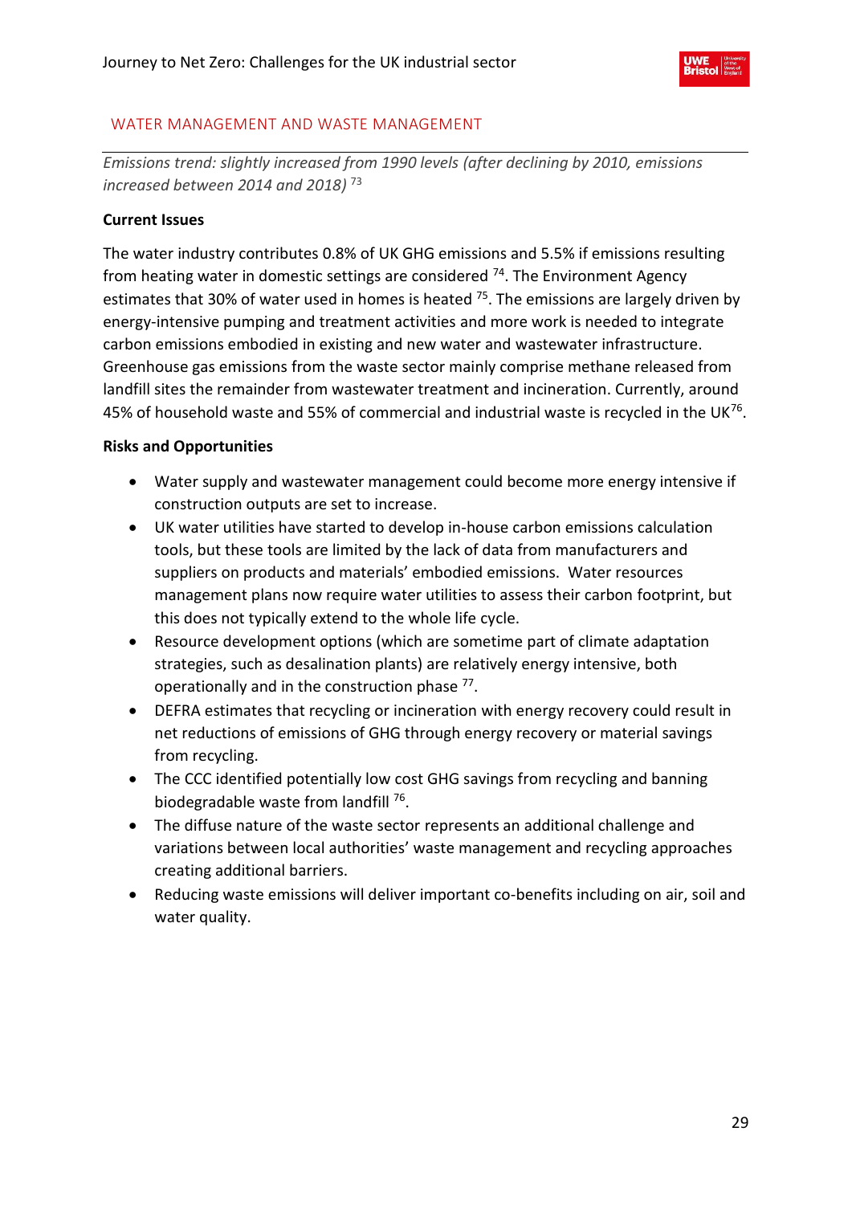## WATER MANAGEMENT AND WASTE MANAGEMENT

*Emissions trend: slightly increased from 1990 levels (after declining by 2010, emissions increased between 2014 and 2018)* [73]

**Current Issues**

The water industry contributes 0.8% of UK GHG emissions and 5.5% if emissions resulting from heating water in domestic settings are considered [74]. The Environment Agency estimates that 30% of water used in homes is heated [75]. The emissions are largely driven by energy-intensive pumping and treatment activities and more work is needed to integrate carbon emissions embodied in existing and new water and wastewater infrastructure. Greenhouse gas emissions from the waste sector mainly comprise methane released from landfill sites the remainder from wastewater treatment and incineration. Currently, around 45% of household waste and 55% of commercial and industrial waste is recycled in the UK[76].

**Risks and Opportunities**

- Water supply and wastewater management could become more energy intensive if construction outputs are set to increase.
- UK water utilities have started to develop in-house carbon emissions calculation tools, but these tools are limited by the lack of data from manufacturers and suppliers on products and materials' embodied emissions. Water resources management plans now require water utilities to assess their carbon footprint, but this does not typically extend to the whole life cycle.
- Resource development options (which are sometime part of climate adaptation strategies, such as desalination plants) are relatively energy intensive, both operationally and in the construction phase [77].
- DEFRA estimates that recycling or incineration with energy recovery could result in net reductions of emissions of GHG through energy recovery or material savings from recycling.
- The CCC identified potentially low cost GHG savings from recycling and banning biodegradable waste from landfill [76].
- The diffuse nature of the waste sector represents an additional challenge and variations between local authorities' waste management and recycling approaches creating additional barriers.
- Reducing waste emissions will deliver important co-benefits including on air, soil and water quality.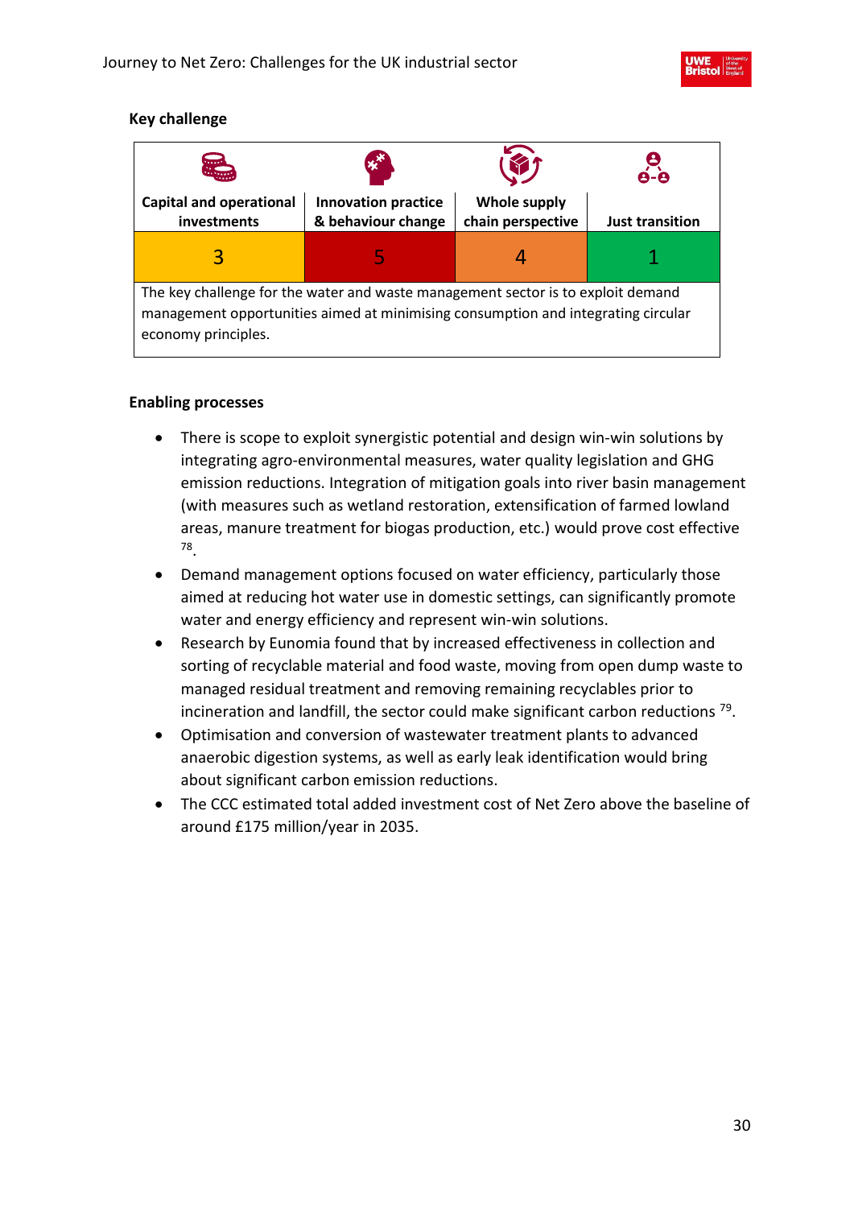**Key challenge**

| Capital and operational investments | Innovation practice & behaviour change | Whole supply chain perspective | Just transition |
|---|---|---|---|
| 3 | 5 | 4 | 1 |
| The key challenge for the water and waste management sector is to exploit demand management opportunities aimed at minimising consumption and integrating circular economy principles. | | | |

**Enabling processes**

- There is scope to exploit synergistic potential and design win-win solutions by integrating agro-environmental measures, water quality legislation and GHG emission reductions. Integration of mitigation goals into river basin management (with measures such as wetland restoration, extensification of farmed lowland areas, manure treatment for biogas production, etc.) would prove cost effective [78].
- Demand management options focused on water efficiency, particularly those aimed at reducing hot water use in domestic settings, can significantly promote water and energy efficiency and represent win-win solutions.
- Research by Eunomia found that by increased effectiveness in collection and sorting of recyclable material and food waste, moving from open dump waste to managed residual treatment and removing remaining recyclables prior to incineration and landfill, the sector could make significant carbon reductions [79].
- Optimisation and conversion of wastewater treatment plants to advanced anaerobic digestion systems, as well as early leak identification would bring about significant carbon emission reductions.
- The CCC estimated total added investment cost of Net Zero above the baseline of around £175 million/year in 2035.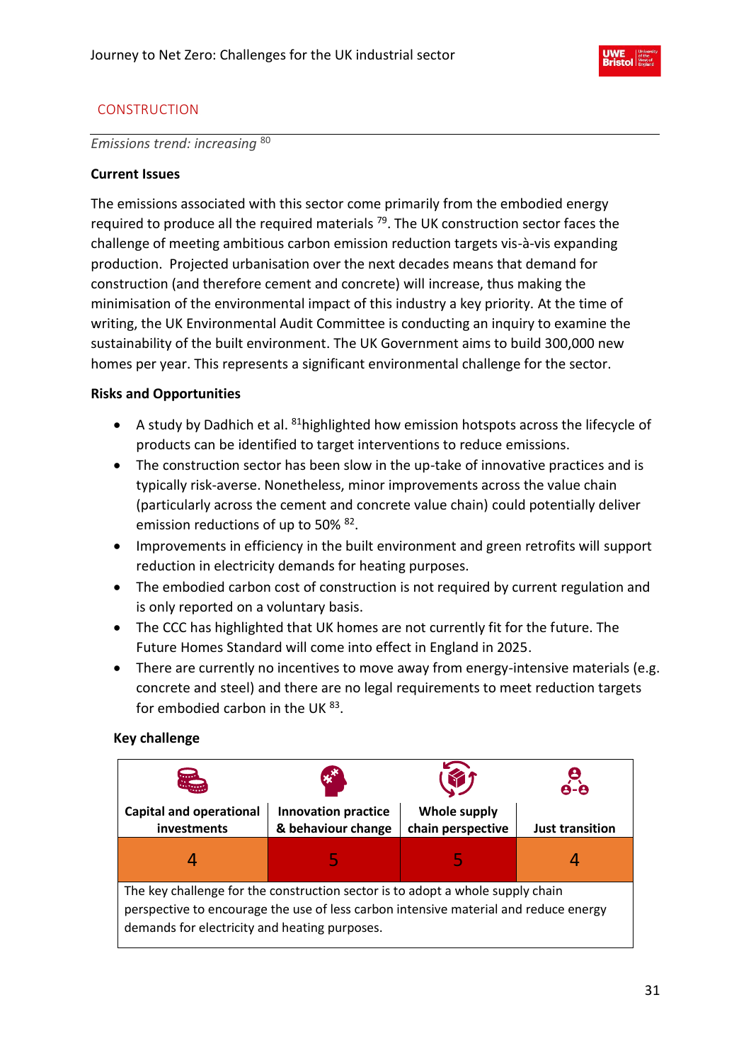## CONSTRUCTION

*Emissions trend: increasing* [80]

**Current Issues**

The emissions associated with this sector come primarily from the embodied energy required to produce all the required materials [79]. The UK construction sector faces the challenge of meeting ambitious carbon emission reduction targets vis-à-vis expanding production. Projected urbanisation over the next decades means that demand for construction (and therefore cement and concrete) will increase, thus making the minimisation of the environmental impact of this industry a key priority. At the time of writing, the UK Environmental Audit Committee is conducting an inquiry to examine the sustainability of the built environment. The UK Government aims to build 300,000 new homes per year. This represents a significant environmental challenge for the sector.

**Risks and Opportunities**

- A study by Dadhich et al. [81]highlighted how emission hotspots across the lifecycle of products can be identified to target interventions to reduce emissions.
- The construction sector has been slow in the up-take of innovative practices and is typically risk-averse. Nonetheless, minor improvements across the value chain (particularly across the cement and concrete value chain) could potentially deliver emission reductions of up to 50% [82].
- Improvements in efficiency in the built environment and green retrofits will support reduction in electricity demands for heating purposes.
- The embodied carbon cost of construction is not required by current regulation and is only reported on a voluntary basis.
- The CCC has highlighted that UK homes are not currently fit for the future. The Future Homes Standard will come into effect in England in 2025.
- There are currently no incentives to move away from energy-intensive materials (e.g. concrete and steel) and there are no legal requirements to meet reduction targets for embodied carbon in the UK [83].

**Key challenge**

| Capital and operational investments | Innovation practice & behaviour change | Whole supply chain perspective | Just transition |
|---|---|---|---|
| 4 | 5 | 5 | 4 |

The key challenge for the construction sector is to adopt a whole supply chain perspective to encourage the use of less carbon intensive material and reduce energy demands for electricity and heating purposes.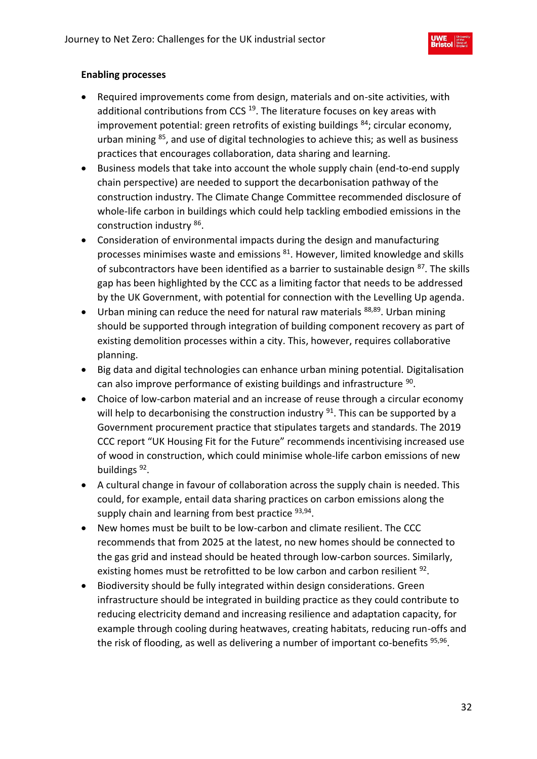**Enabling processes**

- Required improvements come from design, materials and on-site activities, with additional contributions from CCS [19]. The literature focuses on key areas with improvement potential: green retrofits of existing buildings [84]; circular economy, urban mining [85], and use of digital technologies to achieve this; as well as business practices that encourages collaboration, data sharing and learning.
- Business models that take into account the whole supply chain (end-to-end supply chain perspective) are needed to support the decarbonisation pathway of the construction industry. The Climate Change Committee recommended disclosure of whole-life carbon in buildings which could help tackling embodied emissions in the construction industry [86].
- Consideration of environmental impacts during the design and manufacturing processes minimises waste and emissions [81]. However, limited knowledge and skills of subcontractors have been identified as a barrier to sustainable design [87]. The skills gap has been highlighted by the CCC as a limiting factor that needs to be addressed by the UK Government, with potential for connection with the Levelling Up agenda.
- Urban mining can reduce the need for natural raw materials [88,89]. Urban mining should be supported through integration of building component recovery as part of existing demolition processes within a city. This, however, requires collaborative planning.
- Big data and digital technologies can enhance urban mining potential. Digitalisation can also improve performance of existing buildings and infrastructure [90].
- Choice of low-carbon material and an increase of reuse through a circular economy will help to decarbonising the construction industry [91]. This can be supported by a Government procurement practice that stipulates targets and standards. The 2019 CCC report "UK Housing Fit for the Future" recommends incentivising increased use of wood in construction, which could minimise whole-life carbon emissions of new buildings [92].
- A cultural change in favour of collaboration across the supply chain is needed. This could, for example, entail data sharing practices on carbon emissions along the supply chain and learning from best practice [93,94].
- New homes must be built to be low-carbon and climate resilient. The CCC recommends that from 2025 at the latest, no new homes should be connected to the gas grid and instead should be heated through low-carbon sources. Similarly, existing homes must be retrofitted to be low carbon and carbon resilient [92].
- Biodiversity should be fully integrated within design considerations. Green infrastructure should be integrated in building practice as they could contribute to reducing electricity demand and increasing resilience and adaptation capacity, for example through cooling during heatwaves, creating habitats, reducing run-offs and the risk of flooding, as well as delivering a number of important co-benefits [95,96].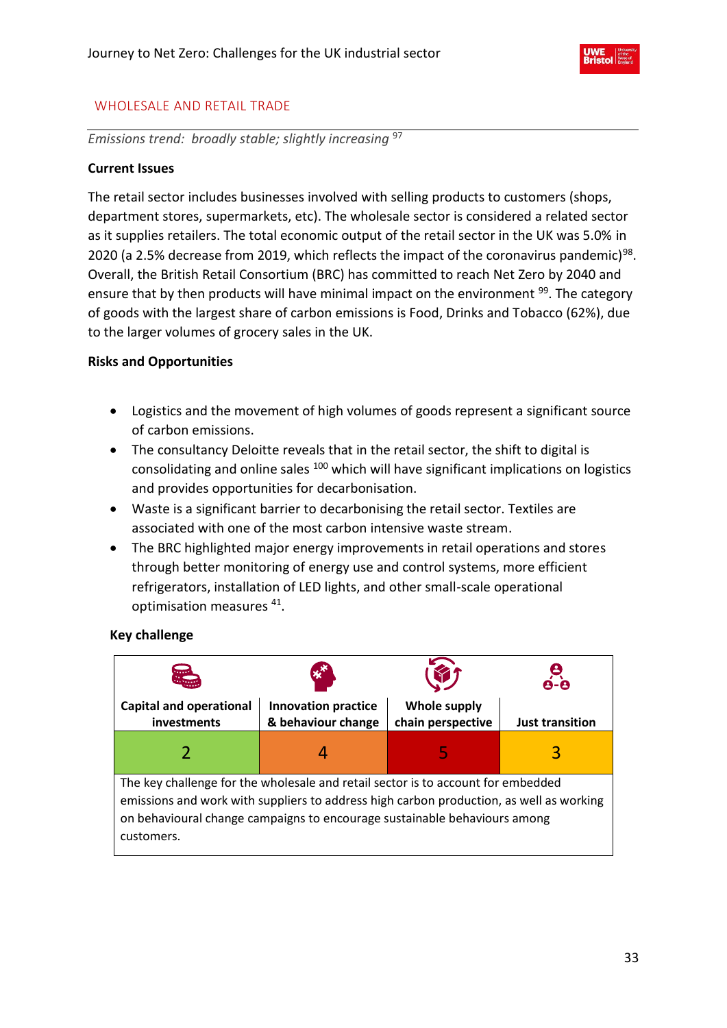## WHOLESALE AND RETAIL TRADE

*Emissions trend: broadly stable; slightly increasing* [97]

**Current Issues**

The retail sector includes businesses involved with selling products to customers (shops, department stores, supermarkets, etc). The wholesale sector is considered a related sector as it supplies retailers. The total economic output of the retail sector in the UK was 5.0% in 2020 (a 2.5% decrease from 2019, which reflects the impact of the coronavirus pandemic)[98]. Overall, the British Retail Consortium (BRC) has committed to reach Net Zero by 2040 and ensure that by then products will have minimal impact on the environment [99]. The category of goods with the largest share of carbon emissions is Food, Drinks and Tobacco (62%), due to the larger volumes of grocery sales in the UK.

**Risks and Opportunities**

- Logistics and the movement of high volumes of goods represent a significant source of carbon emissions.
- The consultancy Deloitte reveals that in the retail sector, the shift to digital is consolidating and online sales [100] which will have significant implications on logistics and provides opportunities for decarbonisation.
- Waste is a significant barrier to decarbonising the retail sector. Textiles are associated with one of the most carbon intensive waste stream.
- The BRC highlighted major energy improvements in retail operations and stores through better monitoring of energy use and control systems, more efficient refrigerators, installation of LED lights, and other small-scale operational optimisation measures [41].

**Key challenge**

| Capital and operational investments | Innovation practice & behaviour change | Whole supply chain perspective | Just transition |
|---|---|---|---|
| 2 | 4 | 5 | 3 |
| The key challenge for the wholesale and retail sector is to account for embedded emissions and work with suppliers to address high carbon production, as well as working on behavioural change campaigns to encourage sustainable behaviours among customers. | | | |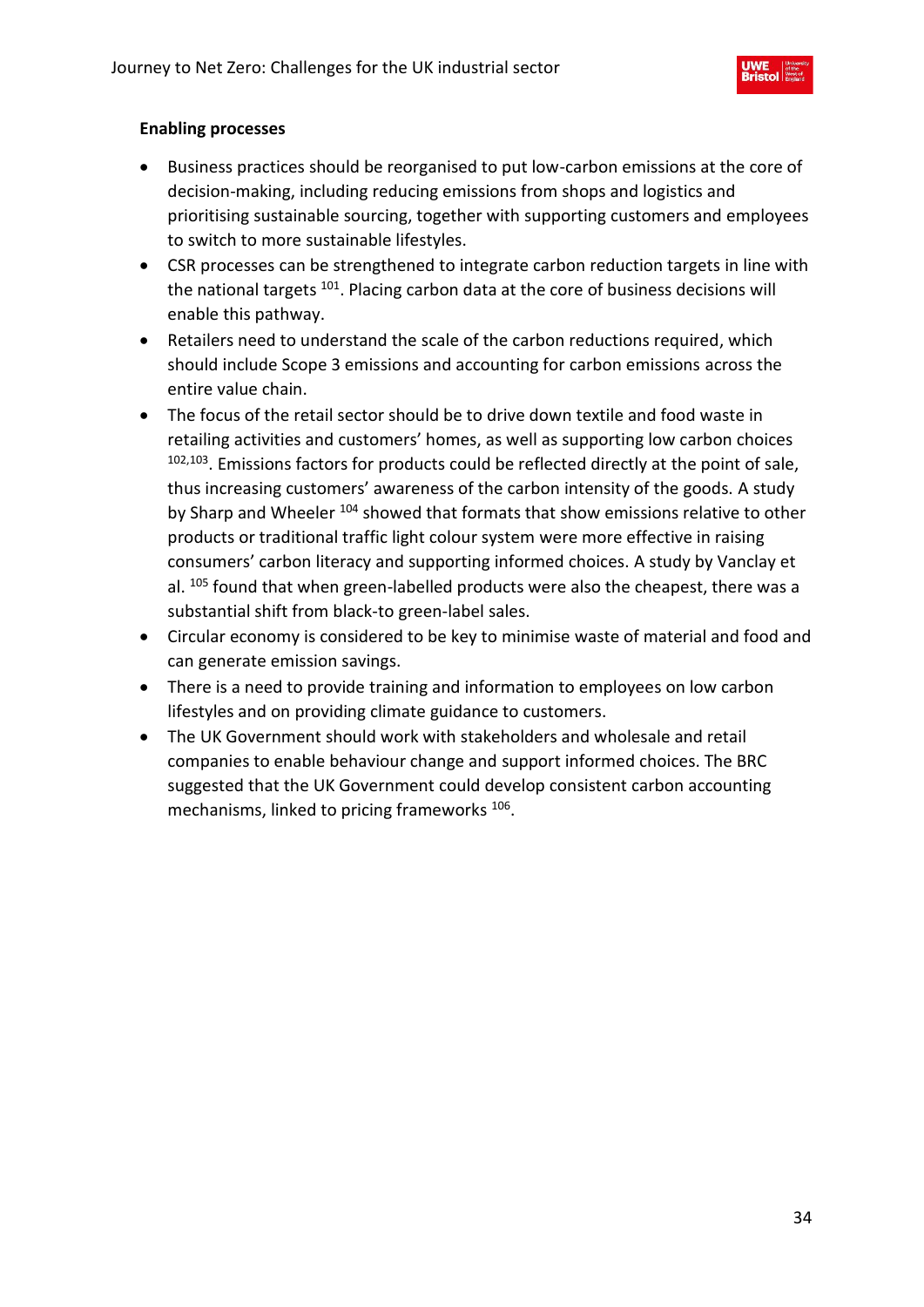**Enabling processes**

- Business practices should be reorganised to put low-carbon emissions at the core of decision-making, including reducing emissions from shops and logistics and prioritising sustainable sourcing, together with supporting customers and employees to switch to more sustainable lifestyles.
- CSR processes can be strengthened to integrate carbon reduction targets in line with the national targets [101]. Placing carbon data at the core of business decisions will enable this pathway.
- Retailers need to understand the scale of the carbon reductions required, which should include Scope 3 emissions and accounting for carbon emissions across the entire value chain.
- The focus of the retail sector should be to drive down textile and food waste in retailing activities and customers' homes, as well as supporting low carbon choices [102,103]. Emissions factors for products could be reflected directly at the point of sale, thus increasing customers' awareness of the carbon intensity of the goods. A study by Sharp and Wheeler [104] showed that formats that show emissions relative to other products or traditional traffic light colour system were more effective in raising consumers' carbon literacy and supporting informed choices. A study by Vanclay et al. [105] found that when green-labelled products were also the cheapest, there was a substantial shift from black-to green-label sales.
- Circular economy is considered to be key to minimise waste of material and food and can generate emission savings.
- There is a need to provide training and information to employees on low carbon lifestyles and on providing climate guidance to customers.
- The UK Government should work with stakeholders and wholesale and retail companies to enable behaviour change and support informed choices. The BRC suggested that the UK Government could develop consistent carbon accounting mechanisms, linked to pricing frameworks [106].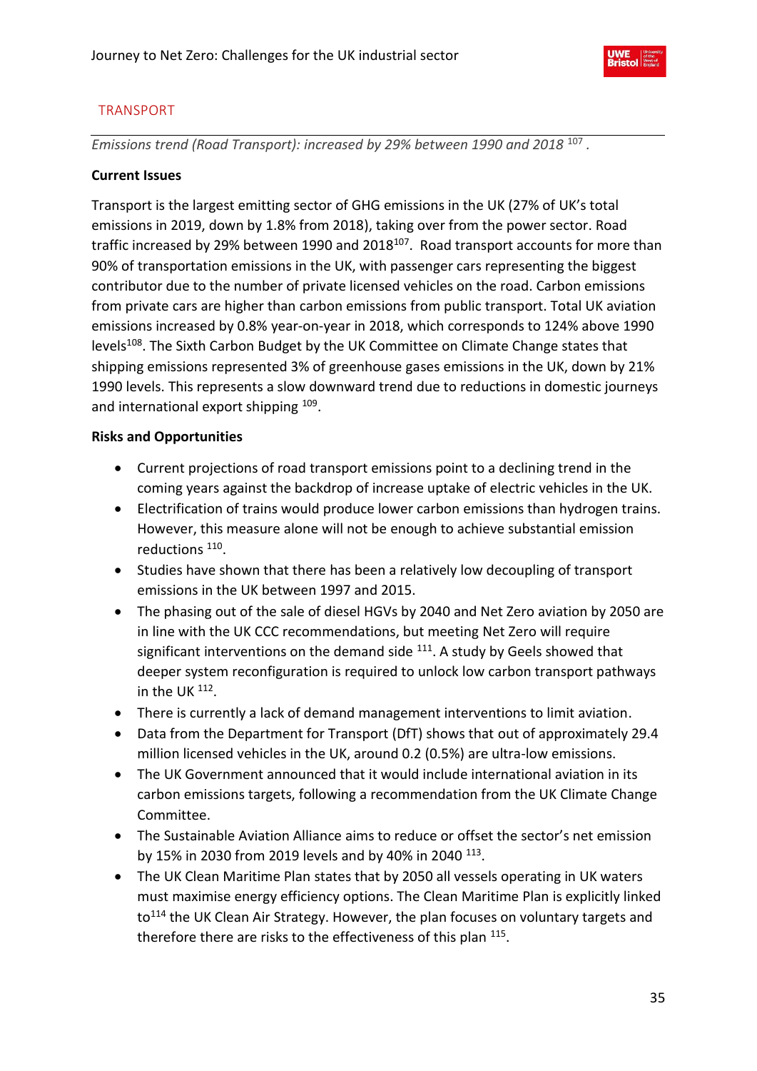## TRANSPORT

*Emissions trend (Road Transport): increased by 29% between 1990 and 2018* [107] *.*

**Current Issues**

Transport is the largest emitting sector of GHG emissions in the UK (27% of UK's total emissions in 2019, down by 1.8% from 2018), taking over from the power sector. Road traffic increased by 29% between 1990 and 2018[107]. Road transport accounts for more than 90% of transportation emissions in the UK, with passenger cars representing the biggest contributor due to the number of private licensed vehicles on the road. Carbon emissions from private cars are higher than carbon emissions from public transport. Total UK aviation emissions increased by 0.8% year-on-year in 2018, which corresponds to 124% above 1990 levels[108]. The Sixth Carbon Budget by the UK Committee on Climate Change states that shipping emissions represented 3% of greenhouse gases emissions in the UK, down by 21% 1990 levels. This represents a slow downward trend due to reductions in domestic journeys and international export shipping [109].

**Risks and Opportunities**

- Current projections of road transport emissions point to a declining trend in the coming years against the backdrop of increase uptake of electric vehicles in the UK.
- Electrification of trains would produce lower carbon emissions than hydrogen trains. However, this measure alone will not be enough to achieve substantial emission reductions [110].
- Studies have shown that there has been a relatively low decoupling of transport emissions in the UK between 1997 and 2015.
- The phasing out of the sale of diesel HGVs by 2040 and Net Zero aviation by 2050 are in line with the UK CCC recommendations, but meeting Net Zero will require significant interventions on the demand side [111]. A study by Geels showed that deeper system reconfiguration is required to unlock low carbon transport pathways in the UK [112].
- There is currently a lack of demand management interventions to limit aviation.
- Data from the Department for Transport (DfT) shows that out of approximately 29.4 million licensed vehicles in the UK, around 0.2 (0.5%) are ultra-low emissions.
- The UK Government announced that it would include international aviation in its carbon emissions targets, following a recommendation from the UK Climate Change Committee.
- The Sustainable Aviation Alliance aims to reduce or offset the sector's net emission by 15% in 2030 from 2019 levels and by 40% in 2040 [113].
- The UK Clean Maritime Plan states that by 2050 all vessels operating in UK waters must maximise energy efficiency options. The Clean Maritime Plan is explicitly linked to[114] the UK Clean Air Strategy. However, the plan focuses on voluntary targets and therefore there are risks to the effectiveness of this plan [115].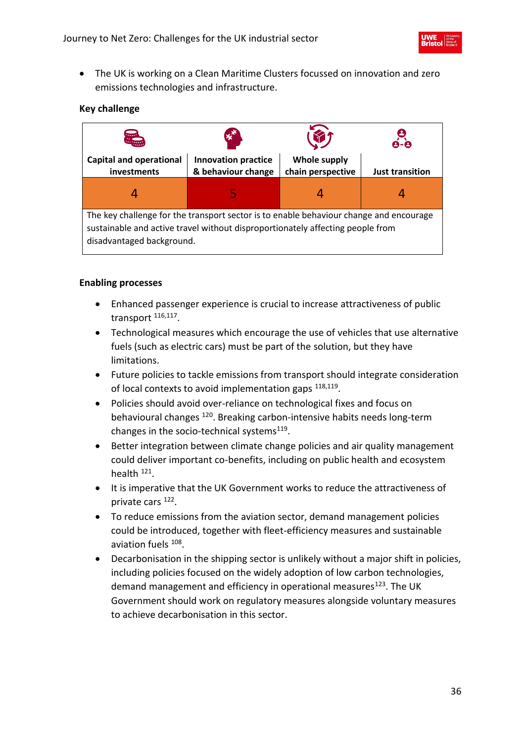- The UK is working on a Clean Maritime Clusters focussed on innovation and zero emissions technologies and infrastructure.

**Key challenge**

| Capital and operational investments | Innovation practice & behaviour change | Whole supply chain perspective | Just transition |
|---|---|---|---|
| 4 | 5 | 4 | 4 |
| The key challenge for the transport sector is to enable behaviour change and encourage sustainable and active travel without disproportionately affecting people from disadvantaged background. | | | |

**Enabling processes**

- Enhanced passenger experience is crucial to increase attractiveness of public transport [116,117].
- Technological measures which encourage the use of vehicles that use alternative fuels (such as electric cars) must be part of the solution, but they have limitations.
- Future policies to tackle emissions from transport should integrate consideration of local contexts to avoid implementation gaps [118,119].
- Policies should avoid over-reliance on technological fixes and focus on behavioural changes [120]. Breaking carbon-intensive habits needs long-term changes in the socio-technical systems[119].
- Better integration between climate change policies and air quality management could deliver important co-benefits, including on public health and ecosystem health [121].
- It is imperative that the UK Government works to reduce the attractiveness of private cars [122].
- To reduce emissions from the aviation sector, demand management policies could be introduced, together with fleet-efficiency measures and sustainable aviation fuels [108].
- Decarbonisation in the shipping sector is unlikely without a major shift in policies, including policies focused on the widely adoption of low carbon technologies, demand management and efficiency in operational measures[123]. The UK Government should work on regulatory measures alongside voluntary measures to achieve decarbonisation in this sector.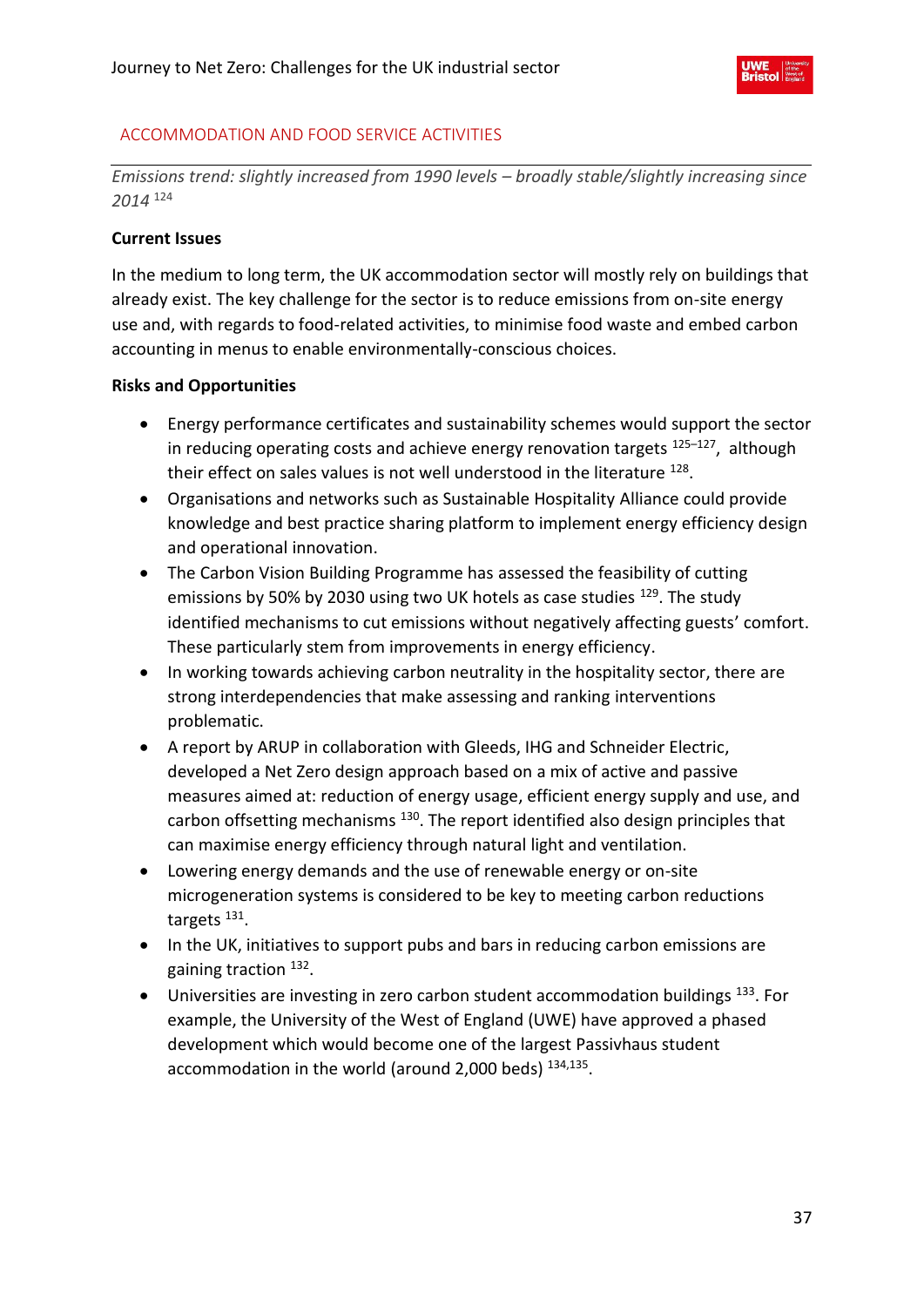## ACCOMMODATION AND FOOD SERVICE ACTIVITIES

*Emissions trend: slightly increased from 1990 levels – broadly stable/slightly increasing since 2014* [124]

**Current Issues**

In the medium to long term, the UK accommodation sector will mostly rely on buildings that already exist. The key challenge for the sector is to reduce emissions from on-site energy use and, with regards to food-related activities, to minimise food waste and embed carbon accounting in menus to enable environmentally-conscious choices.

**Risks and Opportunities**

- Energy performance certificates and sustainability schemes would support the sector in reducing operating costs and achieve energy renovation targets [125–127], although their effect on sales values is not well understood in the literature [128].
- Organisations and networks such as Sustainable Hospitality Alliance could provide knowledge and best practice sharing platform to implement energy efficiency design and operational innovation.
- The Carbon Vision Building Programme has assessed the feasibility of cutting emissions by 50% by 2030 using two UK hotels as case studies [129]. The study identified mechanisms to cut emissions without negatively affecting guests' comfort. These particularly stem from improvements in energy efficiency.
- In working towards achieving carbon neutrality in the hospitality sector, there are strong interdependencies that make assessing and ranking interventions problematic.
- A report by ARUP in collaboration with Gleeds, IHG and Schneider Electric, developed a Net Zero design approach based on a mix of active and passive measures aimed at: reduction of energy usage, efficient energy supply and use, and carbon offsetting mechanisms [130]. The report identified also design principles that can maximise energy efficiency through natural light and ventilation.
- Lowering energy demands and the use of renewable energy or on-site microgeneration systems is considered to be key to meeting carbon reductions targets [131].
- In the UK, initiatives to support pubs and bars in reducing carbon emissions are gaining traction [132].
- Universities are investing in zero carbon student accommodation buildings [133]. For example, the University of the West of England (UWE) have approved a phased development which would become one of the largest Passivhaus student accommodation in the world (around 2,000 beds) [134,135].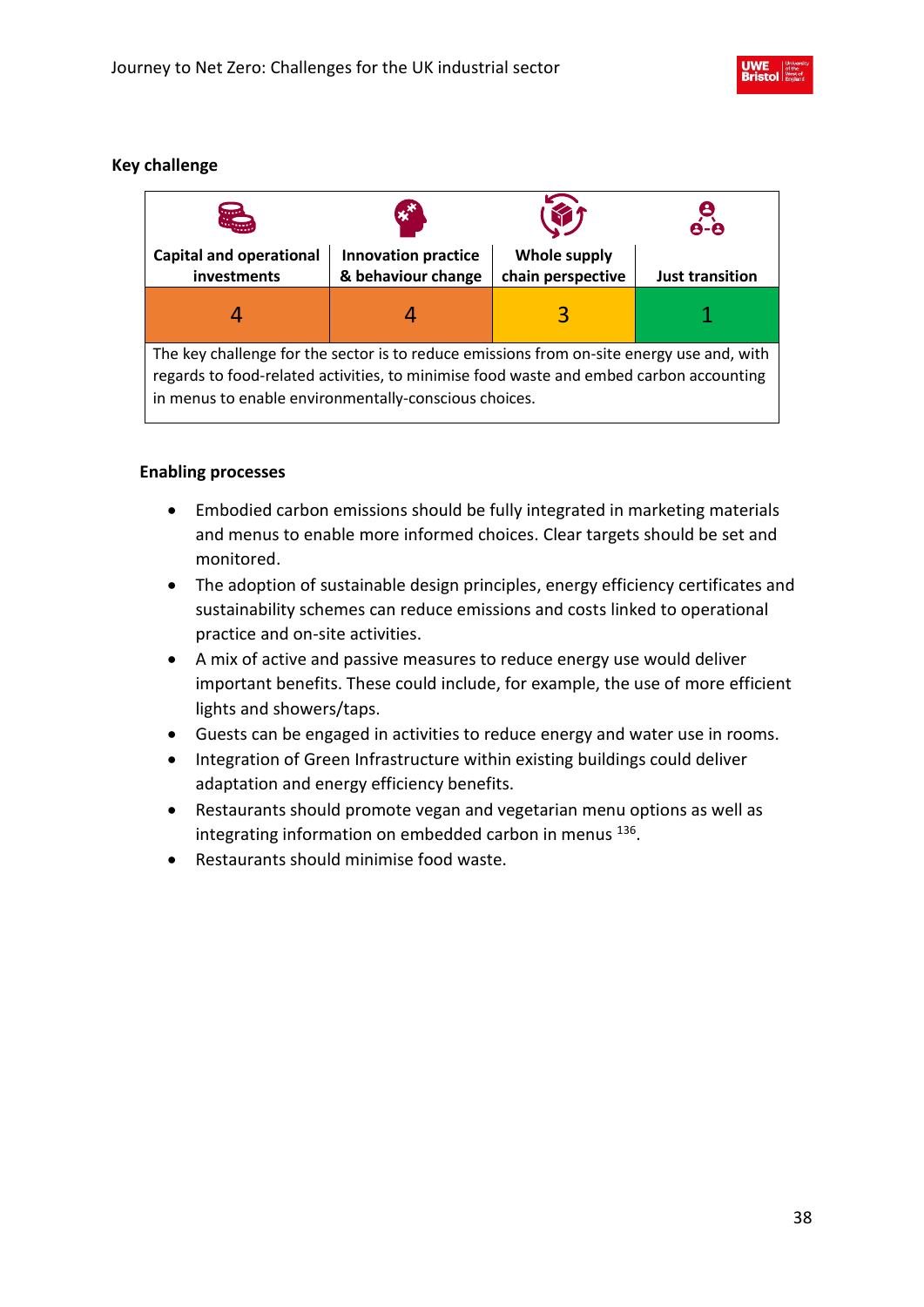**Key challenge**

| Capital and operational investments | Innovation practice & behaviour change | Whole supply chain perspective | Just transition |
|---|---|---|---|
| 4 | 4 | 3 | 1 |
| The key challenge for the sector is to reduce emissions from on-site energy use and, with regards to food-related activities, to minimise food waste and embed carbon accounting in menus to enable environmentally-conscious choices. | | | |

**Enabling processes**

- Embodied carbon emissions should be fully integrated in marketing materials and menus to enable more informed choices. Clear targets should be set and monitored.
- The adoption of sustainable design principles, energy efficiency certificates and sustainability schemes can reduce emissions and costs linked to operational practice and on-site activities.
- A mix of active and passive measures to reduce energy use would deliver important benefits. These could include, for example, the use of more efficient lights and showers/taps.
- Guests can be engaged in activities to reduce energy and water use in rooms.
- Integration of Green Infrastructure within existing buildings could deliver adaptation and energy efficiency benefits.
- Restaurants should promote vegan and vegetarian menu options as well as integrating information on embedded carbon in menus [136].
- Restaurants should minimise food waste.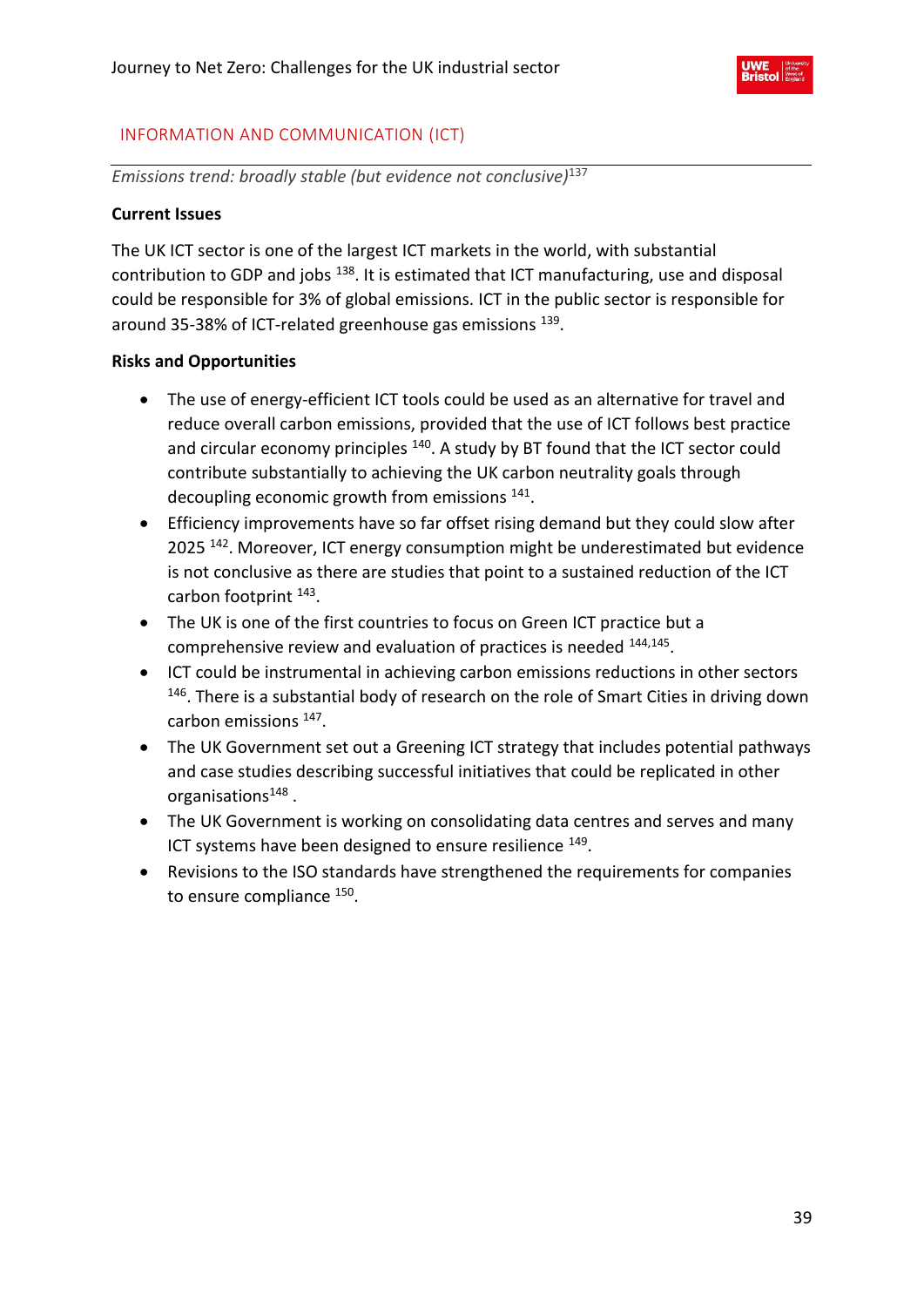## INFORMATION AND COMMUNICATION (ICT)

*Emissions trend: broadly stable (but evidence not conclusive)*[137]

**Current Issues**

The UK ICT sector is one of the largest ICT markets in the world, with substantial contribution to GDP and jobs [138]. It is estimated that ICT manufacturing, use and disposal could be responsible for 3% of global emissions. ICT in the public sector is responsible for around 35-38% of ICT-related greenhouse gas emissions [139].

**Risks and Opportunities**

- The use of energy-efficient ICT tools could be used as an alternative for travel and reduce overall carbon emissions, provided that the use of ICT follows best practice and circular economy principles [140]. A study by BT found that the ICT sector could contribute substantially to achieving the UK carbon neutrality goals through decoupling economic growth from emissions [141].
- Efficiency improvements have so far offset rising demand but they could slow after 2025 [142]. Moreover, ICT energy consumption might be underestimated but evidence is not conclusive as there are studies that point to a sustained reduction of the ICT carbon footprint [143].
- The UK is one of the first countries to focus on Green ICT practice but a comprehensive review and evaluation of practices is needed [144,145].
- ICT could be instrumental in achieving carbon emissions reductions in other sectors [146]. There is a substantial body of research on the role of Smart Cities in driving down carbon emissions [147].
- The UK Government set out a Greening ICT strategy that includes potential pathways and case studies describing successful initiatives that could be replicated in other organisations[148] .
- The UK Government is working on consolidating data centres and serves and many ICT systems have been designed to ensure resilience [149].
- Revisions to the ISO standards have strengthened the requirements for companies to ensure compliance [150].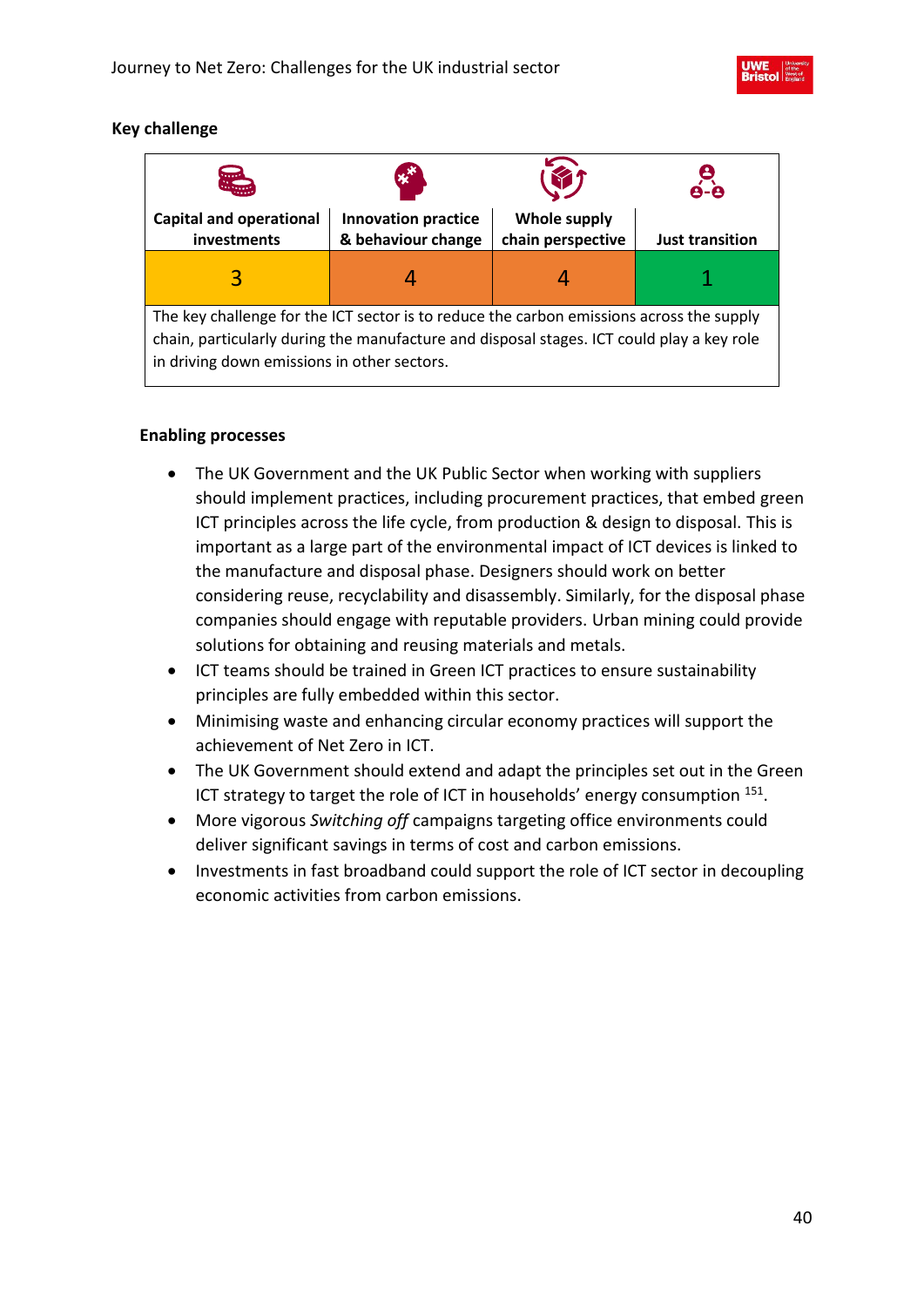**Key challenge**

| Capital and operational investments | Innovation practice & behaviour change | Whole supply chain perspective | Just transition |
|---|---|---|---|
| 3 | 4 | 4 | 1 |
| The key challenge for the ICT sector is to reduce the carbon emissions across the supply chain, particularly during the manufacture and disposal stages. ICT could play a key role in driving down emissions in other sectors. | | | |

**Enabling processes**

- The UK Government and the UK Public Sector when working with suppliers should implement practices, including procurement practices, that embed green ICT principles across the life cycle, from production & design to disposal. This is important as a large part of the environmental impact of ICT devices is linked to the manufacture and disposal phase. Designers should work on better considering reuse, recyclability and disassembly. Similarly, for the disposal phase companies should engage with reputable providers. Urban mining could provide solutions for obtaining and reusing materials and metals.
- ICT teams should be trained in Green ICT practices to ensure sustainability principles are fully embedded within this sector.
- Minimising waste and enhancing circular economy practices will support the achievement of Net Zero in ICT.
- The UK Government should extend and adapt the principles set out in the Green ICT strategy to target the role of ICT in households' energy consumption [151].
- More vigorous *Switching off* campaigns targeting office environments could deliver significant savings in terms of cost and carbon emissions.
- Investments in fast broadband could support the role of ICT sector in decoupling economic activities from carbon emissions.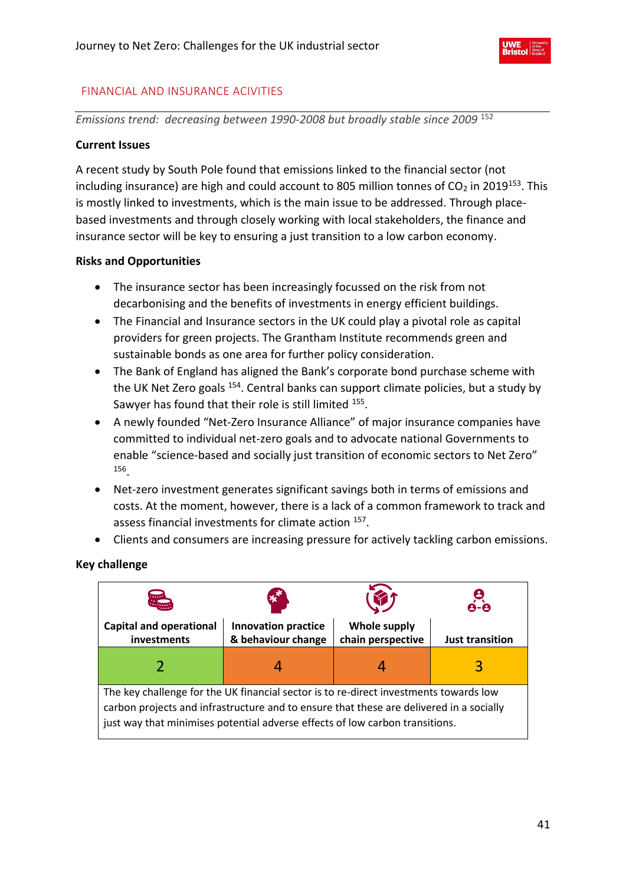## FINANCIAL AND INSURANCE ACIVITIES

*Emissions trend: decreasing between 1990-2008 but broadly stable since 2009* [152]

**Current Issues**

A recent study by South Pole found that emissions linked to the financial sector (not including insurance) are high and could account to 805 million tonnes of $CO_2$ in 2019[153]. This is mostly linked to investments, which is the main issue to be addressed. Through place-based investments and through closely working with local stakeholders, the finance and insurance sector will be key to ensuring a just transition to a low carbon economy.

**Risks and Opportunities**

- The insurance sector has been increasingly focussed on the risk from not decarbonising and the benefits of investments in energy efficient buildings.
- The Financial and Insurance sectors in the UK could play a pivotal role as capital providers for green projects. The Grantham Institute recommends green and sustainable bonds as one area for further policy consideration.
- The Bank of England has aligned the Bank's corporate bond purchase scheme with the UK Net Zero goals [154]. Central banks can support climate policies, but a study by Sawyer has found that their role is still limited [155].
- A newly founded "Net-Zero Insurance Alliance" of major insurance companies have committed to individual net-zero goals and to advocate national Governments to enable "science-based and socially just transition of economic sectors to Net Zero" [156].
- Net-zero investment generates significant savings both in terms of emissions and costs. At the moment, however, there is a lack of a common framework to track and assess financial investments for climate action [157].
- Clients and consumers are increasing pressure for actively tackling carbon emissions.

**Key challenge**

| Capital and operational investments | Innovation practice & behaviour change | Whole supply chain perspective | Just transition |
|---|---|---|---|
| 2 | 4 | 4 | 3 |
| The key challenge for the UK financial sector is to re-direct investments towards low carbon projects and infrastructure and to ensure that these are delivered in a socially just way that minimises potential adverse effects of low carbon transitions. | | | |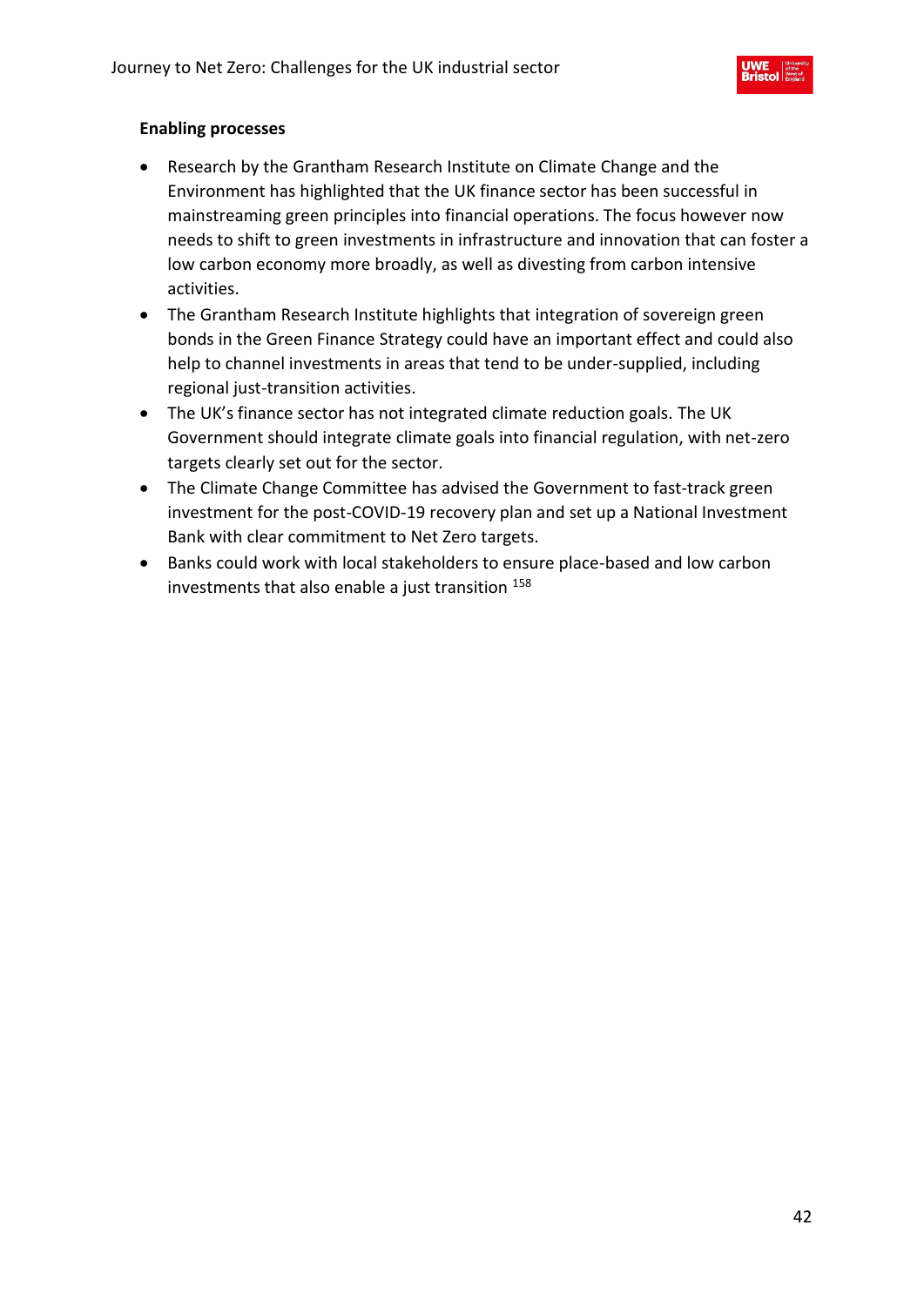**Enabling processes**

- Research by the Grantham Research Institute on Climate Change and the Environment has highlighted that the UK finance sector has been successful in mainstreaming green principles into financial operations. The focus however now needs to shift to green investments in infrastructure and innovation that can foster a low carbon economy more broadly, as well as divesting from carbon intensive activities.
- The Grantham Research Institute highlights that integration of sovereign green bonds in the Green Finance Strategy could have an important effect and could also help to channel investments in areas that tend to be under-supplied, including regional just-transition activities.
- The UK's finance sector has not integrated climate reduction goals. The UK Government should integrate climate goals into financial regulation, with net-zero targets clearly set out for the sector.
- The Climate Change Committee has advised the Government to fast-track green investment for the post-COVID-19 recovery plan and set up a National Investment Bank with clear commitment to Net Zero targets.
- Banks could work with local stakeholders to ensure place-based and low carbon investments that also enable a just transition [158]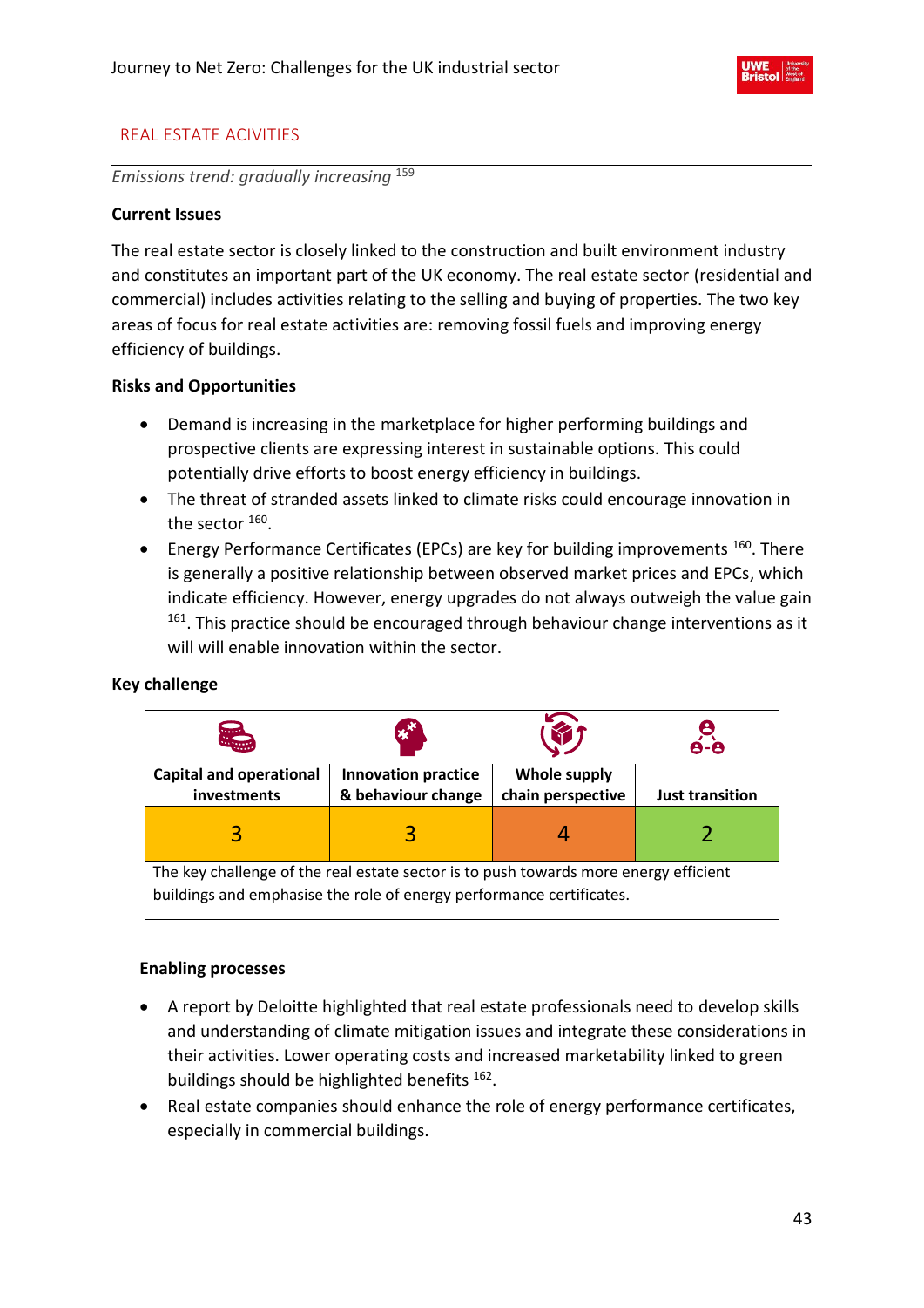## REAL ESTATE ACIVITIES

*Emissions trend: gradually increasing* [159]

**Current Issues**

The real estate sector is closely linked to the construction and built environment industry and constitutes an important part of the UK economy. The real estate sector (residential and commercial) includes activities relating to the selling and buying of properties. The two key areas of focus for real estate activities are: removing fossil fuels and improving energy efficiency of buildings.

**Risks and Opportunities**

- Demand is increasing in the marketplace for higher performing buildings and prospective clients are expressing interest in sustainable options. This could potentially drive efforts to boost energy efficiency in buildings.
- The threat of stranded assets linked to climate risks could encourage innovation in the sector [160].
- Energy Performance Certificates (EPCs) are key for building improvements [160]. There is generally a positive relationship between observed market prices and EPCs, which indicate efficiency. However, energy upgrades do not always outweigh the value gain [161]. This practice should be encouraged through behaviour change interventions as it will will enable innovation within the sector.

**Key challenge**

| Capital and operational investments | Innovation practice & behaviour change | Whole supply chain perspective | Just transition |
|---|---|---|---|
| 3 | 3 | 4 | 2 |
| The key challenge of the real estate sector is to push towards more energy efficient buildings and emphasise the role of energy performance certificates. | | | |

**Enabling processes**

- A report by Deloitte highlighted that real estate professionals need to develop skills and understanding of climate mitigation issues and integrate these considerations in their activities. Lower operating costs and increased marketability linked to green buildings should be highlighted benefits [162].
- Real estate companies should enhance the role of energy performance certificates, especially in commercial buildings.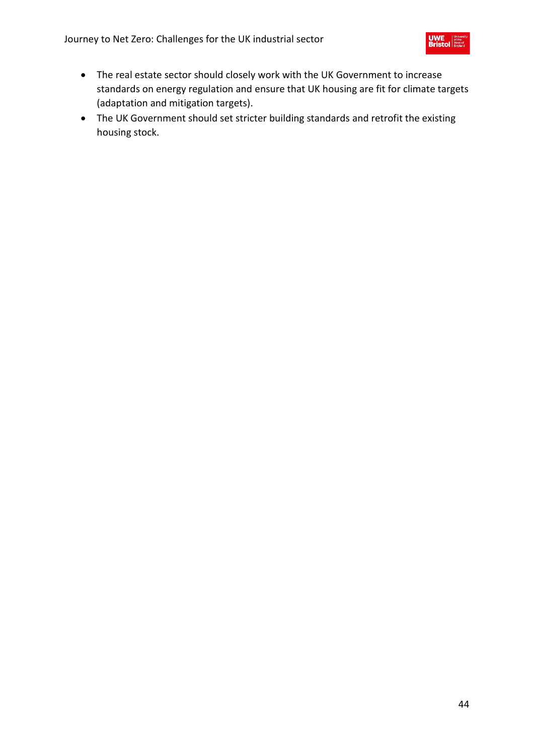- The real estate sector should closely work with the UK Government to increase standards on energy regulation and ensure that UK housing are fit for climate targets (adaptation and mitigation targets).
- The UK Government should set stricter building standards and retrofit the existing housing stock.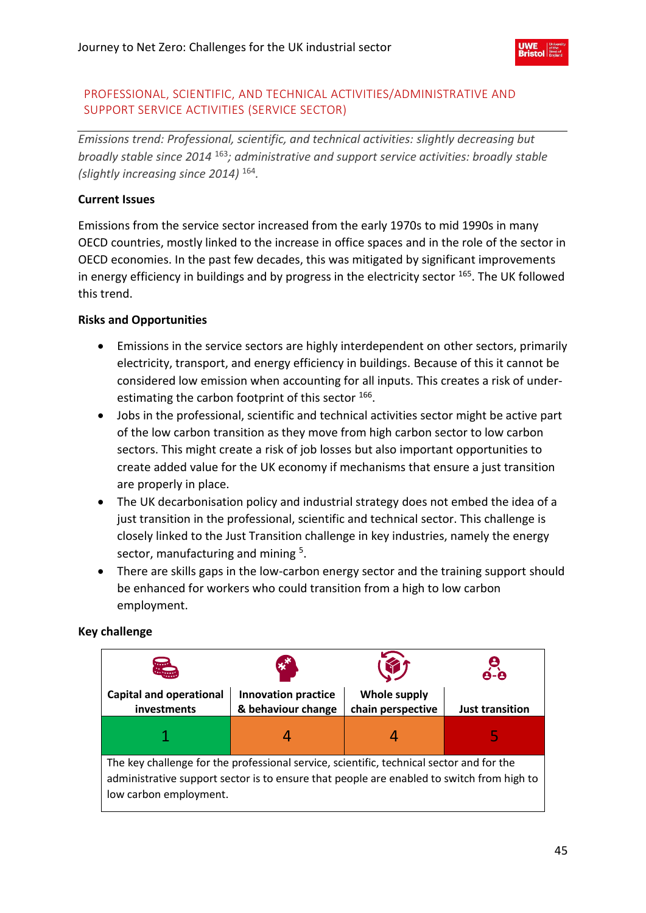## PROFESSIONAL, SCIENTIFIC, AND TECHNICAL ACTIVITIES/ADMINISTRATIVE AND SUPPORT SERVICE ACTIVITIES (SERVICE SECTOR)

*Emissions trend: Professional, scientific, and technical activities: slightly decreasing but broadly stable since 2014* [163]*; administrative and support service activities: broadly stable (slightly increasing since 2014)* [164]*.*

**Current Issues**

Emissions from the service sector increased from the early 1970s to mid 1990s in many OECD countries, mostly linked to the increase in office spaces and in the role of the sector in OECD economies. In the past few decades, this was mitigated by significant improvements in energy efficiency in buildings and by progress in the electricity sector [165]. The UK followed this trend.

**Risks and Opportunities**

- Emissions in the service sectors are highly interdependent on other sectors, primarily electricity, transport, and energy efficiency in buildings. Because of this it cannot be considered low emission when accounting for all inputs. This creates a risk of under-estimating the carbon footprint of this sector [166].
- Jobs in the professional, scientific and technical activities sector might be active part of the low carbon transition as they move from high carbon sector to low carbon sectors. This might create a risk of job losses but also important opportunities to create added value for the UK economy if mechanisms that ensure a just transition are properly in place.
- The UK decarbonisation policy and industrial strategy does not embed the idea of a just transition in the professional, scientific and technical sector. This challenge is closely linked to the Just Transition challenge in key industries, namely the energy sector, manufacturing and mining [5].
- There are skills gaps in the low-carbon energy sector and the training support should be enhanced for workers who could transition from a high to low carbon employment.

**Key challenge**

| Capital and operational investments | Innovation practice & behaviour change | Whole supply chain perspective | Just transition |
|---|---|---|---|
| 1 | 4 | 4 | 5 |
| The key challenge for the professional service, scientific, technical sector and for the administrative support sector is to ensure that people are enabled to switch from high to low carbon employment. | | | |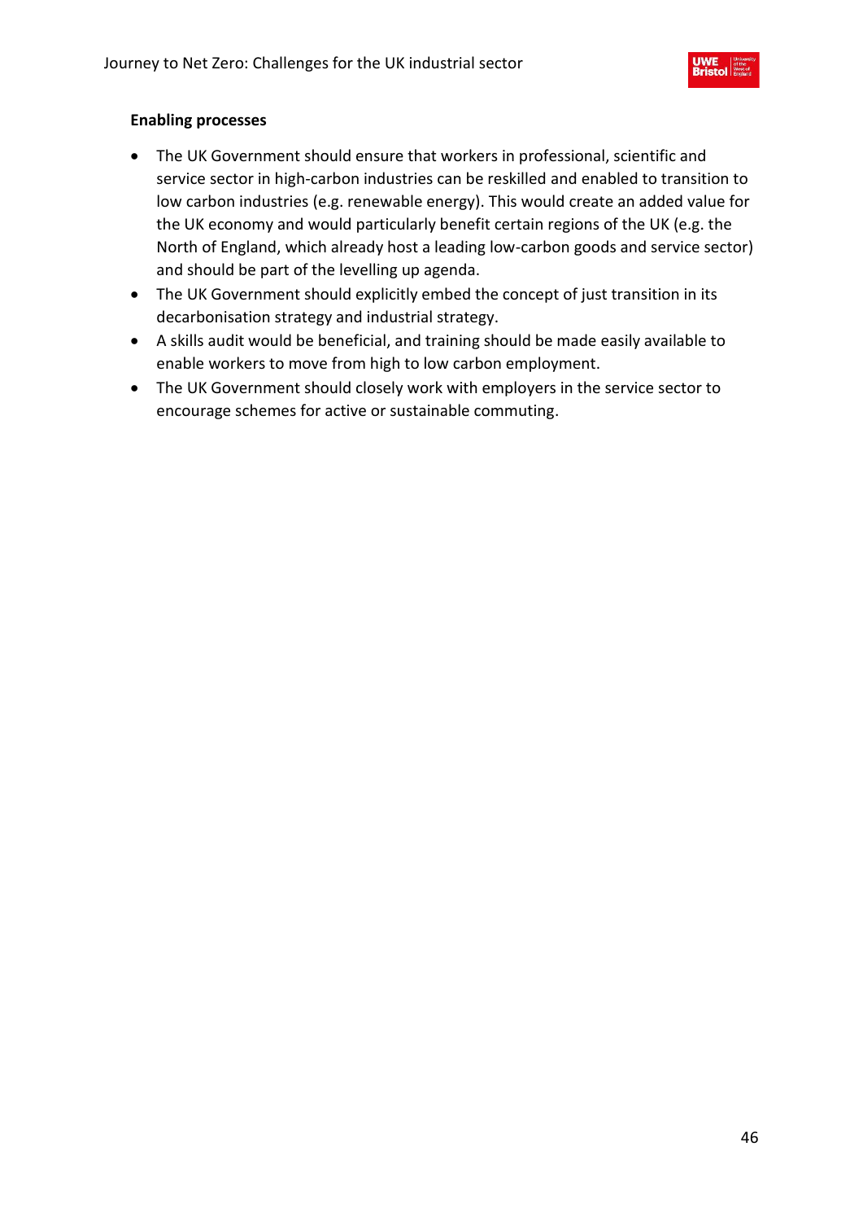**Enabling processes**

- The UK Government should ensure that workers in professional, scientific and service sector in high-carbon industries can be reskilled and enabled to transition to low carbon industries (e.g. renewable energy). This would create an added value for the UK economy and would particularly benefit certain regions of the UK (e.g. the North of England, which already host a leading low-carbon goods and service sector) and should be part of the levelling up agenda.
- The UK Government should explicitly embed the concept of just transition in its decarbonisation strategy and industrial strategy.
- A skills audit would be beneficial, and training should be made easily available to enable workers to move from high to low carbon employment.
- The UK Government should closely work with employers in the service sector to encourage schemes for active or sustainable commuting.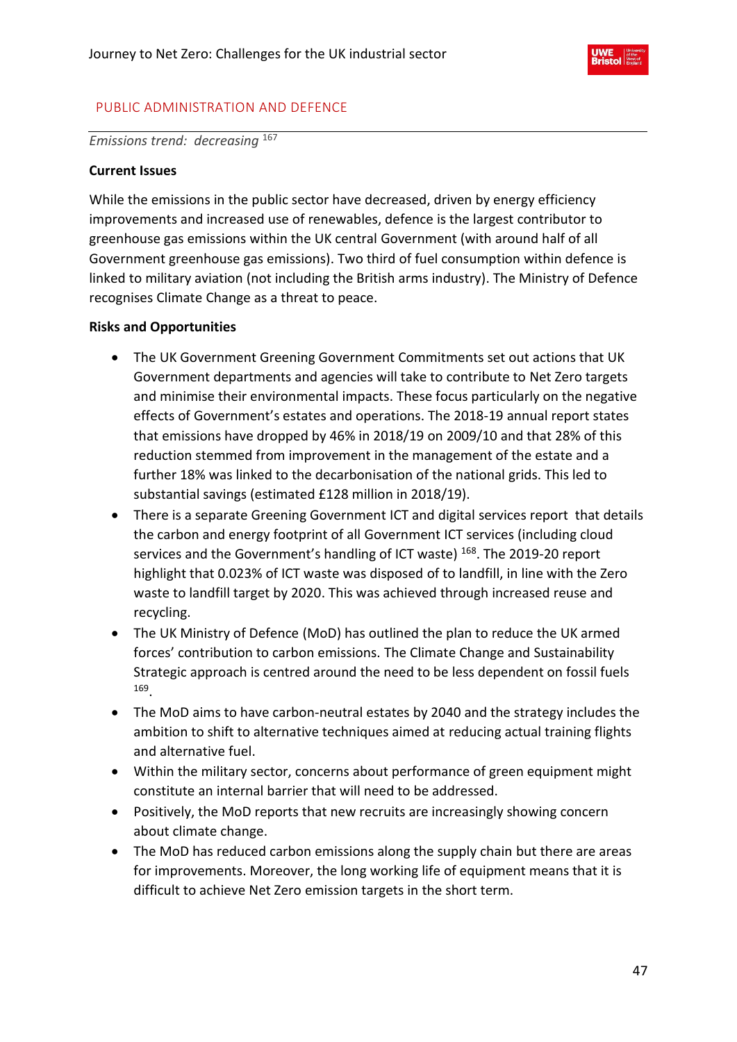## PUBLIC ADMINISTRATION AND DEFENCE

*Emissions trend: decreasing* [167]

**Current Issues**

While the emissions in the public sector have decreased, driven by energy efficiency improvements and increased use of renewables, defence is the largest contributor to greenhouse gas emissions within the UK central Government (with around half of all Government greenhouse gas emissions). Two third of fuel consumption within defence is linked to military aviation (not including the British arms industry). The Ministry of Defence recognises Climate Change as a threat to peace.

**Risks and Opportunities**

- The UK Government Greening Government Commitments set out actions that UK Government departments and agencies will take to contribute to Net Zero targets and minimise their environmental impacts. These focus particularly on the negative effects of Government's estates and operations. The 2018-19 annual report states that emissions have dropped by 46% in 2018/19 on 2009/10 and that 28% of this reduction stemmed from improvement in the management of the estate and a further 18% was linked to the decarbonisation of the national grids. This led to substantial savings (estimated £128 million in 2018/19).
- There is a separate Greening Government ICT and digital services report that details the carbon and energy footprint of all Government ICT services (including cloud services and the Government's handling of ICT waste) [168]. The 2019-20 report highlight that 0.023% of ICT waste was disposed of to landfill, in line with the Zero waste to landfill target by 2020. This was achieved through increased reuse and recycling.
- The UK Ministry of Defence (MoD) has outlined the plan to reduce the UK armed forces' contribution to carbon emissions. The Climate Change and Sustainability Strategic approach is centred around the need to be less dependent on fossil fuels [169].
- The MoD aims to have carbon-neutral estates by 2040 and the strategy includes the ambition to shift to alternative techniques aimed at reducing actual training flights and alternative fuel.
- Within the military sector, concerns about performance of green equipment might constitute an internal barrier that will need to be addressed.
- Positively, the MoD reports that new recruits are increasingly showing concern about climate change.
- The MoD has reduced carbon emissions along the supply chain but there are areas for improvements. Moreover, the long working life of equipment means that it is difficult to achieve Net Zero emission targets in the short term.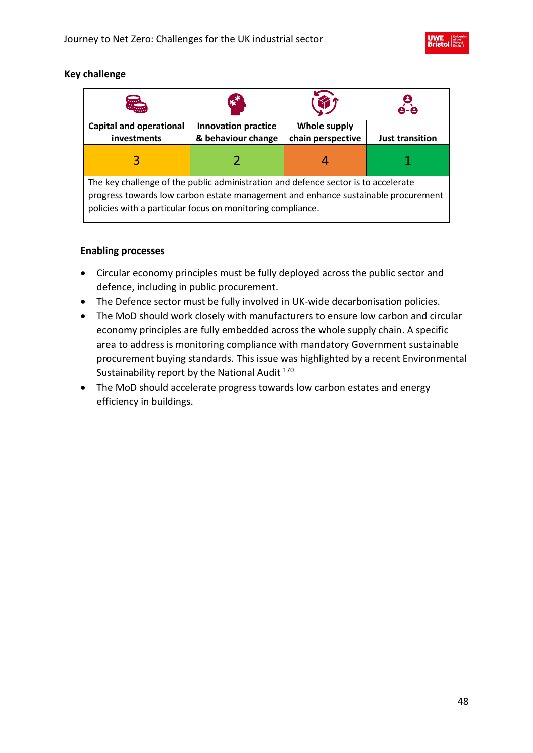**Key challenge**

| Capital and operational investments | Innovation practice & behaviour change | Whole supply chain perspective | Just transition |
|---|---|---|---|
| 3 | 2 | 4 | 1 |
| The key challenge of the public administration and defence sector is to accelerate progress towards low carbon estate management and enhance sustainable procurement policies with a particular focus on monitoring compliance. | | | |

**Enabling processes**

- Circular economy principles must be fully deployed across the public sector and defence, including in public procurement.
- The Defence sector must be fully involved in UK-wide decarbonisation policies.
- The MoD should work closely with manufacturers to ensure low carbon and circular economy principles are fully embedded across the whole supply chain. A specific area to address is monitoring compliance with mandatory Government sustainable procurement buying standards. This issue was highlighted by a recent Environmental Sustainability report by the National Audit [170]
- The MoD should accelerate progress towards low carbon estates and energy efficiency in buildings.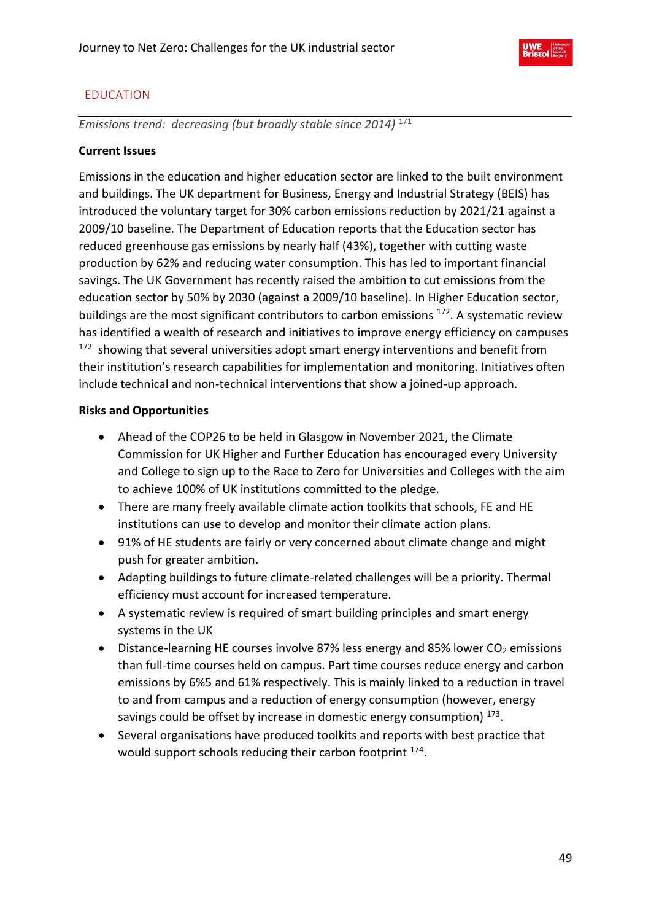## EDUCATION

*Emissions trend: decreasing (but broadly stable since 2014)* [171]

**Current Issues**

Emissions in the education and higher education sector are linked to the built environment and buildings. The UK department for Business, Energy and Industrial Strategy (BEIS) has introduced the voluntary target for 30% carbon emissions reduction by 2021/21 against a 2009/10 baseline. The Department of Education reports that the Education sector has reduced greenhouse gas emissions by nearly half (43%), together with cutting waste production by 62% and reducing water consumption. This has led to important financial savings. The UK Government has recently raised the ambition to cut emissions from the education sector by 50% by 2030 (against a 2009/10 baseline). In Higher Education sector, buildings are the most significant contributors to carbon emissions [172]. A systematic review has identified a wealth of research and initiatives to improve energy efficiency on campuses [172] showing that several universities adopt smart energy interventions and benefit from their institution's research capabilities for implementation and monitoring. Initiatives often include technical and non-technical interventions that show a joined-up approach.

**Risks and Opportunities**

- Ahead of the COP26 to be held in Glasgow in November 2021, the Climate Commission for UK Higher and Further Education has encouraged every University and College to sign up to the Race to Zero for Universities and Colleges with the aim to achieve 100% of UK institutions committed to the pledge.
- There are many freely available climate action toolkits that schools, FE and HE institutions can use to develop and monitor their climate action plans.
- 91% of HE students are fairly or very concerned about climate change and might push for greater ambition.
- Adapting buildings to future climate-related challenges will be a priority. Thermal efficiency must account for increased temperature.
- A systematic review is required of smart building principles and smart energy systems in the UK
- Distance-learning HE courses involve 87% less energy and 85% lower $CO_2$ emissions than full-time courses held on campus. Part time courses reduce energy and carbon emissions by 6%5 and 61% respectively. This is mainly linked to a reduction in travel to and from campus and a reduction of energy consumption (however, energy savings could be offset by increase in domestic energy consumption) [173].
- Several organisations have produced toolkits and reports with best practice that would support schools reducing their carbon footprint [174].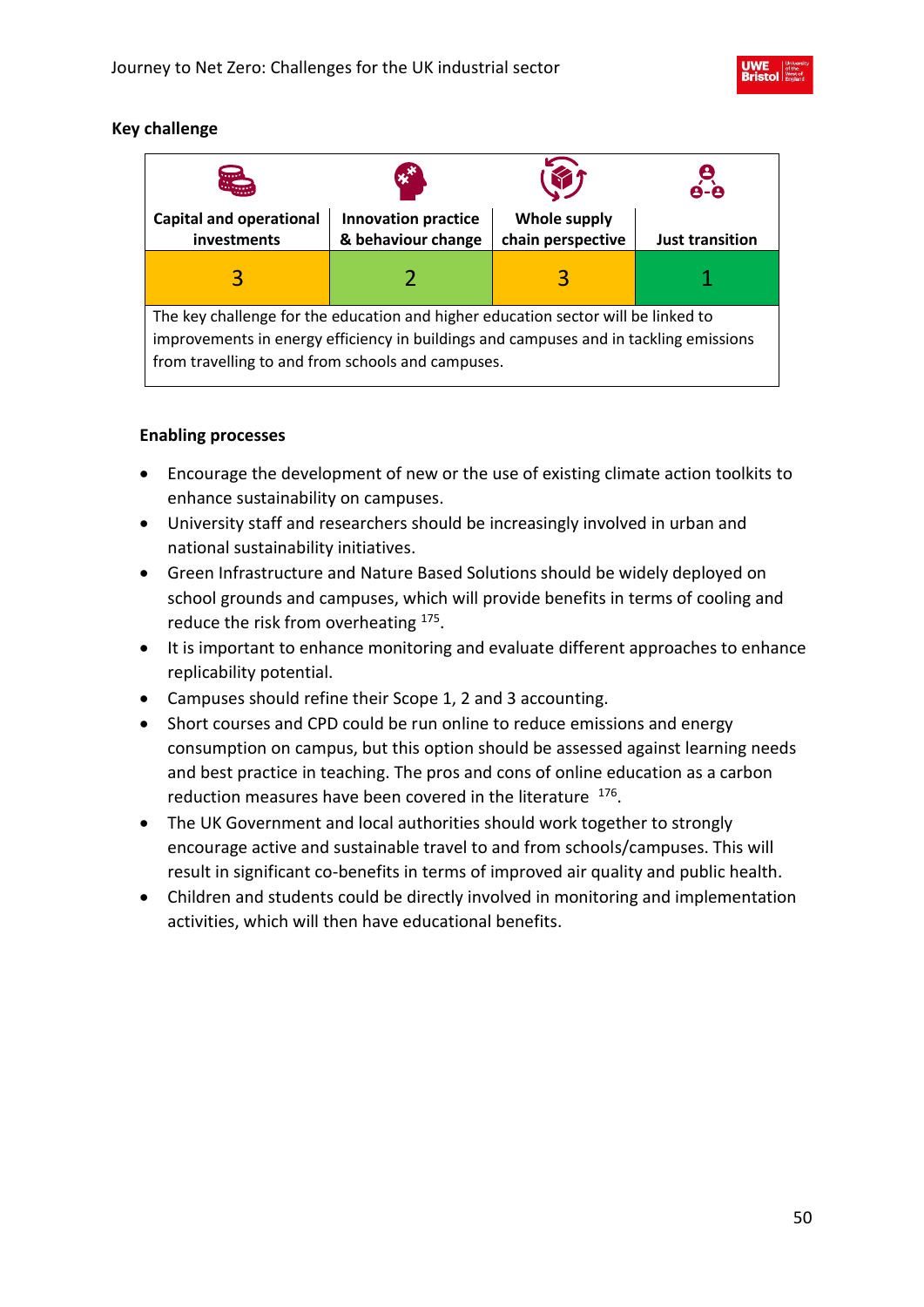**Key challenge**

| Capital and operational investments | Innovation practice & behaviour change | Whole supply chain perspective | Just transition |
|---|---|---|---|
| 3 | 2 | 3 | 1 |
| The key challenge for the education and higher education sector will be linked to improvements in energy efficiency in buildings and campuses and in tackling emissions from travelling to and from schools and campuses. | | | |

**Enabling processes**

- Encourage the development of new or the use of existing climate action toolkits to enhance sustainability on campuses.
- University staff and researchers should be increasingly involved in urban and national sustainability initiatives.
- Green Infrastructure and Nature Based Solutions should be widely deployed on school grounds and campuses, which will provide benefits in terms of cooling and reduce the risk from overheating [175].
- It is important to enhance monitoring and evaluate different approaches to enhance replicability potential.
- Campuses should refine their Scope 1, 2 and 3 accounting.
- Short courses and CPD could be run online to reduce emissions and energy consumption on campus, but this option should be assessed against learning needs and best practice in teaching. The pros and cons of online education as a carbon reduction measures have been covered in the literature [176].
- The UK Government and local authorities should work together to strongly encourage active and sustainable travel to and from schools/campuses. This will result in significant co-benefits in terms of improved air quality and public health.
- Children and students could be directly involved in monitoring and implementation activities, which will then have educational benefits.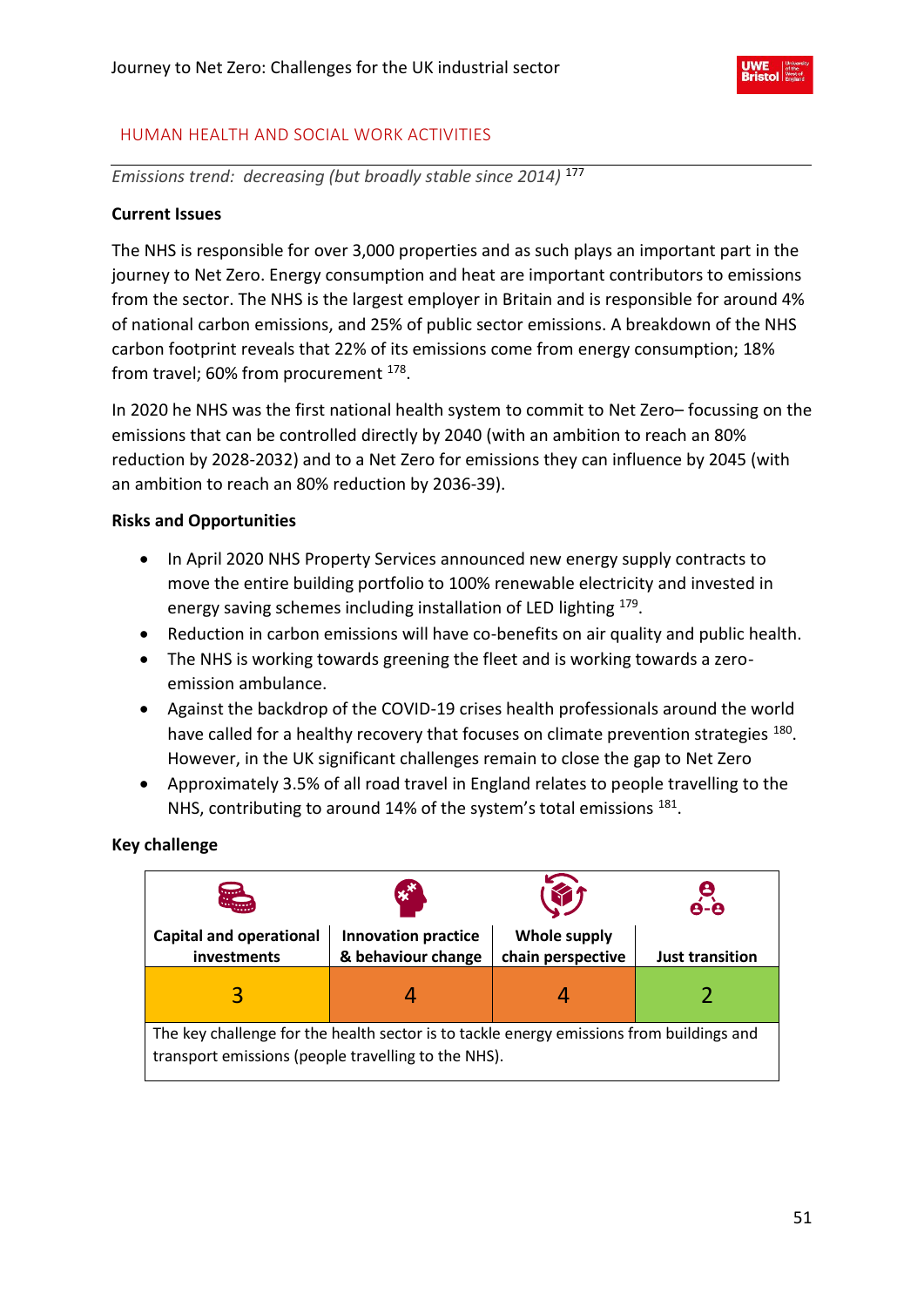## HUMAN HEALTH AND SOCIAL WORK ACTIVITIES

*Emissions trend: decreasing (but broadly stable since 2014)* [177]

**Current Issues**

The NHS is responsible for over 3,000 properties and as such plays an important part in the journey to Net Zero. Energy consumption and heat are important contributors to emissions from the sector. The NHS is the largest employer in Britain and is responsible for around 4% of national carbon emissions, and 25% of public sector emissions. A breakdown of the NHS carbon footprint reveals that 22% of its emissions come from energy consumption; 18% from travel; 60% from procurement [178].

In 2020 he NHS was the first national health system to commit to Net Zero– focussing on the emissions that can be controlled directly by 2040 (with an ambition to reach an 80% reduction by 2028-2032) and to a Net Zero for emissions they can influence by 2045 (with an ambition to reach an 80% reduction by 2036-39).

**Risks and Opportunities**

- In April 2020 NHS Property Services announced new energy supply contracts to move the entire building portfolio to 100% renewable electricity and invested in energy saving schemes including installation of LED lighting [179].
- Reduction in carbon emissions will have co-benefits on air quality and public health.
- The NHS is working towards greening the fleet and is working towards a zero-emission ambulance.
- Against the backdrop of the COVID-19 crises health professionals around the world have called for a healthy recovery that focuses on climate prevention strategies [180]. However, in the UK significant challenges remain to close the gap to Net Zero
- Approximately 3.5% of all road travel in England relates to people travelling to the NHS, contributing to around 14% of the system's total emissions [181].

**Key challenge**

| Capital and operational investments | Innovation practice & behaviour change | Whole supply chain perspective | Just transition |
|---|---|---|---|
| 3 | 4 | 4 | 2 |
| The key challenge for the health sector is to tackle energy emissions from buildings and transport emissions (people travelling to the NHS). | | | |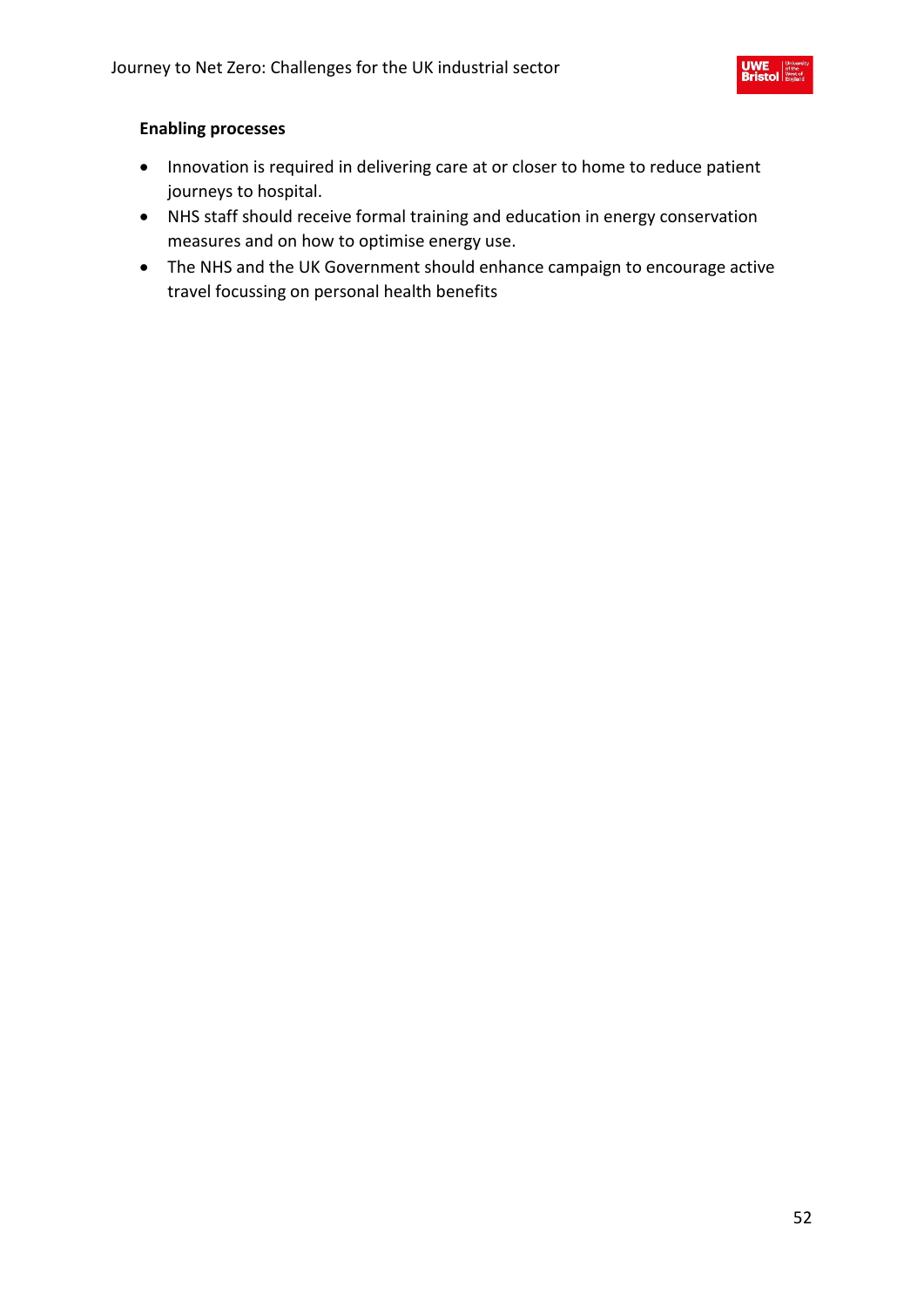**Enabling processes**

- Innovation is required in delivering care at or closer to home to reduce patient journeys to hospital.
- NHS staff should receive formal training and education in energy conservation measures and on how to optimise energy use.
- The NHS and the UK Government should enhance campaign to encourage active travel focussing on personal health benefits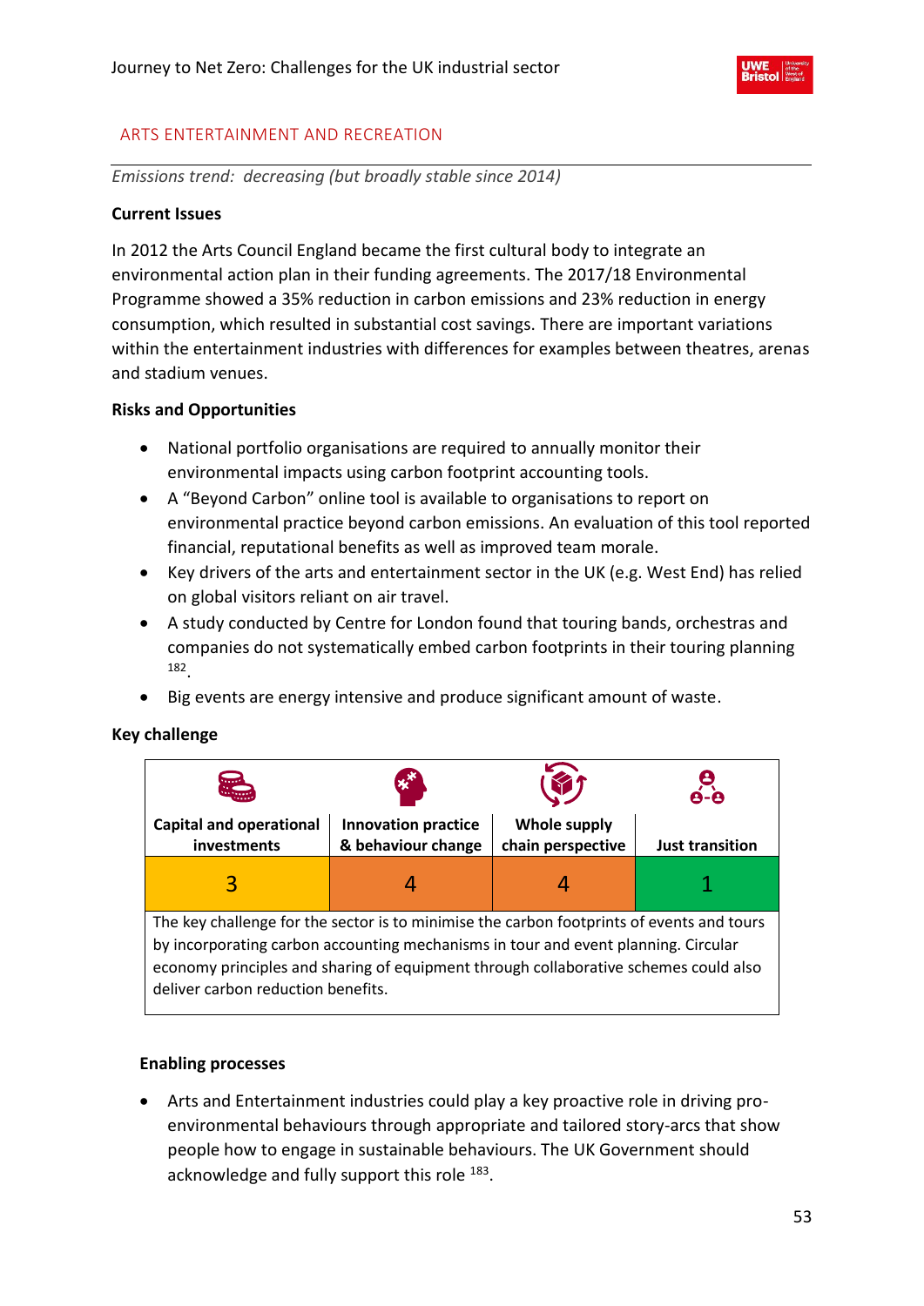## ARTS ENTERTAINMENT AND RECREATION

*Emissions trend: decreasing (but broadly stable since 2014)*

**Current Issues**

In 2012 the Arts Council England became the first cultural body to integrate an environmental action plan in their funding agreements. The 2017/18 Environmental Programme showed a 35% reduction in carbon emissions and 23% reduction in energy consumption, which resulted in substantial cost savings. There are important variations within the entertainment industries with differences for examples between theatres, arenas and stadium venues.

**Risks and Opportunities**

- National portfolio organisations are required to annually monitor their environmental impacts using carbon footprint accounting tools.
- A "Beyond Carbon" online tool is available to organisations to report on environmental practice beyond carbon emissions. An evaluation of this tool reported financial, reputational benefits as well as improved team morale.
- Key drivers of the arts and entertainment sector in the UK (e.g. West End) has relied on global visitors reliant on air travel.
- A study conducted by Centre for London found that touring bands, orchestras and companies do not systematically embed carbon footprints in their touring planning [182].
- Big events are energy intensive and produce significant amount of waste.

**Key challenge**

| Capital and operational investments | Innovation practice & behaviour change | Whole supply chain perspective | Just transition |
|---|---|---|---|
| 3 | 4 | 4 | 1 |

The key challenge for the sector is to minimise the carbon footprints of events and tours by incorporating carbon accounting mechanisms in tour and event planning. Circular economy principles and sharing of equipment through collaborative schemes could also deliver carbon reduction benefits.

**Enabling processes**

- Arts and Entertainment industries could play a key proactive role in driving pro-environmental behaviours through appropriate and tailored story-arcs that show people how to engage in sustainable behaviours. The UK Government should acknowledge and fully support this role [183].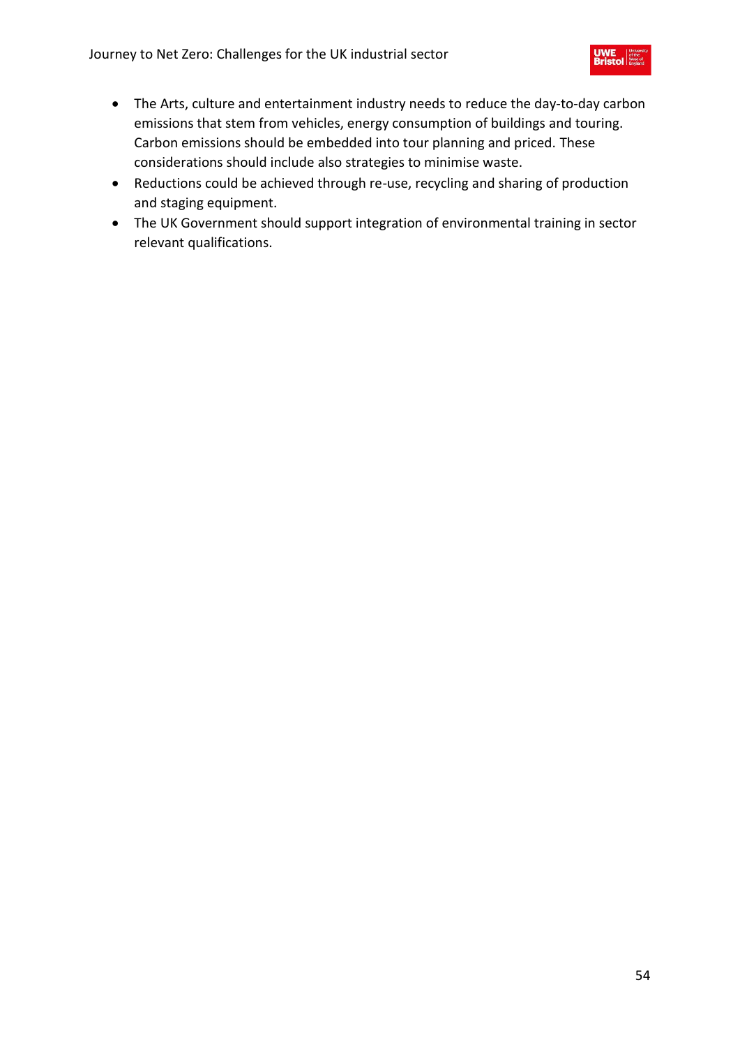- The Arts, culture and entertainment industry needs to reduce the day-to-day carbon emissions that stem from vehicles, energy consumption of buildings and touring. Carbon emissions should be embedded into tour planning and priced. These considerations should include also strategies to minimise waste.
- Reductions could be achieved through re-use, recycling and sharing of production and staging equipment.
- The UK Government should support integration of environmental training in sector relevant qualifications.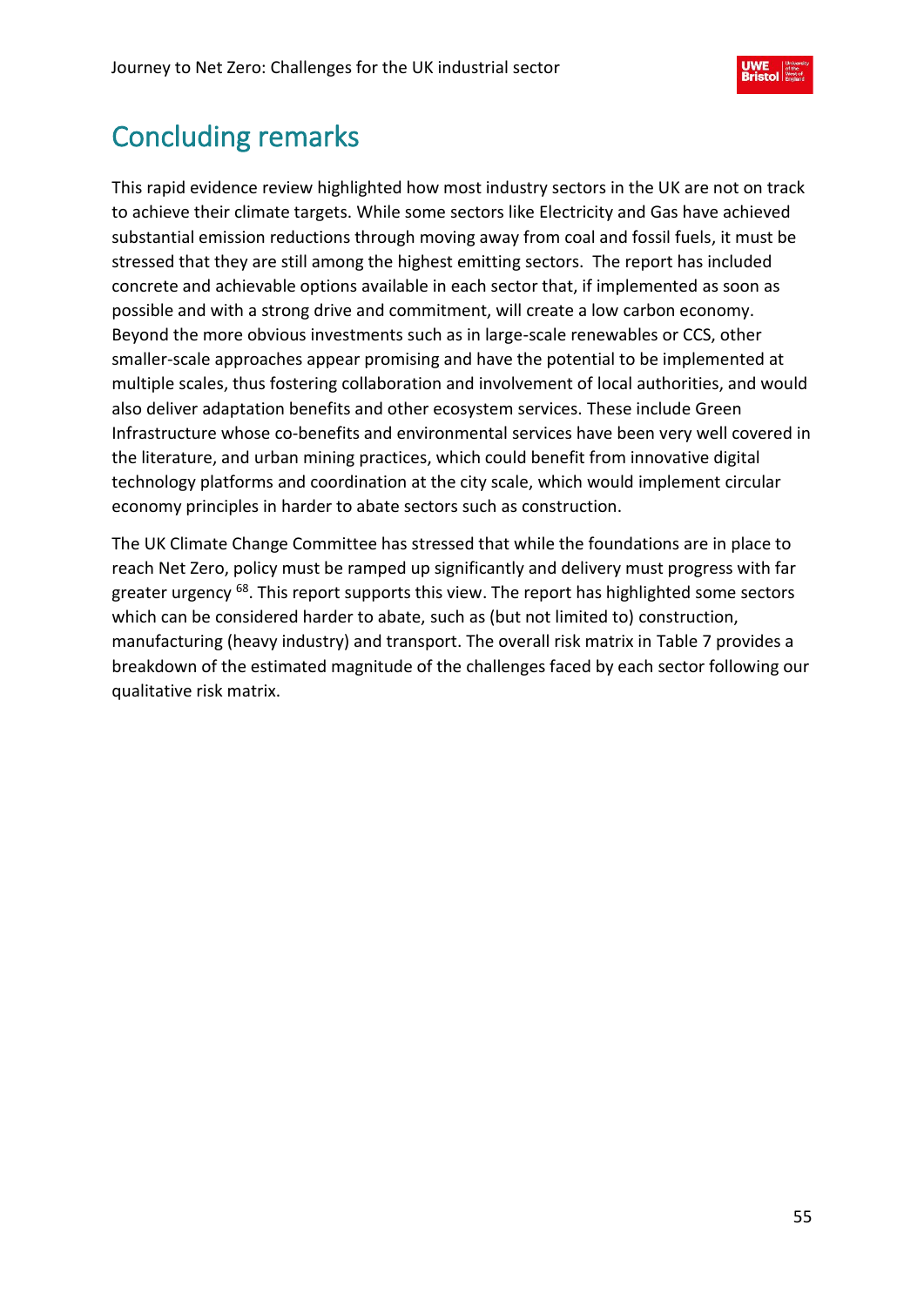# Concluding remarks

This rapid evidence review highlighted how most industry sectors in the UK are not on track to achieve their climate targets. While some sectors like Electricity and Gas have achieved substantial emission reductions through moving away from coal and fossil fuels, it must be stressed that they are still among the highest emitting sectors. The report has included concrete and achievable options available in each sector that, if implemented as soon as possible and with a strong drive and commitment, will create a low carbon economy. Beyond the more obvious investments such as in large-scale renewables or CCS, other smaller-scale approaches appear promising and have the potential to be implemented at multiple scales, thus fostering collaboration and involvement of local authorities, and would also deliver adaptation benefits and other ecosystem services. These include Green Infrastructure whose co-benefits and environmental services have been very well covered in the literature, and urban mining practices, which could benefit from innovative digital technology platforms and coordination at the city scale, which would implement circular economy principles in harder to abate sectors such as construction.

The UK Climate Change Committee has stressed that while the foundations are in place to reach Net Zero, policy must be ramped up significantly and delivery must progress with far greater urgency [68]. This report supports this view. The report has highlighted some sectors which can be considered harder to abate, such as (but not limited to) construction, manufacturing (heavy industry) and transport. The overall risk matrix in Table 7 provides a breakdown of the estimated magnitude of the challenges faced by each sector following our qualitative risk matrix.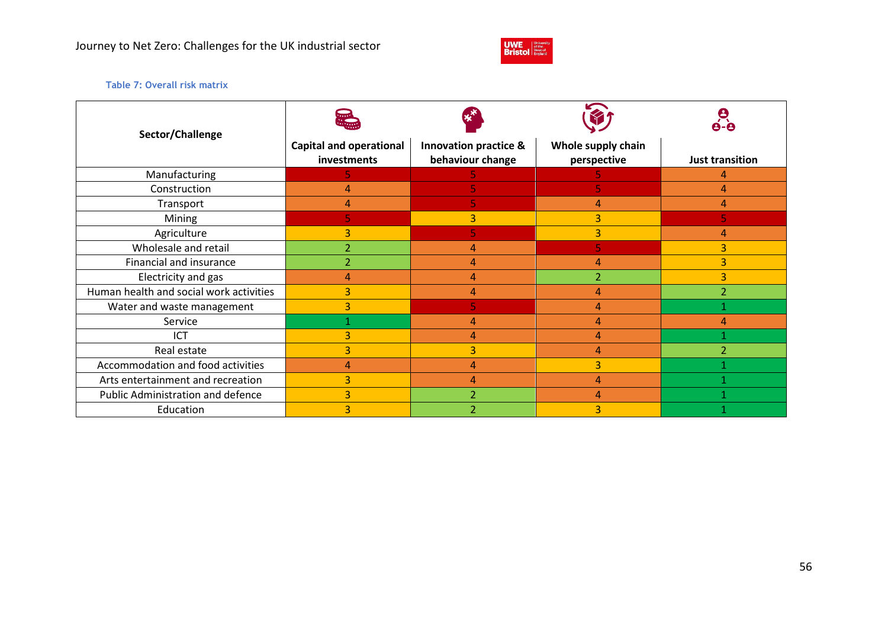**Table 7: Overall risk matrix**

| Sector/Challenge | Capital and operational investments | Innovation practice & behaviour change | Whole supply chain perspective | Just transition |
|---|---|---|---|---|
| Manufacturing | 5 | 5 | 5 | 4 |
| Construction | 4 | 5 | 5 | 4 |
| Transport | 4 | 5 | 4 | 4 |
| Mining | 5 | 3 | 3 | 5 |
| Agriculture | 3 | 5 | 3 | 4 |
| Wholesale and retail | 2 | 4 | 5 | 3 |
| Financial and insurance | 2 | 4 | 4 | 3 |
| Electricity and gas | 4 | 4 | 2 | 3 |
| Human health and social work activities | 3 | 4 | 4 | 2 |
| Water and waste management | 3 | 5 | 4 | 1 |
| Service | 1 | 4 | 4 | 4 |
| ICT | 3 | 4 | 4 | 1 |
| Real estate | 3 | 3 | 4 | 2 |
| Accommodation and food activities | 4 | 4 | 3 | 1 |
| Arts entertainment and recreation | 3 | 4 | 4 | 1 |
| Public Administration and defence | 3 | 2 | 4 | 1 |
| Education | 3 | 2 | 3 | 1 |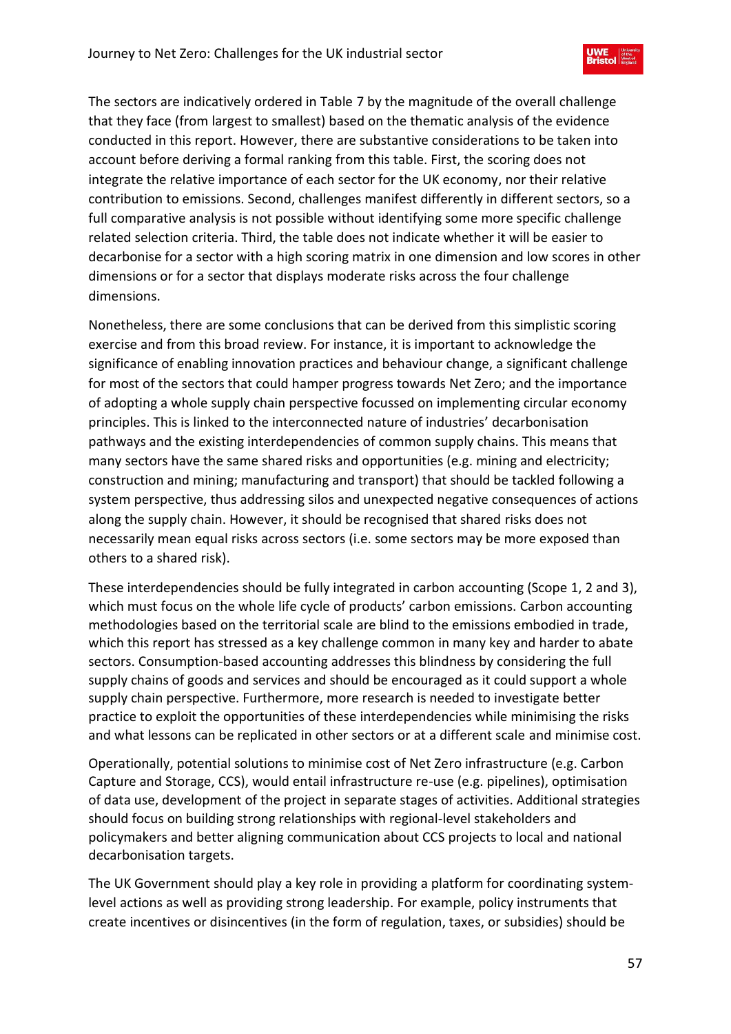The sectors are indicatively ordered in Table 7 by the magnitude of the overall challenge that they face (from largest to smallest) based on the thematic analysis of the evidence conducted in this report. However, there are substantive considerations to be taken into account before deriving a formal ranking from this table. First, the scoring does not integrate the relative importance of each sector for the UK economy, nor their relative contribution to emissions. Second, challenges manifest differently in different sectors, so a full comparative analysis is not possible without identifying some more specific challenge related selection criteria. Third, the table does not indicate whether it will be easier to decarbonise for a sector with a high scoring matrix in one dimension and low scores in other dimensions or for a sector that displays moderate risks across the four challenge dimensions.

Nonetheless, there are some conclusions that can be derived from this simplistic scoring exercise and from this broad review. For instance, it is important to acknowledge the significance of enabling innovation practices and behaviour change, a significant challenge for most of the sectors that could hamper progress towards Net Zero; and the importance of adopting a whole supply chain perspective focussed on implementing circular economy principles. This is linked to the interconnected nature of industries' decarbonisation pathways and the existing interdependencies of common supply chains. This means that many sectors have the same shared risks and opportunities (e.g. mining and electricity; construction and mining; manufacturing and transport) that should be tackled following a system perspective, thus addressing silos and unexpected negative consequences of actions along the supply chain. However, it should be recognised that shared risks does not necessarily mean equal risks across sectors (i.e. some sectors may be more exposed than others to a shared risk).

These interdependencies should be fully integrated in carbon accounting (Scope 1, 2 and 3), which must focus on the whole life cycle of products' carbon emissions. Carbon accounting methodologies based on the territorial scale are blind to the emissions embodied in trade, which this report has stressed as a key challenge common in many key and harder to abate sectors. Consumption-based accounting addresses this blindness by considering the full supply chains of goods and services and should be encouraged as it could support a whole supply chain perspective. Furthermore, more research is needed to investigate better practice to exploit the opportunities of these interdependencies while minimising the risks and what lessons can be replicated in other sectors or at a different scale and minimise cost.

Operationally, potential solutions to minimise cost of Net Zero infrastructure (e.g. Carbon Capture and Storage, CCS), would entail infrastructure re-use (e.g. pipelines), optimisation of data use, development of the project in separate stages of activities. Additional strategies should focus on building strong relationships with regional-level stakeholders and policymakers and better aligning communication about CCS projects to local and national decarbonisation targets.

The UK Government should play a key role in providing a platform for coordinating system-level actions as well as providing strong leadership. For example, policy instruments that create incentives or disincentives (in the form of regulation, taxes, or subsidies) should be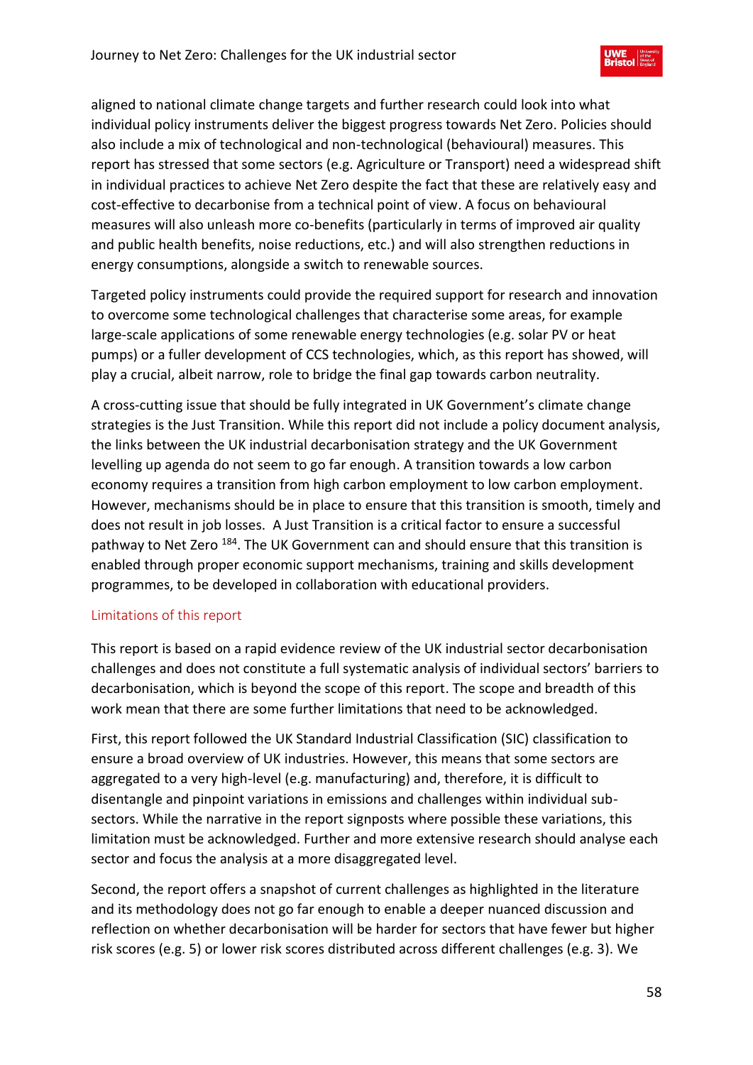aligned to national climate change targets and further research could look into what individual policy instruments deliver the biggest progress towards Net Zero. Policies should also include a mix of technological and non-technological (behavioural) measures. This report has stressed that some sectors (e.g. Agriculture or Transport) need a widespread shift in individual practices to achieve Net Zero despite the fact that these are relatively easy and cost-effective to decarbonise from a technical point of view. A focus on behavioural measures will also unleash more co-benefits (particularly in terms of improved air quality and public health benefits, noise reductions, etc.) and will also strengthen reductions in energy consumptions, alongside a switch to renewable sources.

Targeted policy instruments could provide the required support for research and innovation to overcome some technological challenges that characterise some areas, for example large-scale applications of some renewable energy technologies (e.g. solar PV or heat pumps) or a fuller development of CCS technologies, which, as this report has showed, will play a crucial, albeit narrow, role to bridge the final gap towards carbon neutrality.

A cross-cutting issue that should be fully integrated in UK Government's climate change strategies is the Just Transition. While this report did not include a policy document analysis, the links between the UK industrial decarbonisation strategy and the UK Government levelling up agenda do not seem to go far enough. A transition towards a low carbon economy requires a transition from high carbon employment to low carbon employment. However, mechanisms should be in place to ensure that this transition is smooth, timely and does not result in job losses. A Just Transition is a critical factor to ensure a successful pathway to Net Zero [184]. The UK Government can and should ensure that this transition is enabled through proper economic support mechanisms, training and skills development programmes, to be developed in collaboration with educational providers.

### Limitations of this report

This report is based on a rapid evidence review of the UK industrial sector decarbonisation challenges and does not constitute a full systematic analysis of individual sectors' barriers to decarbonisation, which is beyond the scope of this report. The scope and breadth of this work mean that there are some further limitations that need to be acknowledged.

First, this report followed the UK Standard Industrial Classification (SIC) classification to ensure a broad overview of UK industries. However, this means that some sectors are aggregated to a very high-level (e.g. manufacturing) and, therefore, it is difficult to disentangle and pinpoint variations in emissions and challenges within individual sub-sectors. While the narrative in the report signposts where possible these variations, this limitation must be acknowledged. Further and more extensive research should analyse each sector and focus the analysis at a more disaggregated level.

Second, the report offers a snapshot of current challenges as highlighted in the literature and its methodology does not go far enough to enable a deeper nuanced discussion and reflection on whether decarbonisation will be harder for sectors that have fewer but higher risk scores (e.g. 5) or lower risk scores distributed across different challenges (e.g. 3). We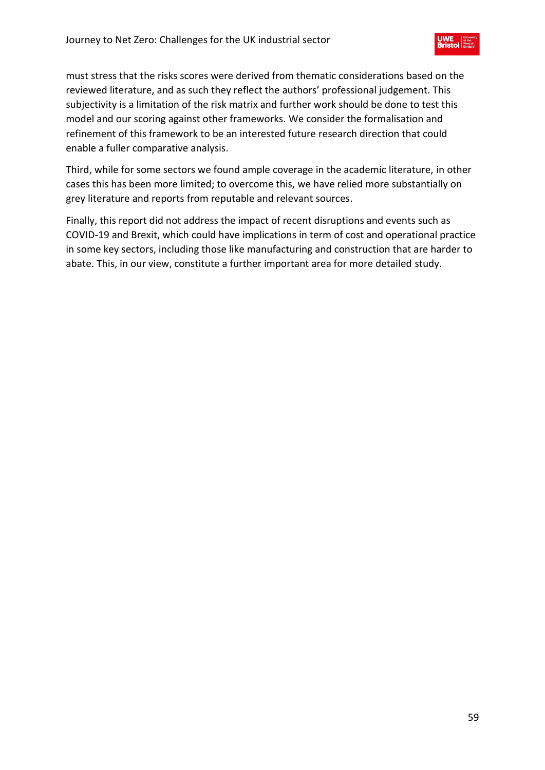must stress that the risks scores were derived from thematic considerations based on the reviewed literature, and as such they reflect the authors' professional judgement. This subjectivity is a limitation of the risk matrix and further work should be done to test this model and our scoring against other frameworks. We consider the formalisation and refinement of this framework to be an interested future research direction that could enable a fuller comparative analysis.

Third, while for some sectors we found ample coverage in the academic literature, in other cases this has been more limited; to overcome this, we have relied more substantially on grey literature and reports from reputable and relevant sources.

Finally, this report did not address the impact of recent disruptions and events such as COVID-19 and Brexit, which could have implications in term of cost and operational practice in some key sectors, including those like manufacturing and construction that are harder to abate. This, in our view, constitute a further important area for more detailed study.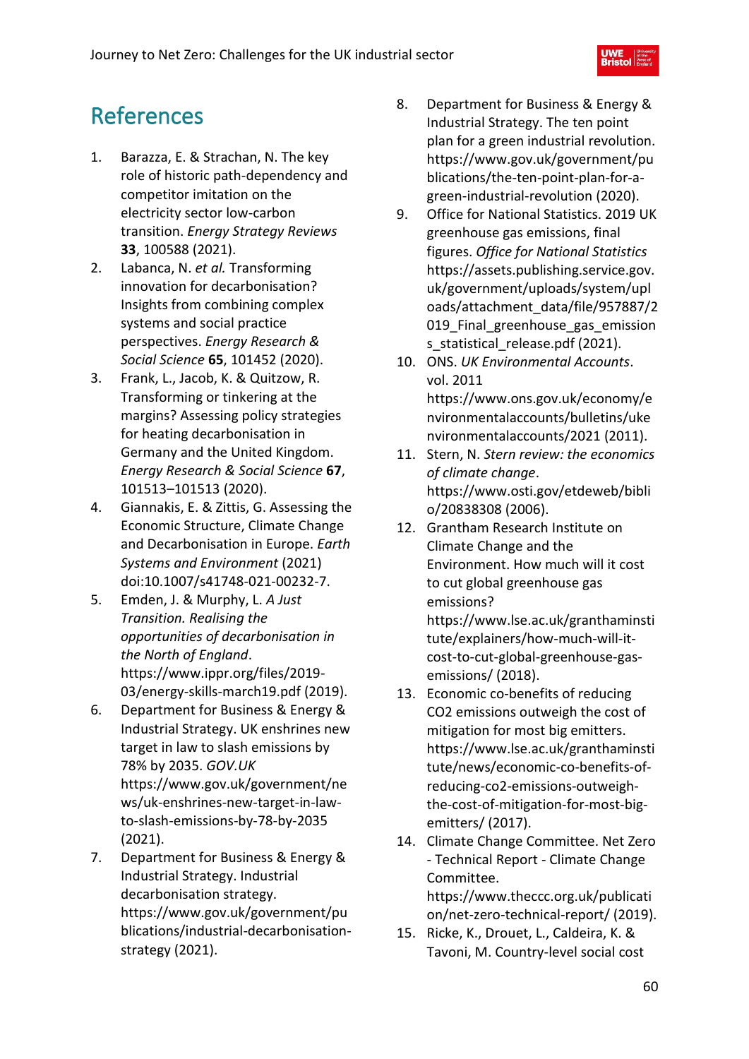# References

1. Barazza, E. & Strachan, N. The key role of historic path-dependency and competitor imitation on the electricity sector low-carbon transition. *Energy Strategy Reviews* **33**, 100588 (2021).
2. Labanca, N. *et al.* Transforming innovation for decarbonisation? Insights from combining complex systems and social practice perspectives. *Energy Research & Social Science* **65**, 101452 (2020).
3. Frank, L., Jacob, K. & Quitzow, R. Transforming or tinkering at the margins? Assessing policy strategies for heating decarbonisation in Germany and the United Kingdom. *Energy Research & Social Science* **67**, 101513–101513 (2020).
4. Giannakis, E. & Zittis, G. Assessing the Economic Structure, Climate Change and Decarbonisation in Europe. *Earth Systems and Environment* (2021) doi:10.1007/s41748-021-00232-7.
5. Emden, J. & Murphy, L. *A Just Transition. Realising the opportunities of decarbonisation in the North of England*. https://www.ippr.org/files/2019-03/energy-skills-march19.pdf (2019).
6. Department for Business & Energy & Industrial Strategy. UK enshrines new target in law to slash emissions by 78% by 2035. *GOV.UK* https://www.gov.uk/government/news/uk-enshrines-new-target-in-law-to-slash-emissions-by-78-by-2035 (2021).
7. Department for Business & Energy & Industrial Strategy. Industrial decarbonisation strategy. https://www.gov.uk/government/publications/industrial-decarbonisation-strategy (2021).
8. Department for Business & Energy & Industrial Strategy. The ten point plan for a green industrial revolution. https://www.gov.uk/government/publications/the-ten-point-plan-for-a-green-industrial-revolution (2020).
9. Office for National Statistics. 2019 UK greenhouse gas emissions, final figures. *Office for National Statistics* https://assets.publishing.service.gov.uk/government/uploads/system/uploads/attachment_data/file/957887/2019_Final_greenhouse_gas_emissions_statistical_release.pdf (2021).
10. ONS. *UK Environmental Accounts*. vol. 2011 https://www.ons.gov.uk/economy/environmentalaccounts/bulletins/ukenvironmentalaccounts/2021 (2011).
11. Stern, N. *Stern review: the economics of climate change*. https://www.osti.gov/etdeweb/biblio/20838308 (2006).
12. Grantham Research Institute on Climate Change and the Environment. How much will it cost to cut global greenhouse gas emissions? https://www.lse.ac.uk/granthaminstitute/explainers/how-much-will-it-cost-to-cut-global-greenhouse-gas-emissions/ (2018).
13. Economic co-benefits of reducing CO2 emissions outweigh the cost of mitigation for most big emitters. https://www.lse.ac.uk/granthaminstitute/news/economic-co-benefits-of-reducing-co2-emissions-outweigh-the-cost-of-mitigation-for-most-big-emitters/ (2017).
14. Climate Change Committee. Net Zero - Technical Report - Climate Change Committee. https://www.theccc.org.uk/publication/net-zero-technical-report/ (2019).
15. Ricke, K., Drouet, L., Caldeira, K. & Tavoni, M. Country-level social cost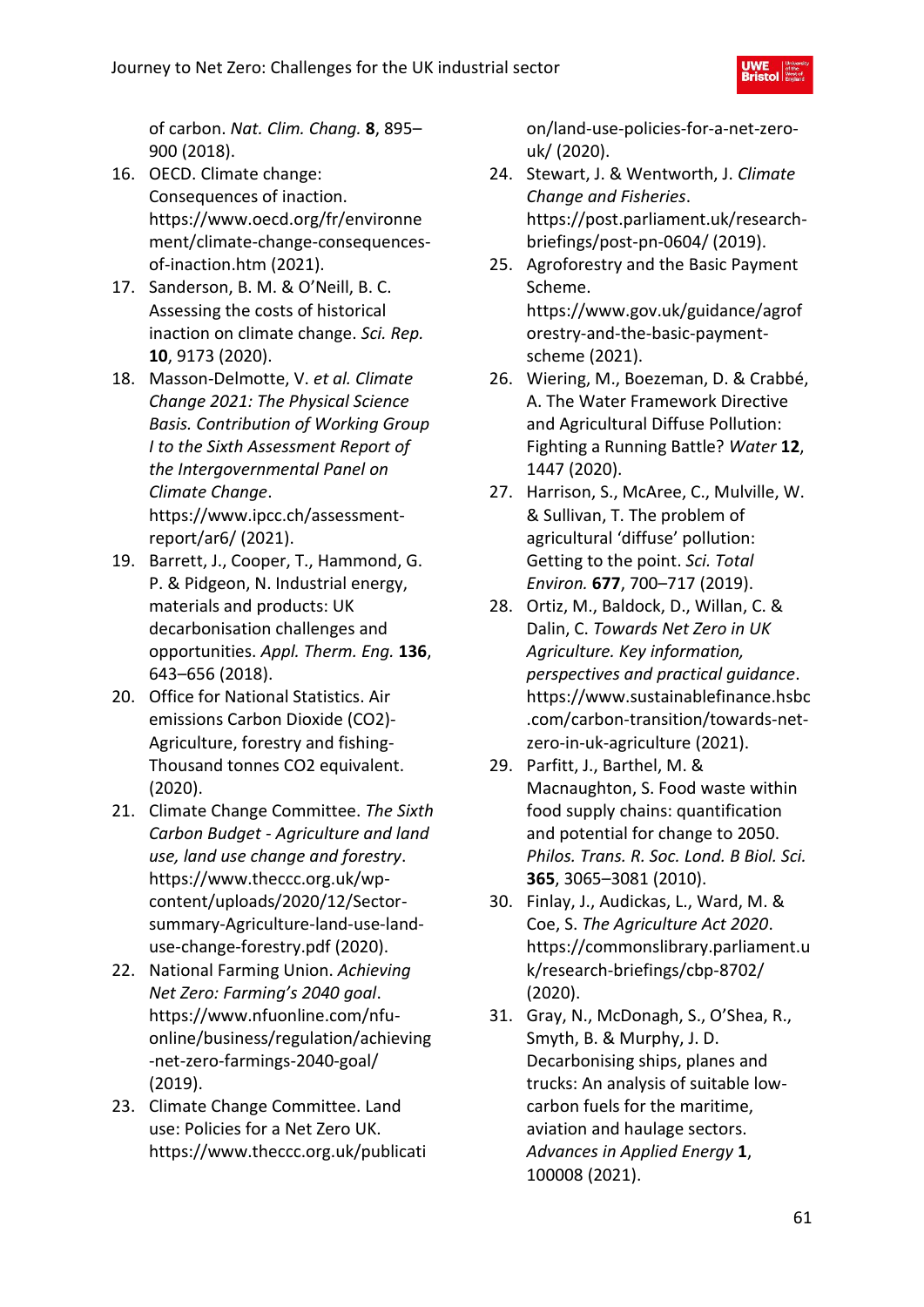of carbon. *Nat. Clim. Chang.* **8**, 895–900 (2018).

16. OECD. Climate change: Consequences of inaction. https://www.oecd.org/fr/environnement/climate-change-consequences-of-inaction.htm (2021).
17. Sanderson, B. M. & O'Neill, B. C. Assessing the costs of historical inaction on climate change. *Sci. Rep.* **10**, 9173 (2020).
18. Masson-Delmotte, V. *et al. Climate Change 2021: The Physical Science Basis. Contribution of Working Group I to the Sixth Assessment Report of the Intergovernmental Panel on Climate Change*. https://www.ipcc.ch/assessment-report/ar6/ (2021).
19. Barrett, J., Cooper, T., Hammond, G. P. & Pidgeon, N. Industrial energy, materials and products: UK decarbonisation challenges and opportunities. *Appl. Therm. Eng.* **136**, 643–656 (2018).
20. Office for National Statistics. Air emissions Carbon Dioxide (CO2)-Agriculture, forestry and fishing-Thousand tonnes CO2 equivalent. (2020).
21. Climate Change Committee. *The Sixth Carbon Budget - Agriculture and land use, land use change and forestry*. https://www.theccc.org.uk/wp-content/uploads/2020/12/Sector-summary-Agriculture-land-use-land-use-change-forestry.pdf (2020).
22. National Farming Union. *Achieving Net Zero: Farming's 2040 goal*. https://www.nfuonline.com/nfu-online/business/regulation/achieving-net-zero-farmings-2040-goal/ (2019).
23. Climate Change Committee. Land use: Policies for a Net Zero UK. https://www.theccc.org.uk/publication/land-use-policies-for-a-net-zero-uk/ (2020).
24. Stewart, J. & Wentworth, J. *Climate Change and Fisheries*. https://post.parliament.uk/research-briefings/post-pn-0604/ (2019).
25. Agroforestry and the Basic Payment Scheme. https://www.gov.uk/guidance/agroforestry-and-the-basic-payment-scheme (2021).
26. Wiering, M., Boezeman, D. & Crabbé, A. The Water Framework Directive and Agricultural Diffuse Pollution: Fighting a Running Battle? *Water* **12**, 1447 (2020).
27. Harrison, S., McAree, C., Mulville, W. & Sullivan, T. The problem of agricultural 'diffuse' pollution: Getting to the point. *Sci. Total Environ.* **677**, 700–717 (2019).
28. Ortiz, M., Baldock, D., Willan, C. & Dalin, C. *Towards Net Zero in UK Agriculture. Key information, perspectives and practical guidance*. https://www.sustainablefinance.hsbc.com/carbon-transition/towards-net-zero-in-uk-agriculture (2021).
29. Parfitt, J., Barthel, M. & Macnaughton, S. Food waste within food supply chains: quantification and potential for change to 2050. *Philos. Trans. R. Soc. Lond. B Biol. Sci.* **365**, 3065–3081 (2010).
30. Finlay, J., Audickas, L., Ward, M. & Coe, S. *The Agriculture Act 2020*. https://commonslibrary.parliament.uk/research-briefings/cbp-8702/ (2020).
31. Gray, N., McDonagh, S., O'Shea, R., Smyth, B. & Murphy, J. D. Decarbonising ships, planes and trucks: An analysis of suitable low-carbon fuels for the maritime, aviation and haulage sectors. *Advances in Applied Energy* **1**, 100008 (2021).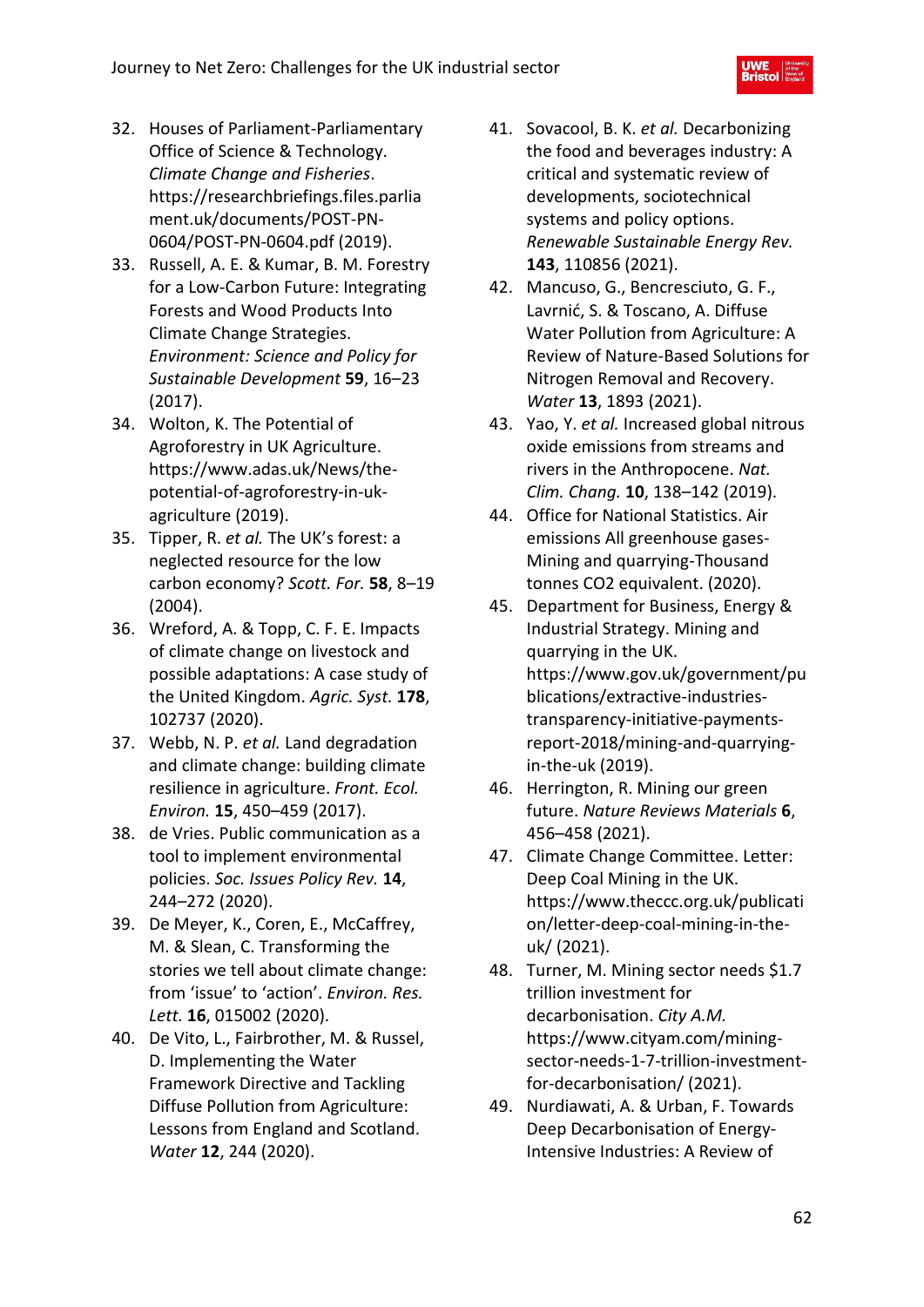32. Houses of Parliament-Parliamentary Office of Science & Technology. *Climate Change and Fisheries*. https://researchbriefings.files.parliament.uk/documents/POST-PN-0604/POST-PN-0604.pdf (2019).
33. Russell, A. E. & Kumar, B. M. Forestry for a Low-Carbon Future: Integrating Forests and Wood Products Into Climate Change Strategies. *Environment: Science and Policy for Sustainable Development* **59**, 16–23 (2017).
34. Wolton, K. The Potential of Agroforestry in UK Agriculture. https://www.adas.uk/News/the-potential-of-agroforestry-in-uk-agriculture (2019).
35. Tipper, R. *et al.* The UK's forest: a neglected resource for the low carbon economy? *Scott. For.* **58**, 8–19 (2004).
36. Wreford, A. & Topp, C. F. E. Impacts of climate change on livestock and possible adaptations: A case study of the United Kingdom. *Agric. Syst.* **178**, 102737 (2020).
37. Webb, N. P. *et al.* Land degradation and climate change: building climate resilience in agriculture. *Front. Ecol. Environ.* **15**, 450–459 (2017).
38. de Vries. Public communication as a tool to implement environmental policies. *Soc. Issues Policy Rev.* **14**, 244–272 (2020).
39. De Meyer, K., Coren, E., McCaffrey, M. & Slean, C. Transforming the stories we tell about climate change: from 'issue' to 'action'. *Environ. Res. Lett.* **16**, 015002 (2020).
40. De Vito, L., Fairbrother, M. & Russel, D. Implementing the Water Framework Directive and Tackling Diffuse Pollution from Agriculture: Lessons from England and Scotland. *Water* **12**, 244 (2020).
41. Sovacool, B. K. *et al.* Decarbonizing the food and beverages industry: A critical and systematic review of developments, sociotechnical systems and policy options. *Renewable Sustainable Energy Rev.* **143**, 110856 (2021).
42. Mancuso, G., Bencresciuto, G. F., Lavrnić, S. & Toscano, A. Diffuse Water Pollution from Agriculture: A Review of Nature-Based Solutions for Nitrogen Removal and Recovery. *Water* **13**, 1893 (2021).
43. Yao, Y. *et al.* Increased global nitrous oxide emissions from streams and rivers in the Anthropocene. *Nat. Clim. Chang.* **10**, 138–142 (2019).
44. Office for National Statistics. Air emissions All greenhouse gases-Mining and quarrying-Thousand tonnes CO2 equivalent. (2020).
45. Department for Business, Energy & Industrial Strategy. Mining and quarrying in the UK. https://www.gov.uk/government/publications/extractive-industries-transparency-initiative-payments-report-2018/mining-and-quarrying-in-the-uk (2019).
46. Herrington, R. Mining our green future. *Nature Reviews Materials* **6**, 456–458 (2021).
47. Climate Change Committee. Letter: Deep Coal Mining in the UK. https://www.theccc.org.uk/publication/letter-deep-coal-mining-in-the-uk/ (2021).
48. Turner, M. Mining sector needs $1.7 trillion investment for decarbonisation. *City A.M.* https://www.cityam.com/mining-sector-needs-1-7-trillion-investment-for-decarbonisation/ (2021).
49. Nurdiawati, A. & Urban, F. Towards Deep Decarbonisation of Energy-Intensive Industries: A Review of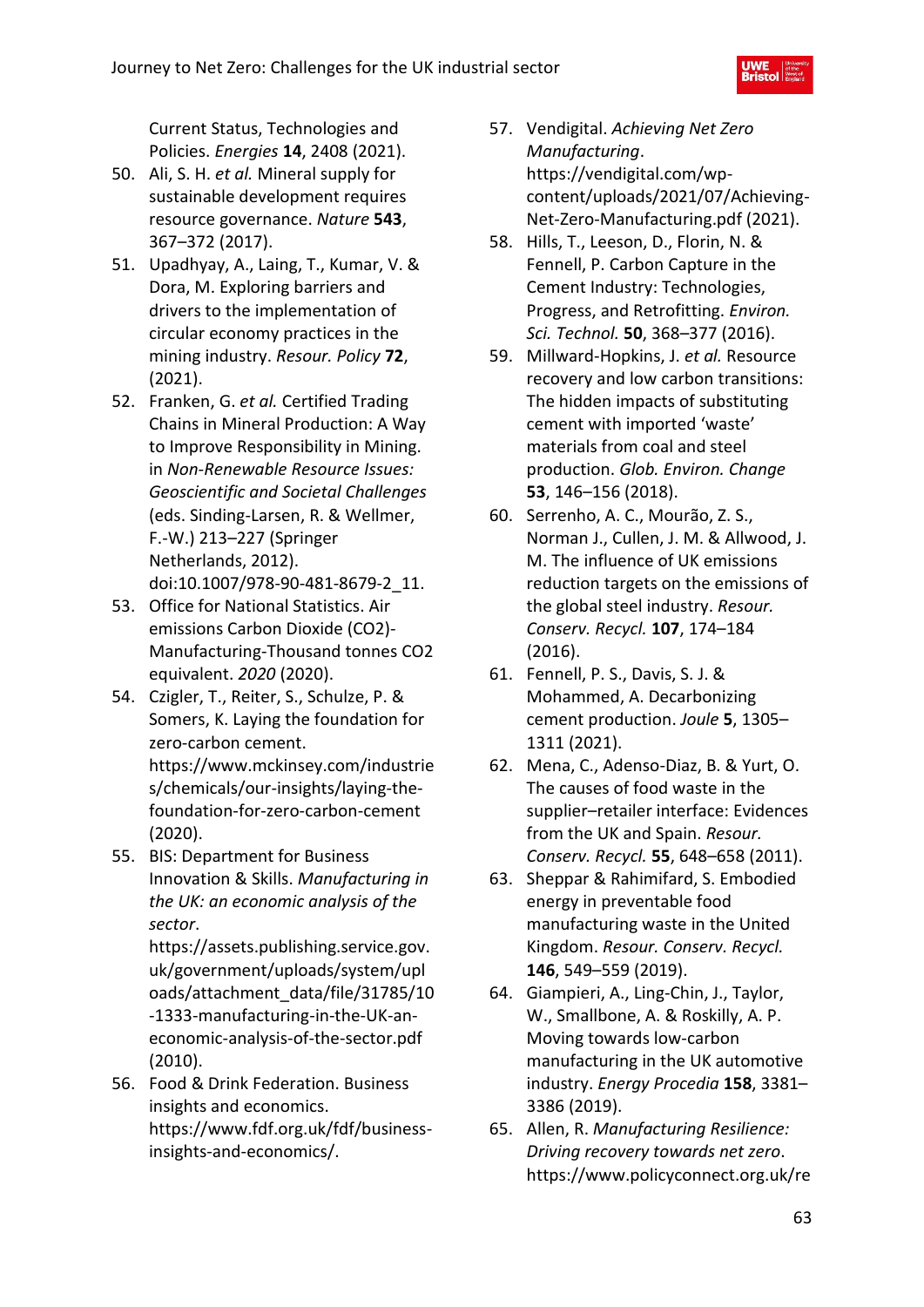Current Status, Technologies and Policies. *Energies* **14**, 2408 (2021).

50. Ali, S. H. *et al.* Mineral supply for sustainable development requires resource governance. *Nature* **543**, 367–372 (2017).
51. Upadhyay, A., Laing, T., Kumar, V. & Dora, M. Exploring barriers and drivers to the implementation of circular economy practices in the mining industry. *Resour. Policy* **72**, (2021).
52. Franken, G. *et al.* Certified Trading Chains in Mineral Production: A Way to Improve Responsibility in Mining. in *Non-Renewable Resource Issues: Geoscientific and Societal Challenges* (eds. Sinding-Larsen, R. & Wellmer, F.-W.) 213–227 (Springer Netherlands, 2012). doi:10.1007/978-90-481-8679-2_11.
53. Office for National Statistics. Air emissions Carbon Dioxide (CO2)-Manufacturing-Thousand tonnes CO2 equivalent. *2020* (2020).
54. Czigler, T., Reiter, S., Schulze, P. & Somers, K. Laying the foundation for zero-carbon cement. https://www.mckinsey.com/industries/chemicals/our-insights/laying-the-foundation-for-zero-carbon-cement (2020).
55. BIS: Department for Business Innovation & Skills. *Manufacturing in the UK: an economic analysis of the sector*. https://assets.publishing.service.gov.uk/government/uploads/system/uploads/attachment_data/file/31785/10-1333-manufacturing-in-the-UK-an-economic-analysis-of-the-sector.pdf (2010).
56. Food & Drink Federation. Business insights and economics. https://www.fdf.org.uk/fdf/business-insights-and-economics/.
57. Vendigital. *Achieving Net Zero Manufacturing*. https://vendigital.com/wp-content/uploads/2021/07/Achieving-Net-Zero-Manufacturing.pdf (2021).
58. Hills, T., Leeson, D., Florin, N. & Fennell, P. Carbon Capture in the Cement Industry: Technologies, Progress, and Retrofitting. *Environ. Sci. Technol.* **50**, 368–377 (2016).
59. Millward-Hopkins, J. *et al.* Resource recovery and low carbon transitions: The hidden impacts of substituting cement with imported 'waste' materials from coal and steel production. *Glob. Environ. Change* **53**, 146–156 (2018).
60. Serrenho, A. C., Mourão, Z. S., Norman J., Cullen, J. M. & Allwood, J. M. The influence of UK emissions reduction targets on the emissions of the global steel industry. *Resour. Conserv. Recycl.* **107**, 174–184 (2016).
61. Fennell, P. S., Davis, S. J. & Mohammed, A. Decarbonizing cement production. *Joule* **5**, 1305–1311 (2021).
62. Mena, C., Adenso-Diaz, B. & Yurt, O. The causes of food waste in the supplier–retailer interface: Evidences from the UK and Spain. *Resour. Conserv. Recycl.* **55**, 648–658 (2011).
63. Sheppar & Rahimifard, S. Embodied energy in preventable food manufacturing waste in the United Kingdom. *Resour. Conserv. Recycl.* **146**, 549–559 (2019).
64. Giampieri, A., Ling-Chin, J., Taylor, W., Smallbone, A. & Roskilly, A. P. Moving towards low-carbon manufacturing in the UK automotive industry. *Energy Procedia* **158**, 3381–3386 (2019).
65. Allen, R. *Manufacturing Resilience: Driving recovery towards net zero*. https://www.policyconnect.org.uk/re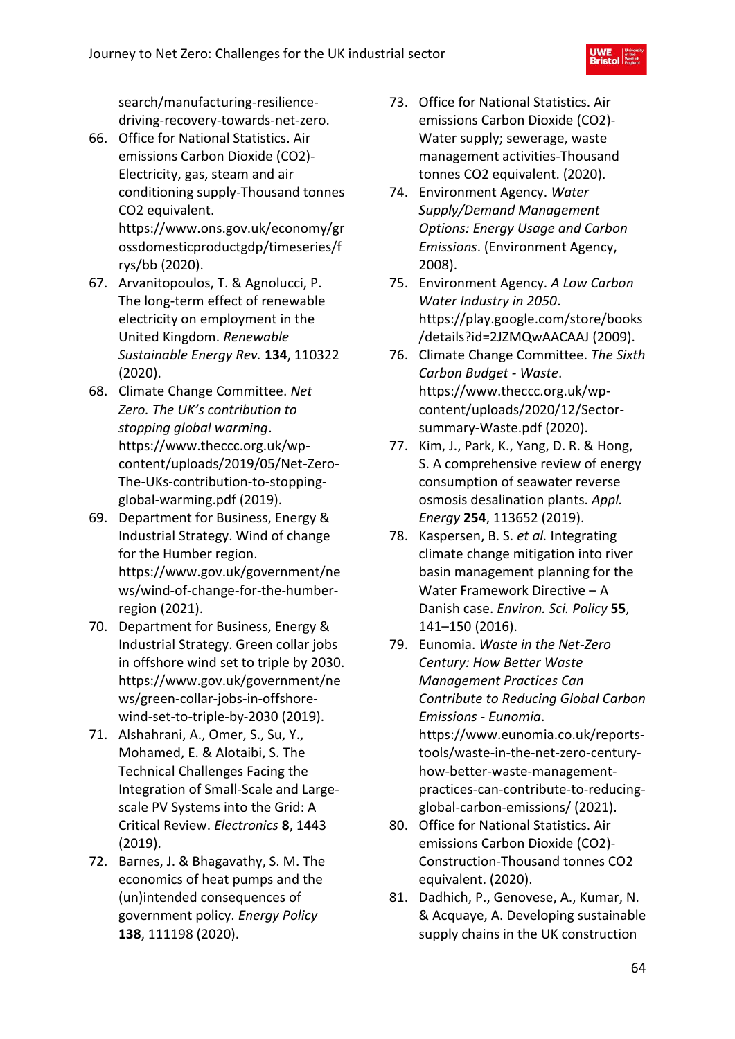search/manufacturing-resilience-driving-recovery-towards-net-zero.

66. Office for National Statistics. Air emissions Carbon Dioxide (CO2)-Electricity, gas, steam and air conditioning supply-Thousand tonnes CO2 equivalent. https://www.ons.gov.uk/economy/grossdomesticproductgdp/timeseries/frys/bb (2020).
67. Arvanitopoulos, T. & Agnolucci, P. The long-term effect of renewable electricity on employment in the United Kingdom. *Renewable Sustainable Energy Rev.* **134**, 110322 (2020).
68. Climate Change Committee. *Net Zero. The UK's contribution to stopping global warming*. https://www.theccc.org.uk/wp-content/uploads/2019/05/Net-Zero-The-UKs-contribution-to-stopping-global-warming.pdf (2019).
69. Department for Business, Energy & Industrial Strategy. Wind of change for the Humber region. https://www.gov.uk/government/news/wind-of-change-for-the-humber-region (2021).
70. Department for Business, Energy & Industrial Strategy. Green collar jobs in offshore wind set to triple by 2030. https://www.gov.uk/government/news/green-collar-jobs-in-offshore-wind-set-to-triple-by-2030 (2019).
71. Alshahrani, A., Omer, S., Su, Y., Mohamed, E. & Alotaibi, S. The Technical Challenges Facing the Integration of Small-Scale and Large-scale PV Systems into the Grid: A Critical Review. *Electronics* **8**, 1443 (2019).
72. Barnes, J. & Bhagavathy, S. M. The economics of heat pumps and the (un)intended consequences of government policy. *Energy Policy* **138**, 111198 (2020).
73. Office for National Statistics. Air emissions Carbon Dioxide (CO2)-Water supply; sewerage, waste management activities-Thousand tonnes CO2 equivalent. (2020).
74. Environment Agency. *Water Supply/Demand Management Options: Energy Usage and Carbon Emissions*. (Environment Agency, 2008).
75. Environment Agency. *A Low Carbon Water Industry in 2050*. https://play.google.com/store/books/details?id=2JZMQwAACAAJ (2009).
76. Climate Change Committee. *The Sixth Carbon Budget - Waste*. https://www.theccc.org.uk/wp-content/uploads/2020/12/Sector-summary-Waste.pdf (2020).
77. Kim, J., Park, K., Yang, D. R. & Hong, S. A comprehensive review of energy consumption of seawater reverse osmosis desalination plants. *Appl. Energy* **254**, 113652 (2019).
78. Kaspersen, B. S. *et al.* Integrating climate change mitigation into river basin management planning for the Water Framework Directive – A Danish case. *Environ. Sci. Policy* **55**, 141–150 (2016).
79. Eunomia. *Waste in the Net-Zero Century: How Better Waste Management Practices Can Contribute to Reducing Global Carbon Emissions - Eunomia*. https://www.eunomia.co.uk/reports-tools/waste-in-the-net-zero-century-how-better-waste-management-practices-can-contribute-to-reducing-global-carbon-emissions/ (2021).
80. Office for National Statistics. Air emissions Carbon Dioxide (CO2)-Construction-Thousand tonnes CO2 equivalent. (2020).
81. Dadhich, P., Genovese, A., Kumar, N. & Acquaye, A. Developing sustainable supply chains in the UK construction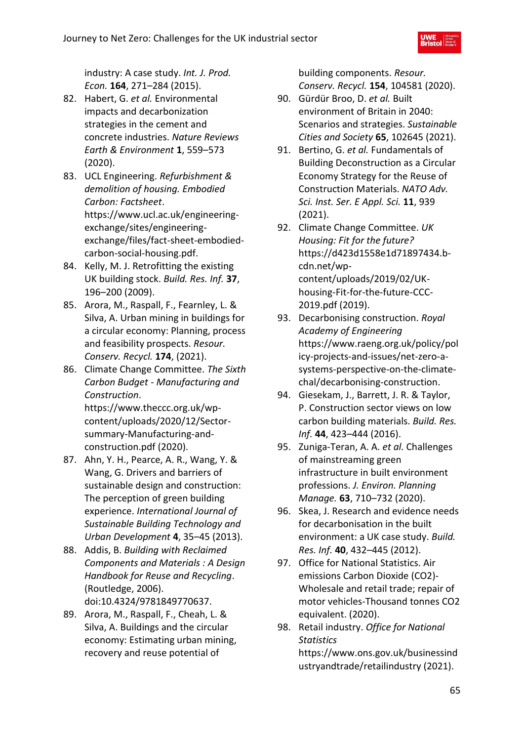industry: A case study. *Int. J. Prod. Econ.* **164**, 271–284 (2015).

82. Habert, G. *et al.* Environmental impacts and decarbonization strategies in the cement and concrete industries. *Nature Reviews Earth & Environment* **1**, 559–573 (2020).
83. UCL Engineering. *Refurbishment & demolition of housing. Embodied Carbon: Factsheet*. https://www.ucl.ac.uk/engineering-exchange/sites/engineering-exchange/files/fact-sheet-embodied-carbon-social-housing.pdf.
84. Kelly, M. J. Retrofitting the existing UK building stock. *Build. Res. Inf.* **37**, 196–200 (2009).
85. Arora, M., Raspall, F., Fearnley, L. & Silva, A. Urban mining in buildings for a circular economy: Planning, process and feasibility prospects. *Resour. Conserv. Recycl.* **174**, (2021).
86. Climate Change Committee. *The Sixth Carbon Budget - Manufacturing and Construction*. https://www.theccc.org.uk/wp-content/uploads/2020/12/Sector-summary-Manufacturing-and-construction.pdf (2020).
87. Ahn, Y. H., Pearce, A. R., Wang, Y. & Wang, G. Drivers and barriers of sustainable design and construction: The perception of green building experience. *International Journal of Sustainable Building Technology and Urban Development* **4**, 35–45 (2013).
88. Addis, B. *Building with Reclaimed Components and Materials : A Design Handbook for Reuse and Recycling*. (Routledge, 2006). doi:10.4324/9781849770637.
89. Arora, M., Raspall, F., Cheah, L. & Silva, A. Buildings and the circular economy: Estimating urban mining, recovery and reuse potential of building components. *Resour. Conserv. Recycl.* **154**, 104581 (2020).
90. Gürdür Broo, D. *et al.* Built environment of Britain in 2040: Scenarios and strategies. *Sustainable Cities and Society* **65**, 102645 (2021).
91. Bertino, G. *et al.* Fundamentals of Building Deconstruction as a Circular Economy Strategy for the Reuse of Construction Materials. *NATO Adv. Sci. Inst. Ser. E Appl. Sci.* **11**, 939 (2021).
92. Climate Change Committee. *UK Housing: Fit for the future?* https://d423d1558e1d71897434.b-cdn.net/wp-content/uploads/2019/02/UK-housing-Fit-for-the-future-CCC-2019.pdf (2019).
93. Decarbonising construction. *Royal Academy of Engineering* https://www.raeng.org.uk/policy/policy-projects-and-issues/net-zero-a-systems-perspective-on-the-climate-chal/decarbonising-construction.
94. Giesekam, J., Barrett, J. R. & Taylor, P. Construction sector views on low carbon building materials. *Build. Res. Inf.* **44**, 423–444 (2016).
95. Zuniga-Teran, A. A. *et al.* Challenges of mainstreaming green infrastructure in built environment professions. *J. Environ. Planning Manage.* **63**, 710–732 (2020).
96. Skea, J. Research and evidence needs for decarbonisation in the built environment: a UK case study. *Build. Res. Inf.* **40**, 432–445 (2012).
97. Office for National Statistics. Air emissions Carbon Dioxide (CO2)-Wholesale and retail trade; repair of motor vehicles-Thousand tonnes CO2 equivalent. (2020).
98. Retail industry. *Office for National Statistics* https://www.ons.gov.uk/businessindustryandtrade/retailindustry (2021).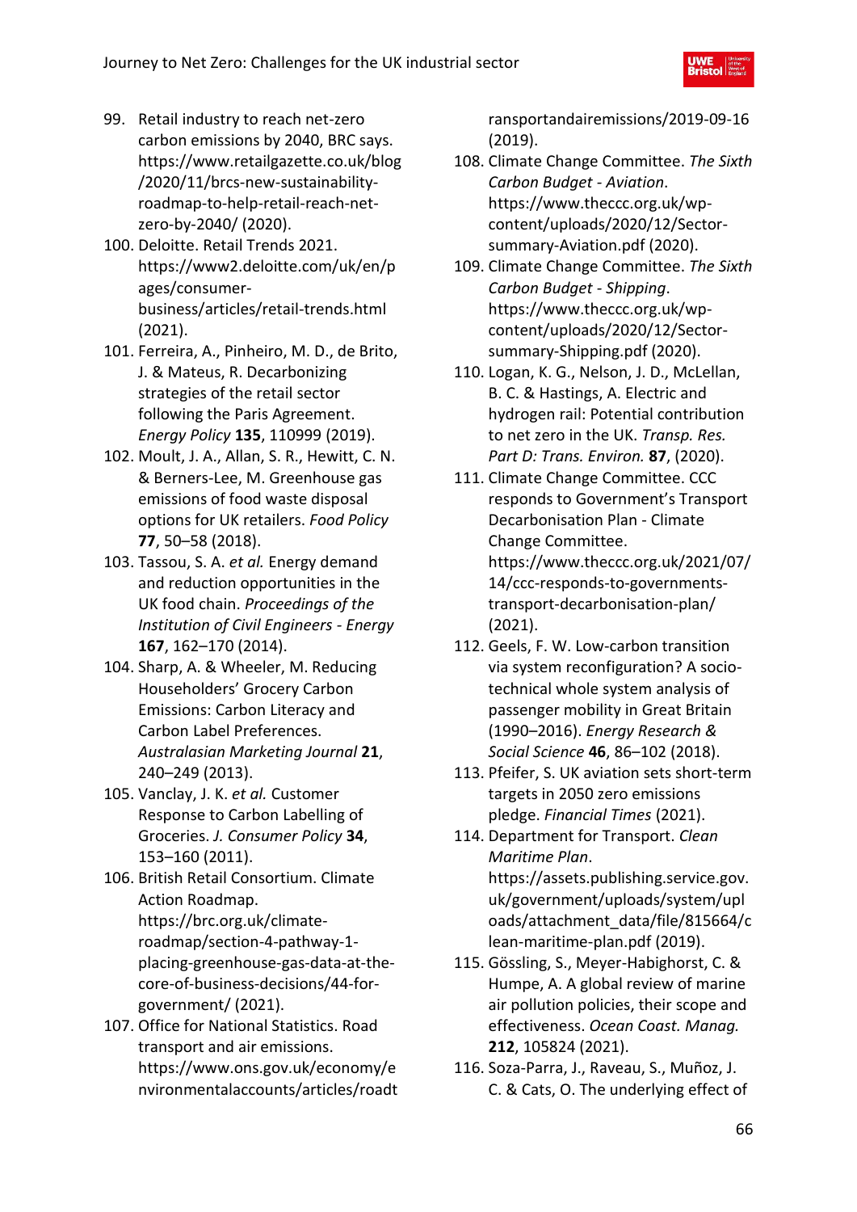99. Retail industry to reach net-zero carbon emissions by 2040, BRC says. https://www.retailgazette.co.uk/blog/2020/11/brcs-new-sustainability-roadmap-to-help-retail-reach-net-zero-by-2040/ (2020).
100. Deloitte. Retail Trends 2021. https://www2.deloitte.com/uk/en/pages/consumer-business/articles/retail-trends.html (2021).
101. Ferreira, A., Pinheiro, M. D., de Brito, J. & Mateus, R. Decarbonizing strategies of the retail sector following the Paris Agreement. *Energy Policy* **135**, 110999 (2019).
102. Moult, J. A., Allan, S. R., Hewitt, C. N. & Berners-Lee, M. Greenhouse gas emissions of food waste disposal options for UK retailers. *Food Policy* **77**, 50–58 (2018).
103. Tassou, S. A. *et al.* Energy demand and reduction opportunities in the UK food chain. *Proceedings of the Institution of Civil Engineers - Energy* **167**, 162–170 (2014).
104. Sharp, A. & Wheeler, M. Reducing Householders' Grocery Carbon Emissions: Carbon Literacy and Carbon Label Preferences. *Australasian Marketing Journal* **21**, 240–249 (2013).
105. Vanclay, J. K. *et al.* Customer Response to Carbon Labelling of Groceries. *J. Consumer Policy* **34**, 153–160 (2011).
106. British Retail Consortium. Climate Action Roadmap. https://brc.org.uk/climate-roadmap/section-4-pathway-1-placing-greenhouse-gas-data-at-the-core-of-business-decisions/44-for-government/ (2021).
107. Office for National Statistics. Road transport and air emissions. https://www.ons.gov.uk/economy/environmentalaccounts/articles/roadtransportandairemissions/2019-09-16 (2019).
108. Climate Change Committee. *The Sixth Carbon Budget - Aviation*. https://www.theccc.org.uk/wp-content/uploads/2020/12/Sector-summary-Aviation.pdf (2020).
109. Climate Change Committee. *The Sixth Carbon Budget - Shipping*. https://www.theccc.org.uk/wp-content/uploads/2020/12/Sector-summary-Shipping.pdf (2020).
110. Logan, K. G., Nelson, J. D., McLellan, B. C. & Hastings, A. Electric and hydrogen rail: Potential contribution to net zero in the UK. *Transp. Res. Part D: Trans. Environ.* **87**, (2020).
111. Climate Change Committee. CCC responds to Government's Transport Decarbonisation Plan - Climate Change Committee. https://www.theccc.org.uk/2021/07/14/ccc-responds-to-governments-transport-decarbonisation-plan/ (2021).
112. Geels, F. W. Low-carbon transition via system reconfiguration? A socio-technical whole system analysis of passenger mobility in Great Britain (1990–2016). *Energy Research & Social Science* **46**, 86–102 (2018).
113. Pfeifer, S. UK aviation sets short-term targets in 2050 zero emissions pledge. *Financial Times* (2021).
114. Department for Transport. *Clean Maritime Plan*. https://assets.publishing.service.gov.uk/government/uploads/system/uploads/attachment_data/file/815664/clean-maritime-plan.pdf (2019).
115. Gössling, S., Meyer-Habighorst, C. & Humpe, A. A global review of marine air pollution policies, their scope and effectiveness. *Ocean Coast. Manag.* **212**, 105824 (2021).
116. Soza-Parra, J., Raveau, S., Muñoz, J. C. & Cats, O. The underlying effect of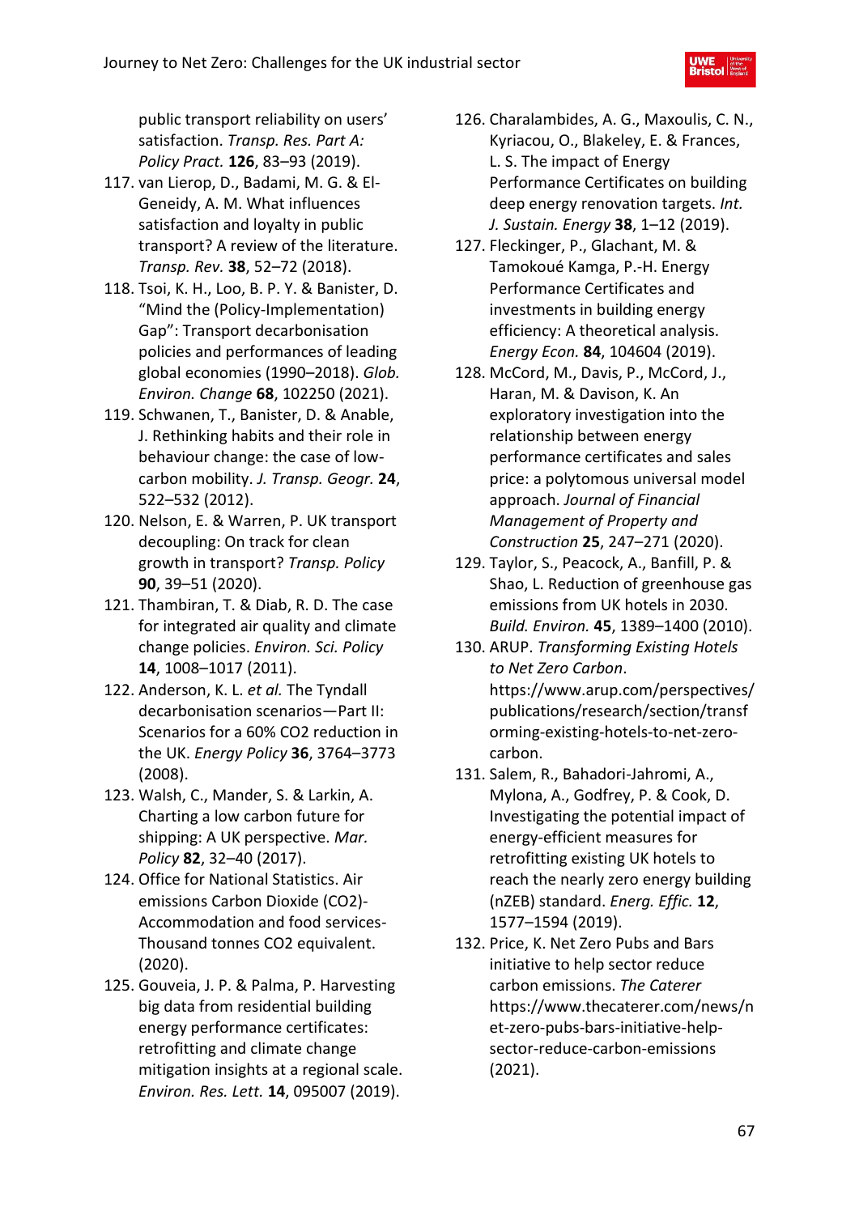public transport reliability on users' satisfaction. *Transp. Res. Part A: Policy Pract.* **126**, 83–93 (2019).

117. van Lierop, D., Badami, M. G. & El-Geneidy, A. M. What influences satisfaction and loyalty in public transport? A review of the literature. *Transp. Rev.* **38**, 52–72 (2018).
118. Tsoi, K. H., Loo, B. P. Y. & Banister, D. "Mind the (Policy-Implementation) Gap": Transport decarbonisation policies and performances of leading global economies (1990–2018). *Glob. Environ. Change* **68**, 102250 (2021).
119. Schwanen, T., Banister, D. & Anable, J. Rethinking habits and their role in behaviour change: the case of low-carbon mobility. *J. Transp. Geogr.* **24**, 522–532 (2012).
120. Nelson, E. & Warren, P. UK transport decoupling: On track for clean growth in transport? *Transp. Policy* **90**, 39–51 (2020).
121. Thambiran, T. & Diab, R. D. The case for integrated air quality and climate change policies. *Environ. Sci. Policy* **14**, 1008–1017 (2011).
122. Anderson, K. L. *et al.* The Tyndall decarbonisation scenarios—Part II: Scenarios for a 60% CO2 reduction in the UK. *Energy Policy* **36**, 3764–3773 (2008).
123. Walsh, C., Mander, S. & Larkin, A. Charting a low carbon future for shipping: A UK perspective. *Mar. Policy* **82**, 32–40 (2017).
124. Office for National Statistics. Air emissions Carbon Dioxide (CO2)-Accommodation and food services-Thousand tonnes CO2 equivalent. (2020).
125. Gouveia, J. P. & Palma, P. Harvesting big data from residential building energy performance certificates: retrofitting and climate change mitigation insights at a regional scale. *Environ. Res. Lett.* **14**, 095007 (2019).
126. Charalambides, A. G., Maxoulis, C. N., Kyriacou, O., Blakeley, E. & Frances, L. S. The impact of Energy Performance Certificates on building deep energy renovation targets. *Int. J. Sustain. Energy* **38**, 1–12 (2019).
127. Fleckinger, P., Glachant, M. & Tamokoué Kamga, P.-H. Energy Performance Certificates and investments in building energy efficiency: A theoretical analysis. *Energy Econ.* **84**, 104604 (2019).
128. McCord, M., Davis, P., McCord, J., Haran, M. & Davison, K. An exploratory investigation into the relationship between energy performance certificates and sales price: a polytomous universal model approach. *Journal of Financial Management of Property and Construction* **25**, 247–271 (2020).
129. Taylor, S., Peacock, A., Banfill, P. & Shao, L. Reduction of greenhouse gas emissions from UK hotels in 2030. *Build. Environ.* **45**, 1389–1400 (2010).
130. ARUP. *Transforming Existing Hotels to Net Zero Carbon*. https://www.arup.com/perspectives/publications/research/section/transforming-existing-hotels-to-net-zero-carbon.
131. Salem, R., Bahadori-Jahromi, A., Mylona, A., Godfrey, P. & Cook, D. Investigating the potential impact of energy-efficient measures for retrofitting existing UK hotels to reach the nearly zero energy building (nZEB) standard. *Energ. Effic.* **12**, 1577–1594 (2019).
132. Price, K. Net Zero Pubs and Bars initiative to help sector reduce carbon emissions. *The Caterer* https://www.thecaterer.com/news/net-zero-pubs-bars-initiative-help-sector-reduce-carbon-emissions (2021).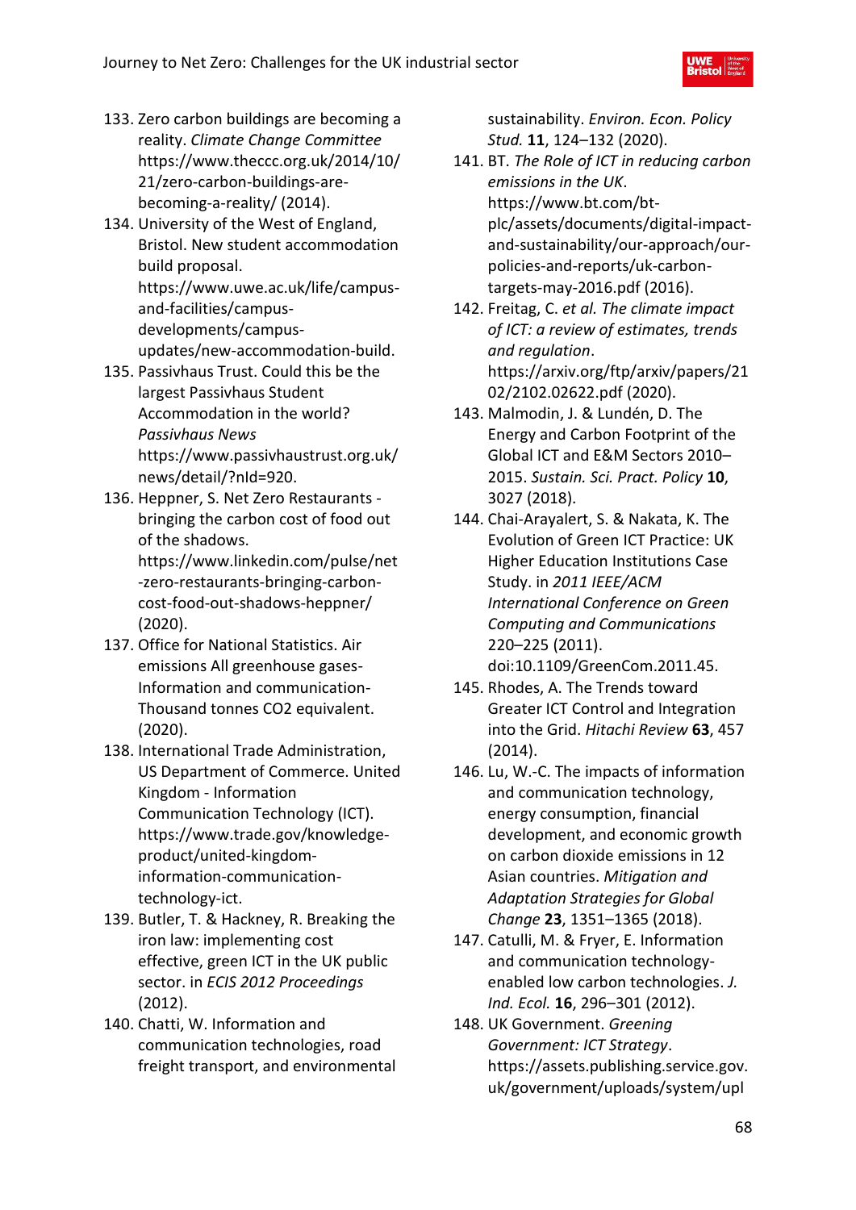133. Zero carbon buildings are becoming a reality. *Climate Change Committee* https://www.theccc.org.uk/2014/10/21/zero-carbon-buildings-are-becoming-a-reality/ (2014).
134. University of the West of England, Bristol. New student accommodation build proposal. https://www.uwe.ac.uk/life/campus-and-facilities/campus-developments/campus-updates/new-accommodation-build.
135. Passivhaus Trust. Could this be the largest Passivhaus Student Accommodation in the world? *Passivhaus News* https://www.passivhaustrust.org.uk/news/detail/?nId=920.
136. Heppner, S. Net Zero Restaurants - bringing the carbon cost of food out of the shadows. https://www.linkedin.com/pulse/net-zero-restaurants-bringing-carbon-cost-food-out-shadows-heppner/ (2020).
137. Office for National Statistics. Air emissions All greenhouse gases-Information and communication-Thousand tonnes CO2 equivalent. (2020).
138. International Trade Administration, US Department of Commerce. United Kingdom - Information Communication Technology (ICT). https://www.trade.gov/knowledge-product/united-kingdom-information-communication-technology-ict.
139. Butler, T. & Hackney, R. Breaking the iron law: implementing cost effective, green ICT in the UK public sector. in *ECIS 2012 Proceedings* (2012).
140. Chatti, W. Information and communication technologies, road freight transport, and environmental sustainability. *Environ. Econ. Policy Stud.* **11**, 124–132 (2020).
141. BT. *The Role of ICT in reducing carbon emissions in the UK*. https://www.bt.com/bt-plc/assets/documents/digital-impact-and-sustainability/our-approach/our-policies-and-reports/uk-carbon-targets-may-2016.pdf (2016).
142. Freitag, C. *et al. The climate impact of ICT: a review of estimates, trends and regulation*. https://arxiv.org/ftp/arxiv/papers/2102/2102.02622.pdf (2020).
143. Malmodin, J. & Lundén, D. The Energy and Carbon Footprint of the Global ICT and E&M Sectors 2010–2015. *Sustain. Sci. Pract. Policy* **10**, 3027 (2018).
144. Chai-Arayalert, S. & Nakata, K. The Evolution of Green ICT Practice: UK Higher Education Institutions Case Study. in *2011 IEEE/ACM International Conference on Green Computing and Communications* 220–225 (2011). doi:10.1109/GreenCom.2011.45.
145. Rhodes, A. The Trends toward Greater ICT Control and Integration into the Grid. *Hitachi Review* **63**, 457 (2014).
146. Lu, W.-C. The impacts of information and communication technology, energy consumption, financial development, and economic growth on carbon dioxide emissions in 12 Asian countries. *Mitigation and Adaptation Strategies for Global Change* **23**, 1351–1365 (2018).
147. Catulli, M. & Fryer, E. Information and communication technology-enabled low carbon technologies. *J. Ind. Ecol.* **16**, 296–301 (2012).
148. UK Government. *Greening Government: ICT Strategy*. https://assets.publishing.service.gov.uk/government/uploads/system/upl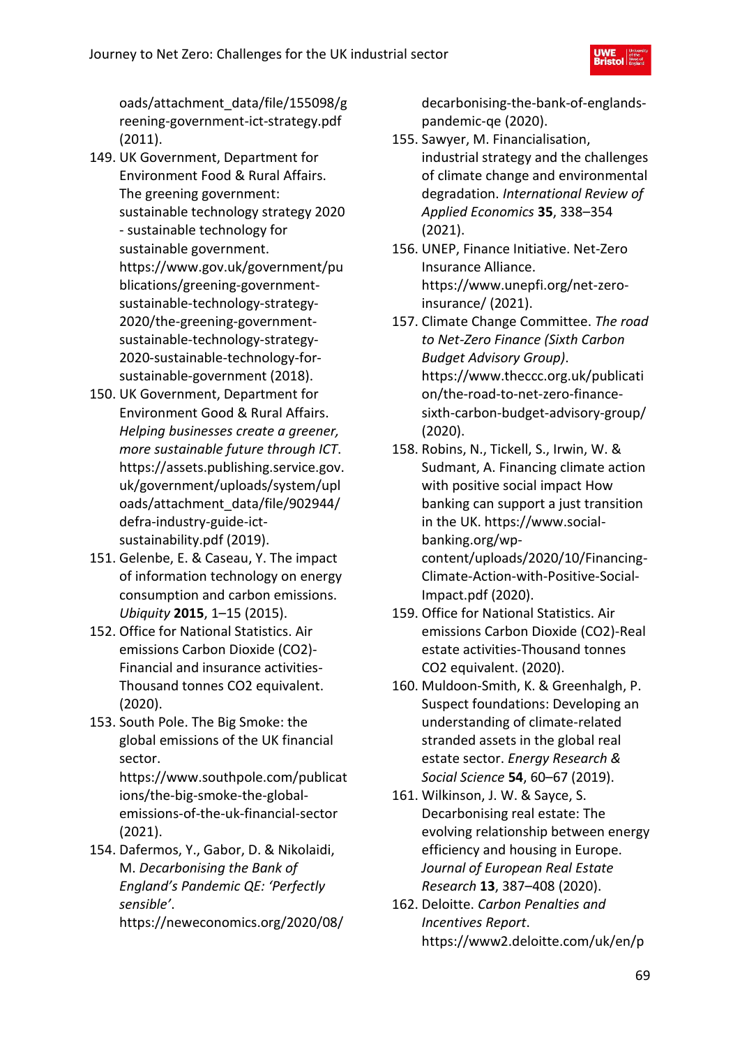oads/attachment_data/file/155098/greening-government-ict-strategy.pdf (2011).

149. UK Government, Department for Environment Food & Rural Affairs. The greening government: sustainable technology strategy 2020 - sustainable technology for sustainable government. https://www.gov.uk/government/publications/greening-government-sustainable-technology-strategy-2020/the-greening-government-sustainable-technology-strategy-2020-sustainable-technology-for-sustainable-government (2018).
150. UK Government, Department for Environment Good & Rural Affairs. *Helping businesses create a greener, more sustainable future through ICT*. https://assets.publishing.service.gov.uk/government/uploads/system/uploads/attachment_data/file/902944/defra-industry-guide-ict-sustainability.pdf (2019).
151. Gelenbe, E. & Caseau, Y. The impact of information technology on energy consumption and carbon emissions. *Ubiquity* **2015**, 1–15 (2015).
152. Office for National Statistics. Air emissions Carbon Dioxide (CO2)-Financial and insurance activities-Thousand tonnes CO2 equivalent. (2020).
153. South Pole. The Big Smoke: the global emissions of the UK financial sector. https://www.southpole.com/publications/the-big-smoke-the-global-emissions-of-the-uk-financial-sector (2021).
154. Dafermos, Y., Gabor, D. & Nikolaidi, M. *Decarbonising the Bank of England's Pandemic QE: 'Perfectly sensible'*. https://neweconomics.org/2020/08/decarbonising-the-bank-of-englands-pandemic-qe (2020).
155. Sawyer, M. Financialisation, industrial strategy and the challenges of climate change and environmental degradation. *International Review of Applied Economics* **35**, 338–354 (2021).
156. UNEP, Finance Initiative. Net-Zero Insurance Alliance. https://www.unepfi.org/net-zero-insurance/ (2021).
157. Climate Change Committee. *The road to Net-Zero Finance (Sixth Carbon Budget Advisory Group)*. https://www.theccc.org.uk/publication/the-road-to-net-zero-finance-sixth-carbon-budget-advisory-group/ (2020).
158. Robins, N., Tickell, S., Irwin, W. & Sudmant, A. Financing climate action with positive social impact How banking can support a just transition in the UK. https://www.social-banking.org/wp-content/uploads/2020/10/Financing-Climate-Action-with-Positive-Social-Impact.pdf (2020).
159. Office for National Statistics. Air emissions Carbon Dioxide (CO2)-Real estate activities-Thousand tonnes CO2 equivalent. (2020).
160. Muldoon-Smith, K. & Greenhalgh, P. Suspect foundations: Developing an understanding of climate-related stranded assets in the global real estate sector. *Energy Research & Social Science* **54**, 60–67 (2019).
161. Wilkinson, J. W. & Sayce, S. Decarbonising real estate: The evolving relationship between energy efficiency and housing in Europe. *Journal of European Real Estate Research* **13**, 387–408 (2020).
162. Deloitte. *Carbon Penalties and Incentives Report*. https://www2.deloitte.com/uk/en/p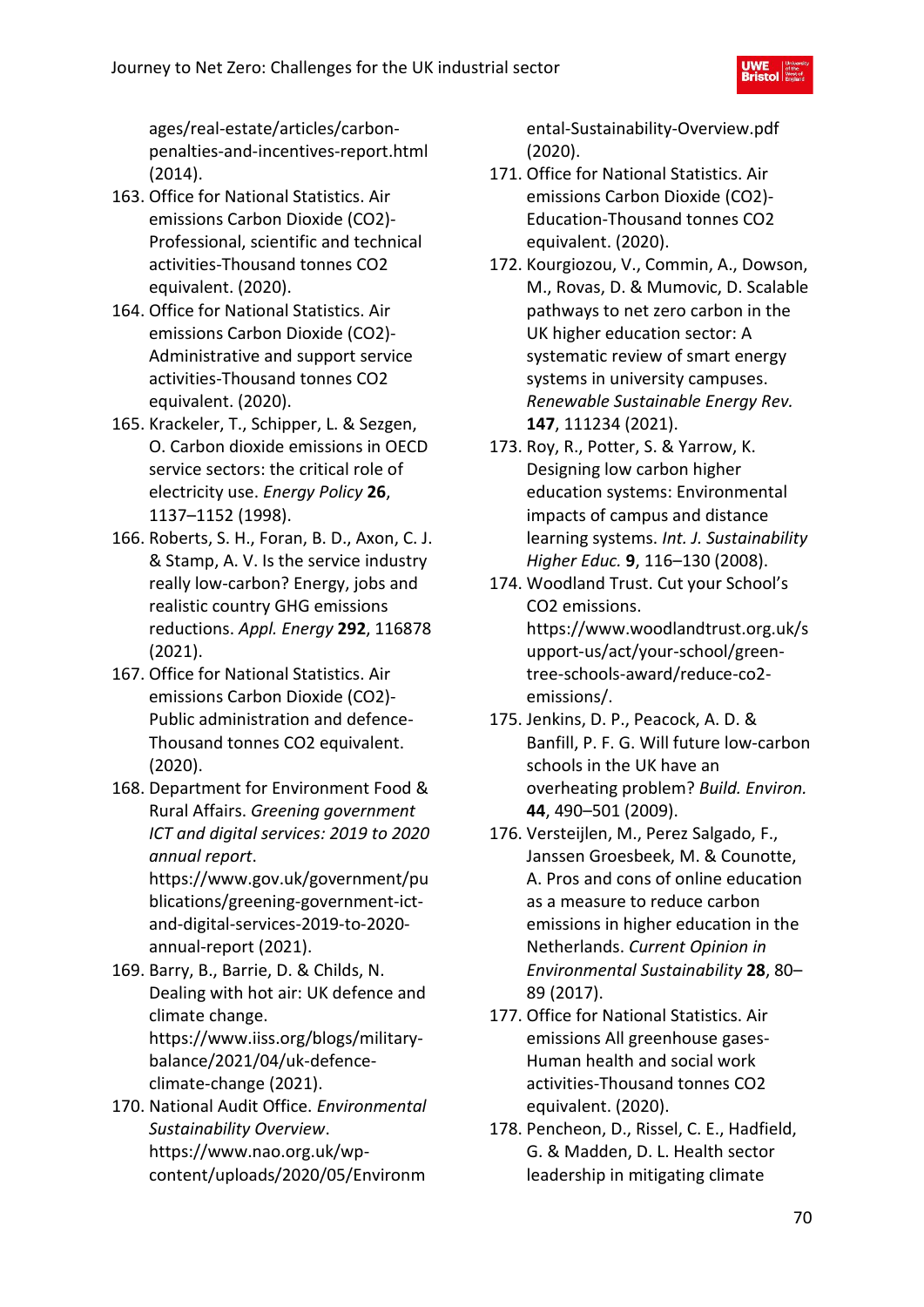ages/real-estate/articles/carbon-penalties-and-incentives-report.html (2014).

163. Office for National Statistics. Air emissions Carbon Dioxide (CO2)-Professional, scientific and technical activities-Thousand tonnes CO2 equivalent. (2020).
164. Office for National Statistics. Air emissions Carbon Dioxide (CO2)-Administrative and support service activities-Thousand tonnes CO2 equivalent. (2020).
165. Krackeler, T., Schipper, L. & Sezgen, O. Carbon dioxide emissions in OECD service sectors: the critical role of electricity use. *Energy Policy* **26**, 1137–1152 (1998).
166. Roberts, S. H., Foran, B. D., Axon, C. J. & Stamp, A. V. Is the service industry really low-carbon? Energy, jobs and realistic country GHG emissions reductions. *Appl. Energy* **292**, 116878 (2021).
167. Office for National Statistics. Air emissions Carbon Dioxide (CO2)-Public administration and defence-Thousand tonnes CO2 equivalent. (2020).
168. Department for Environment Food & Rural Affairs. *Greening government ICT and digital services: 2019 to 2020 annual report*. https://www.gov.uk/government/publications/greening-government-ict-and-digital-services-2019-to-2020-annual-report (2021).
169. Barry, B., Barrie, D. & Childs, N. Dealing with hot air: UK defence and climate change. https://www.iiss.org/blogs/military-balance/2021/04/uk-defence-climate-change (2021).
170. National Audit Office. *Environmental Sustainability Overview*. https://www.nao.org.uk/wp-content/uploads/2020/05/Environmental-Sustainability-Overview.pdf (2020).
171. Office for National Statistics. Air emissions Carbon Dioxide (CO2)-Education-Thousand tonnes CO2 equivalent. (2020).
172. Kourgiozou, V., Commin, A., Dowson, M., Rovas, D. & Mumovic, D. Scalable pathways to net zero carbon in the UK higher education sector: A systematic review of smart energy systems in university campuses. *Renewable Sustainable Energy Rev.* **147**, 111234 (2021).
173. Roy, R., Potter, S. & Yarrow, K. Designing low carbon higher education systems: Environmental impacts of campus and distance learning systems. *Int. J. Sustainability Higher Educ.* **9**, 116–130 (2008).
174. Woodland Trust. Cut your School's CO2 emissions. https://www.woodlandtrust.org.uk/support-us/act/your-school/green-tree-schools-award/reduce-co2-emissions/.
175. Jenkins, D. P., Peacock, A. D. & Banfill, P. F. G. Will future low-carbon schools in the UK have an overheating problem? *Build. Environ.* **44**, 490–501 (2009).
176. Versteijlen, M., Perez Salgado, F., Janssen Groesbeek, M. & Counotte, A. Pros and cons of online education as a measure to reduce carbon emissions in higher education in the Netherlands. *Current Opinion in Environmental Sustainability* **28**, 80–89 (2017).
177. Office for National Statistics. Air emissions All greenhouse gases-Human health and social work activities-Thousand tonnes CO2 equivalent. (2020).
178. Pencheon, D., Rissel, C. E., Hadfield, G. & Madden, D. L. Health sector leadership in mitigating climate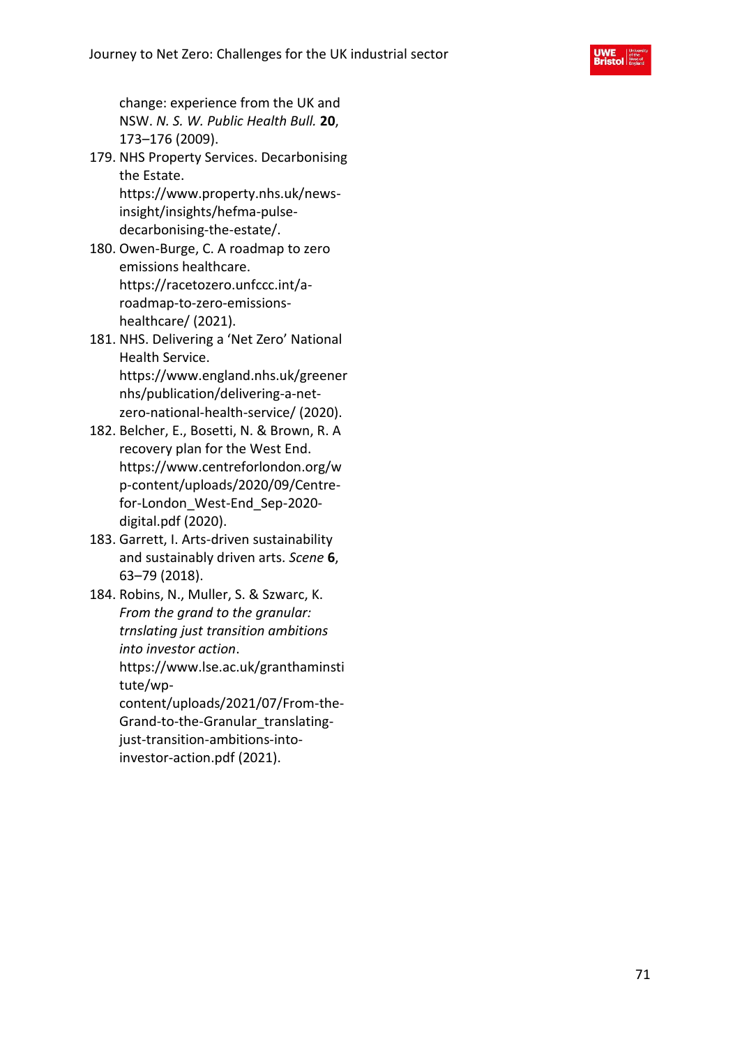change: experience from the UK and NSW. *N. S. W. Public Health Bull.* **20**, 173–176 (2009).

179. NHS Property Services. Decarbonising the Estate. https://www.property.nhs.uk/news-insight/insights/hefma-pulse-decarbonising-the-estate/.
180. Owen-Burge, C. A roadmap to zero emissions healthcare. https://racetozero.unfccc.int/a-roadmap-to-zero-emissions-healthcare/ (2021).
181. NHS. Delivering a 'Net Zero' National Health Service. https://www.england.nhs.uk/greenernhs/publication/delivering-a-net-zero-national-health-service/ (2020).
182. Belcher, E., Bosetti, N. & Brown, R. A recovery plan for the West End. https://www.centreforlondon.org/wp-content/uploads/2020/09/Centre-for-London_West-End_Sep-2020-digital.pdf (2020).
183. Garrett, I. Arts-driven sustainability and sustainably driven arts. *Scene* **6**, 63–79 (2018).
184. Robins, N., Muller, S. & Szwarc, K. *From the grand to the granular: trnslating just transition ambitions into investor action*. https://www.lse.ac.uk/granthaminstitute/wp-content/uploads/2021/07/From-the-Grand-to-the-Granular_translating-just-transition-ambitions-into-investor-action.pdf (2021).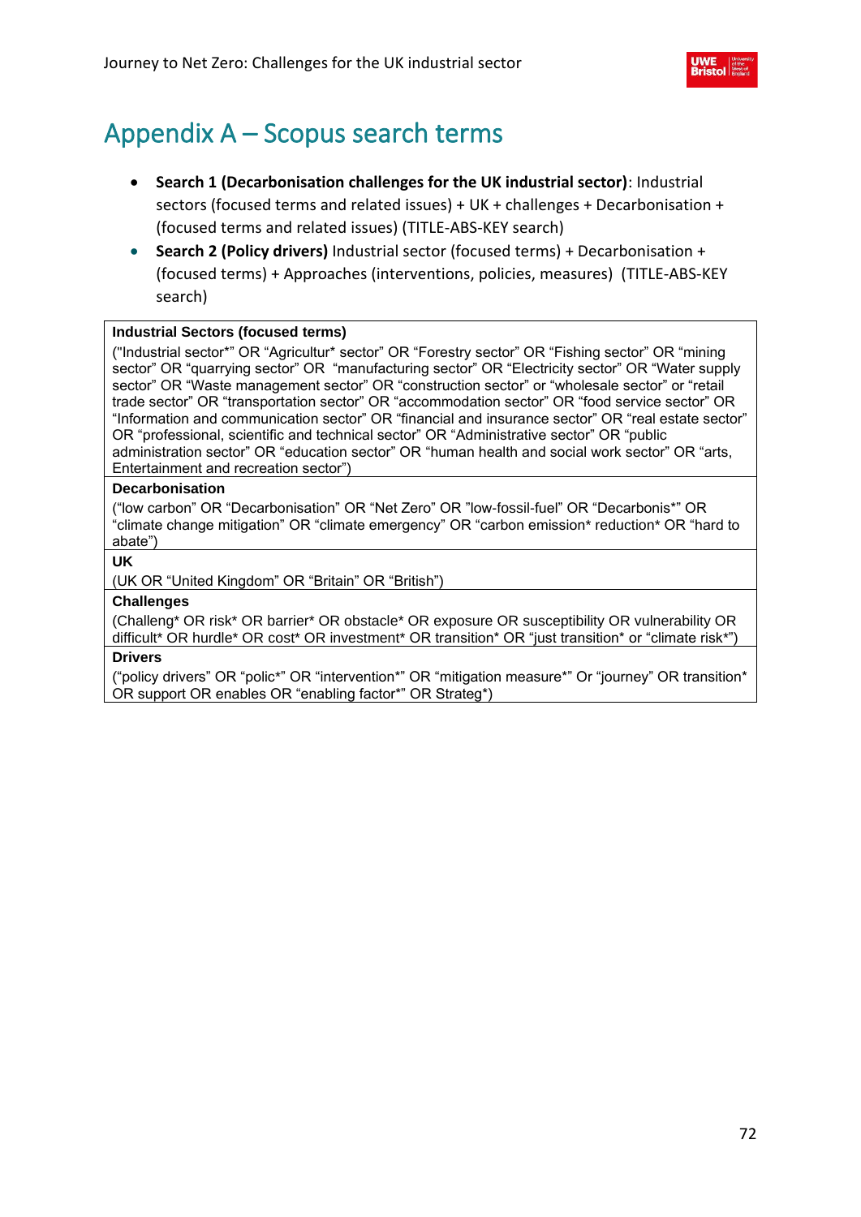# Appendix A – Scopus search terms

- **Search 1 (Decarbonisation challenges for the UK industrial sector)**: Industrial sectors (focused terms and related issues) + UK + challenges + Decarbonisation + (focused terms and related issues) (TITLE-ABS-KEY search)
- **Search 2 (Policy drivers)** Industrial sector (focused terms) + Decarbonisation + (focused terms) + Approaches (interventions, policies, measures) (TITLE-ABS-KEY search)

| |
|---|
| **Industrial Sectors (focused terms)** |
| ("Industrial sector*" OR "Agricultur* sector" OR "Forestry sector" OR "Fishing sector" OR "mining sector" OR "quarrying sector" OR "manufacturing sector" OR "Electricity sector" OR "Water supply sector" OR "Waste management sector" OR "construction sector" or "wholesale sector" or "retail trade sector" OR "transportation sector" OR "accommodation sector" OR "food service sector" OR "Information and communication sector" OR "financial and insurance sector" OR "real estate sector" OR "professional, scientific and technical sector" OR "Administrative sector" OR "public administration sector" OR "education sector" OR "human health and social work sector" OR "arts, Entertainment and recreation sector") |
| **Decarbonisation** |
| ("low carbon" OR "Decarbonisation" OR "Net Zero" OR "low-fossil-fuel" OR "Decarbonis*" OR "climate change mitigation" OR "climate emergency" OR "carbon emission* reduction* OR "hard to abate") |
| **UK** |
| (UK OR "United Kingdom" OR "Britain" OR "British") |
| **Challenges** |
| (Challeng* OR risk* OR barrier* OR obstacle* OR exposure OR susceptibility OR vulnerability OR difficult* OR hurdle* OR cost* OR investment* OR transition* OR "just transition* or "climate risk*") |
| **Drivers** |
| ("policy drivers" OR "polic*" OR "intervention*" OR "mitigation measure*" Or "journey" OR transition* OR support OR enables OR "enabling factor*" OR Strateg*) |